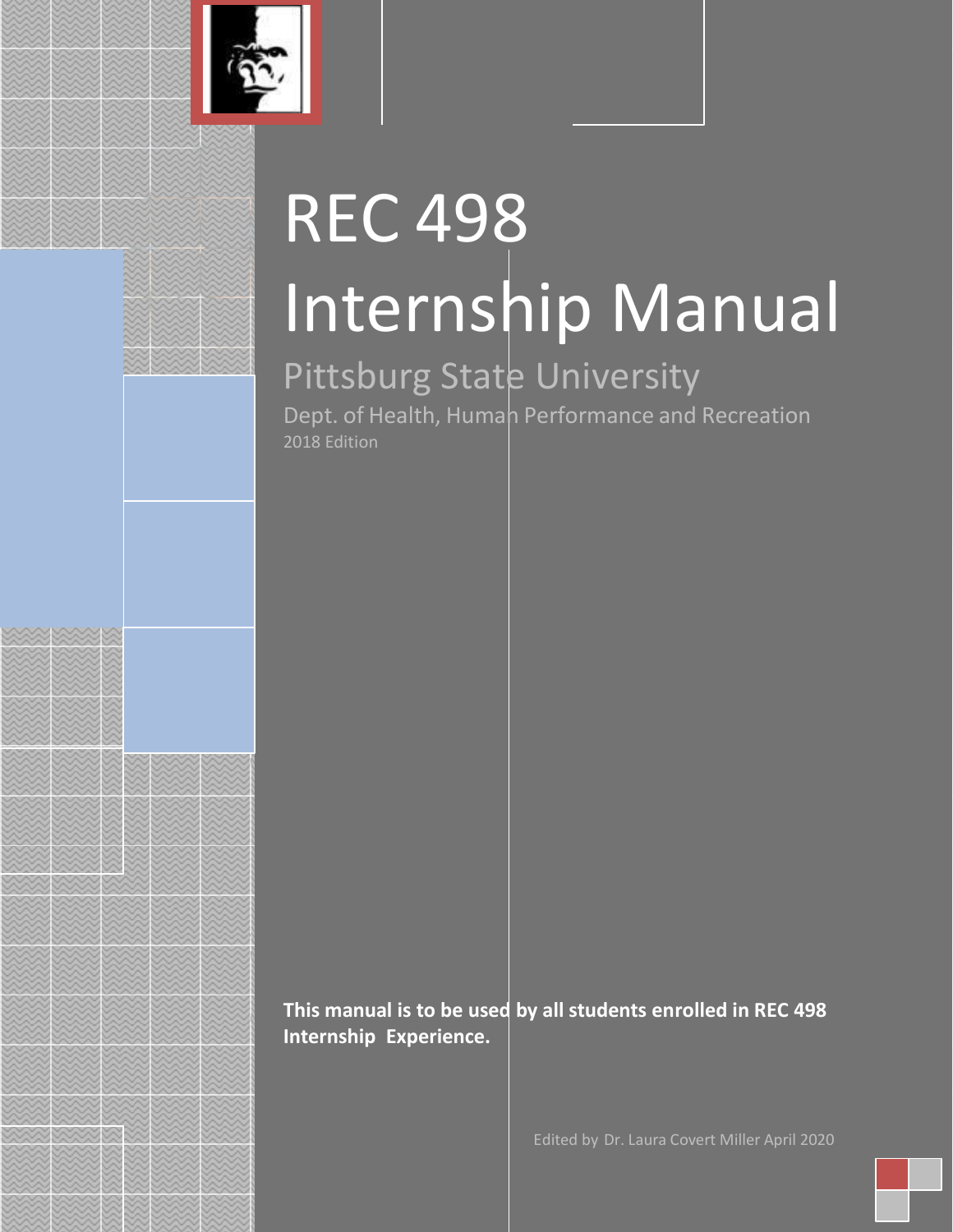# REC 498 Internship Manual

## Pittsburg State University

Dept. of Health, Human Performance and Recreation

2018 Edition

**This manual is to be used by all students enrolled in REC 498 Internship Experience.**

Edited by Dr. Laura Covert Miller April 2020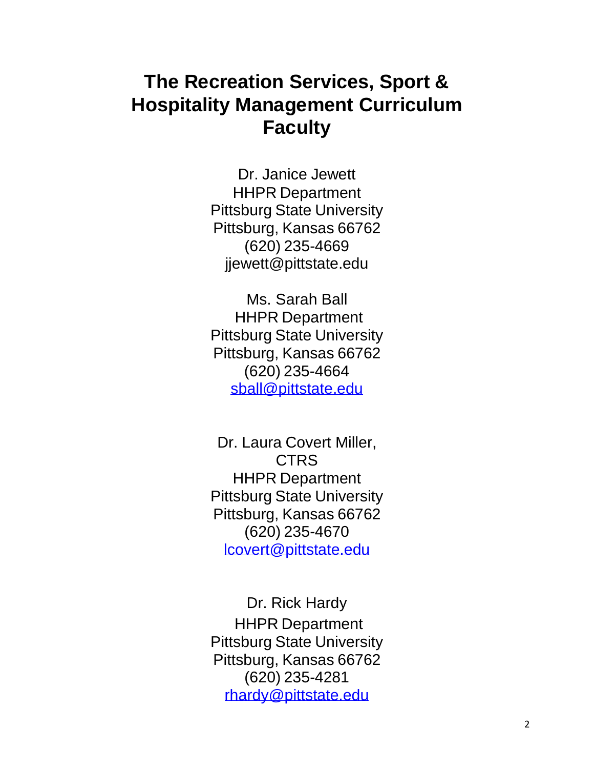# The Recreation Services, Sport & Hospitality Management Curriculum Faculty

Dr. Janice Jewett
HHPR Department
Pittsburg State University
Pittsburg, Kansas 66762
(620) 235-4669
jjewett@pittstate.edu

Ms. Sarah Ball
HHPR Department
Pittsburg State University
Pittsburg, Kansas 66762
(620) 235-4664
sball@pittstate.edu

Dr. Laura Covert Miller, CTRS
HHPR Department
Pittsburg State University
Pittsburg, Kansas 66762
(620) 235-4670
lcovert@pittstate.edu

Dr. Rick Hardy
HHPR Department
Pittsburg State University
Pittsburg, Kansas 66762
(620) 235-4281
rhardy@pittstate.edu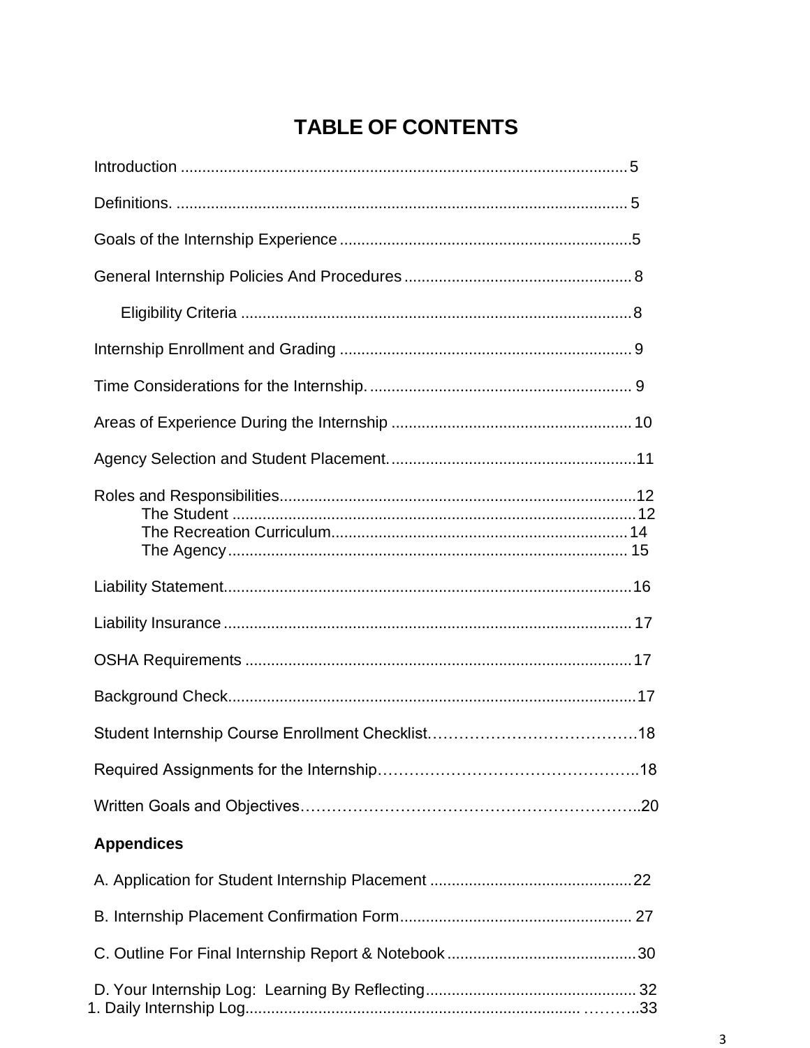# TABLE OF CONTENTS

Introduction ........................................................................................................ 5

Definitions. ........................................................................................................ 5

Goals of the Internship Experience ...................................................................5

General Internship Policies And Procedures .................................................... 8

Eligibility Criteria .......................................................................................... 8

Internship Enrollment and Grading ................................................................... 9

Time Considerations for the Internship. ............................................................ 9

Areas of Experience During the Internship ....................................................... 10

Agency Selection and Student Placement. .........................................................11

Roles and Responsibilities...................................................................................12

- The Student .............................................................................................12
- The Recreation Curriculum.................................................................... 14
- The Agency............................................................................................ 15

Liability Statement.............................................................................................16

Liability Insurance ............................................................................................ 17

OSHA Requirements ........................................................................................17

Background Check.............................................................................................17

Student Internship Course Enrollment Checklist.…………………………………18

Required Assignments for the Internship………………………………………….18

Written Goals and Objectives……………………………………………………..20

**Appendices**

A. Application for Student Internship Placement ..............................................22

B. Internship Placement Confirmation Form..................................................... 27

C. Outline For Final Internship Report & Notebook ...........................................30

D. Your Internship Log: Learning By Reflecting................................................ 32

1. Daily Internship Log........................................................................ ………..33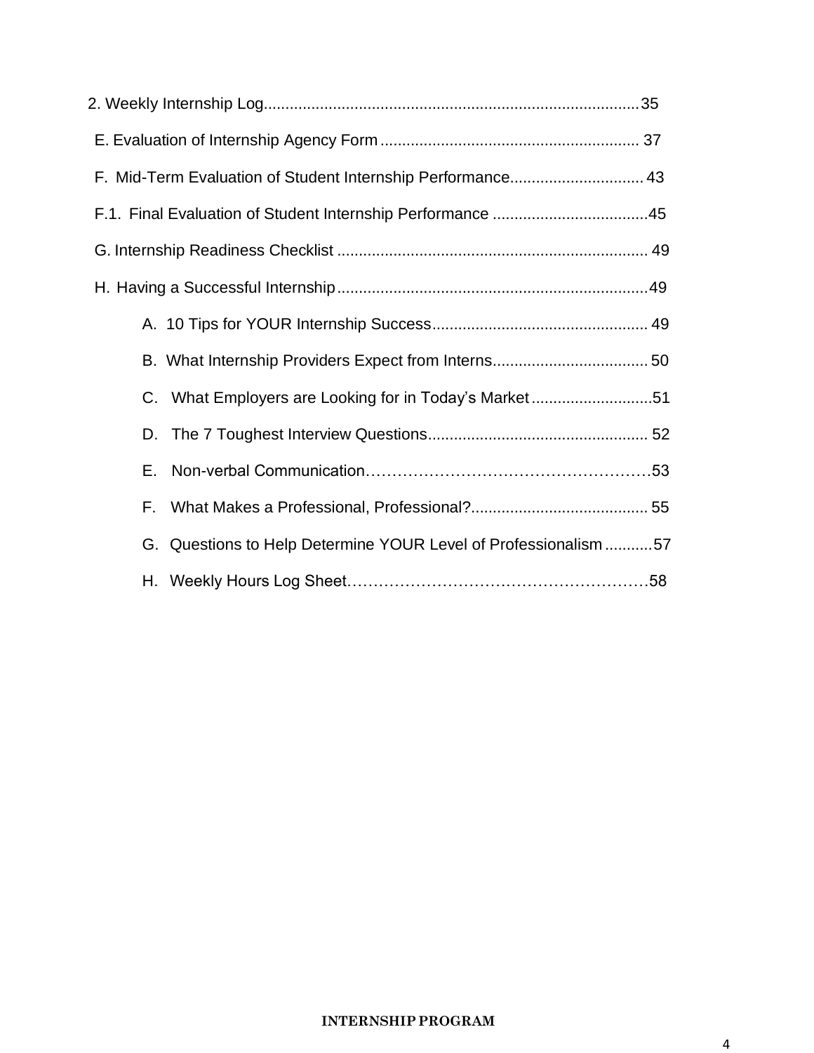2. Weekly Internship Log......................................................................................35

E. Evaluation of Internship Agency Form ........................................................... 37

F. Mid-Term Evaluation of Student Internship Performance............................... 43

F.1. Final Evaluation of Student Internship Performance ....................................45

G. Internship Readiness Checklist ....................................................................... 49

H. Having a Successful Internship.......................................................................49

- A. 10 Tips for YOUR Internship Success................................................. 49
- B. What Internship Providers Expect from Interns.................................... 50
- C. What Employers are Looking for in Today's Market............................51
- D. The 7 Toughest Interview Questions................................................... 52
- E. Non-verbal Communication……………………………………………53
- F. What Makes a Professional, Professional?......................................... 55
- G. Questions to Help Determine YOUR Level of Professionalism...........57
- H. Weekly Hours Log Sheet………………………………………………58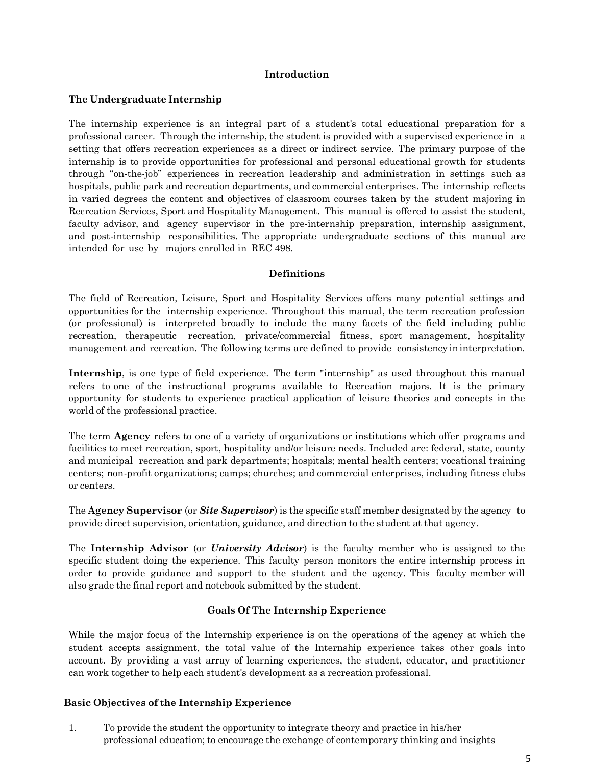## Introduction

### The Undergraduate Internship

The internship experience is an integral part of a student's total educational preparation for a professional career. Through the internship, the student is provided with a supervised experience in a setting that offers recreation experiences as a direct or indirect service. The primary purpose of the internship is to provide opportunities for professional and personal educational growth for students through "on-the-job" experiences in recreation leadership and administration in settings such as hospitals, public park and recreation departments, and commercial enterprises. The internship reflects in varied degrees the content and objectives of classroom courses taken by the student majoring in Recreation Services, Sport and Hospitality Management. This manual is offered to assist the student, faculty advisor, and agency supervisor in the pre-internship preparation, internship assignment, and post-internship responsibilities. The appropriate undergraduate sections of this manual are intended for use by majors enrolled in REC 498.

## Definitions

The field of Recreation, Leisure, Sport and Hospitality Services offers many potential settings and opportunities for the internship experience. Throughout this manual, the term recreation profession (or professional) is interpreted broadly to include the many facets of the field including public recreation, therapeutic recreation, private/commercial fitness, sport management, hospitality management and recreation. The following terms are defined to provide consistency in interpretation.

**Internship**, is one type of field experience. The term "internship" as used throughout this manual refers to one of the instructional programs available to Recreation majors. It is the primary opportunity for students to experience practical application of leisure theories and concepts in the world of the professional practice.

The term **Agency** refers to one of a variety of organizations or institutions which offer programs and facilities to meet recreation, sport, hospitality and/or leisure needs. Included are: federal, state, county and municipal recreation and park departments; hospitals; mental health centers; vocational training centers; non-profit organizations; camps; churches; and commercial enterprises, including fitness clubs or centers.

The **Agency Supervisor** (or ***Site Supervisor***) is the specific staff member designated by the agency to provide direct supervision, orientation, guidance, and direction to the student at that agency.

The **Internship Advisor** (or ***University Advisor***) is the faculty member who is assigned to the specific student doing the experience. This faculty person monitors the entire internship process in order to provide guidance and support to the student and the agency. This faculty member will also grade the final report and notebook submitted by the student.

## Goals Of The Internship Experience

While the major focus of the Internship experience is on the operations of the agency at which the student accepts assignment, the total value of the Internship experience takes other goals into account. By providing a vast array of learning experiences, the student, educator, and practitioner can work together to help each student's development as a recreation professional.

### Basic Objectives of the Internship Experience

1. To provide the student the opportunity to integrate theory and practice in his/her professional education; to encourage the exchange of contemporary thinking and insights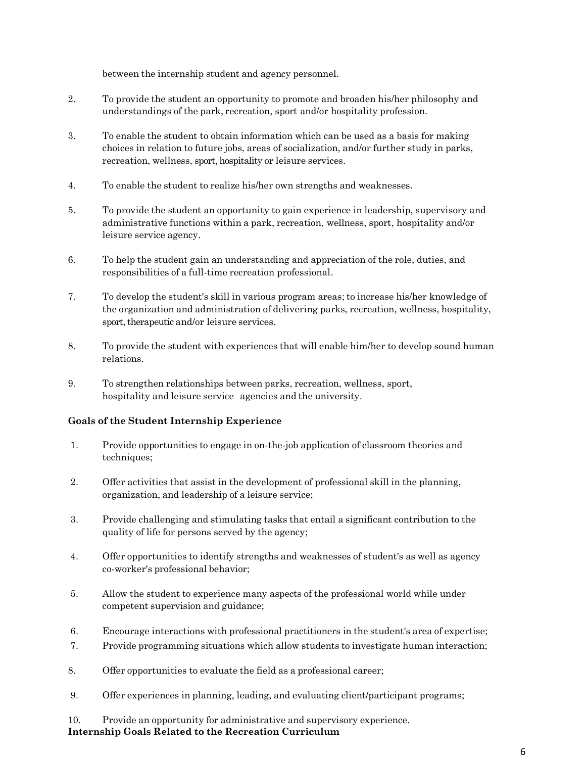between the internship student and agency personnel.

2. To provide the student an opportunity to promote and broaden his/her philosophy and understandings of the park, recreation, sport and/or hospitality profession.

3. To enable the student to obtain information which can be used as a basis for making choices in relation to future jobs, areas of socialization, and/or further study in parks, recreation, wellness, sport, hospitality or leisure services.

4. To enable the student to realize his/her own strengths and weaknesses.

5. To provide the student an opportunity to gain experience in leadership, supervisory and administrative functions within a park, recreation, wellness, sport, hospitality and/or leisure service agency.

6. To help the student gain an understanding and appreciation of the role, duties, and responsibilities of a full-time recreation professional.

7. To develop the student's skill in various program areas; to increase his/her knowledge of the organization and administration of delivering parks, recreation, wellness, hospitality, sport, therapeutic and/or leisure services.

8. To provide the student with experiences that will enable him/her to develop sound human relations.

9. To strengthen relationships between parks, recreation, wellness, sport, hospitality and leisure service agencies and the university.

**Goals of the Student Internship Experience**

1. Provide opportunities to engage in on-the-job application of classroom theories and techniques;

2. Offer activities that assist in the development of professional skill in the planning, organization, and leadership of a leisure service;

3. Provide challenging and stimulating tasks that entail a significant contribution to the quality of life for persons served by the agency;

4. Offer opportunities to identify strengths and weaknesses of student's as well as agency co-worker's professional behavior;

5. Allow the student to experience many aspects of the professional world while under competent supervision and guidance;

6. Encourage interactions with professional practitioners in the student's area of expertise;
7. Provide programming situations which allow students to investigate human interaction;

8. Offer opportunities to evaluate the field as a professional career;

9. Offer experiences in planning, leading, and evaluating client/participant programs;

10. Provide an opportunity for administrative and supervisory experience.

**Internship Goals Related to the Recreation Curriculum**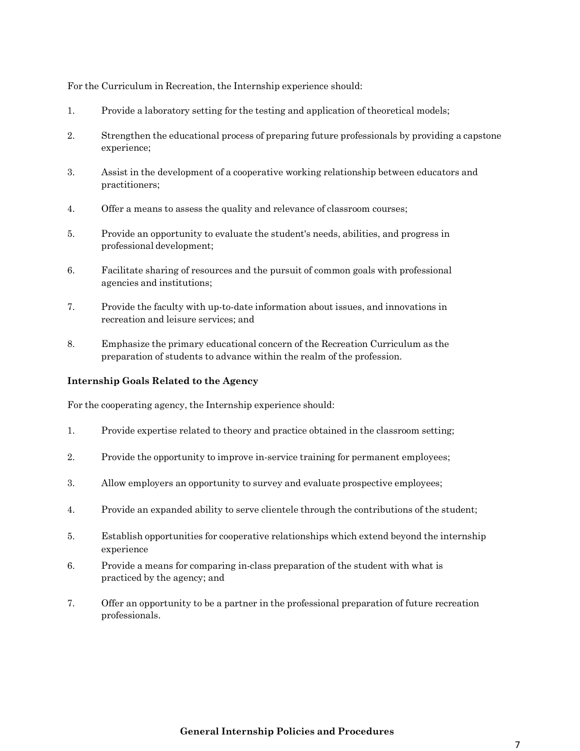For the Curriculum in Recreation, the Internship experience should:

1. Provide a laboratory setting for the testing and application of theoretical models;

2. Strengthen the educational process of preparing future professionals by providing a capstone experience;

3. Assist in the development of a cooperative working relationship between educators and practitioners;

4. Offer a means to assess the quality and relevance of classroom courses;

5. Provide an opportunity to evaluate the student's needs, abilities, and progress in professional development;

6. Facilitate sharing of resources and the pursuit of common goals with professional agencies and institutions;

7. Provide the faculty with up-to-date information about issues, and innovations in recreation and leisure services; and

8. Emphasize the primary educational concern of the Recreation Curriculum as the preparation of students to advance within the realm of the profession.

**Internship Goals Related to the Agency**

For the cooperating agency, the Internship experience should:

1. Provide expertise related to theory and practice obtained in the classroom setting;

2. Provide the opportunity to improve in-service training for permanent employees;

3. Allow employers an opportunity to survey and evaluate prospective employees;

4. Provide an expanded ability to serve clientele through the contributions of the student;

5. Establish opportunities for cooperative relationships which extend beyond the internship experience

6. Provide a means for comparing in-class preparation of the student with what is practiced by the agency; and

7. Offer an opportunity to be a partner in the professional preparation of future recreation professionals.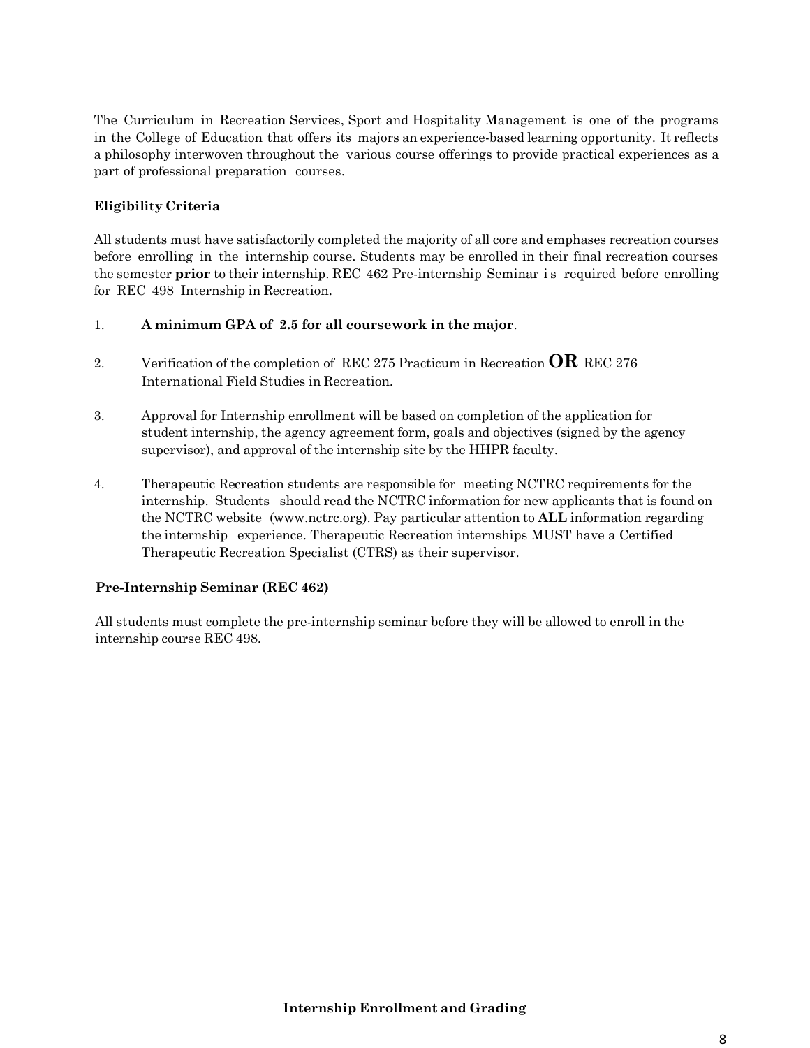The Curriculum in Recreation Services, Sport and Hospitality Management is one of the programs in the College of Education that offers its majors an experience-based learning opportunity. It reflects a philosophy interwoven throughout the various course offerings to provide practical experiences as a part of professional preparation courses.

**Eligibility Criteria**

All students must have satisfactorily completed the majority of all core and emphases recreation courses before enrolling in the internship course. Students may be enrolled in their final recreation courses the semester **prior** to their internship. REC 462 Pre-internship Seminar is required before enrolling for REC 498 Internship in Recreation.

1. **A minimum GPA of 2.5 for all coursework in the major**.

2. Verification of the completion of REC 275 Practicum in Recreation **OR** REC 276 International Field Studies in Recreation.

3. Approval for Internship enrollment will be based on completion of the application for student internship, the agency agreement form, goals and objectives (signed by the agency supervisor), and approval of the internship site by the HHPR faculty.

4. Therapeutic Recreation students are responsible for meeting NCTRC requirements for the internship. Students should read the NCTRC information for new applicants that is found on the NCTRC website (www.nctrc.org). Pay particular attention to **ALL** information regarding the internship experience. Therapeutic Recreation internships MUST have a Certified Therapeutic Recreation Specialist (CTRS) as their supervisor.

**Pre-Internship Seminar (REC 462)**

All students must complete the pre-internship seminar before they will be allowed to enroll in the internship course REC 498.

**Internship Enrollment and Grading**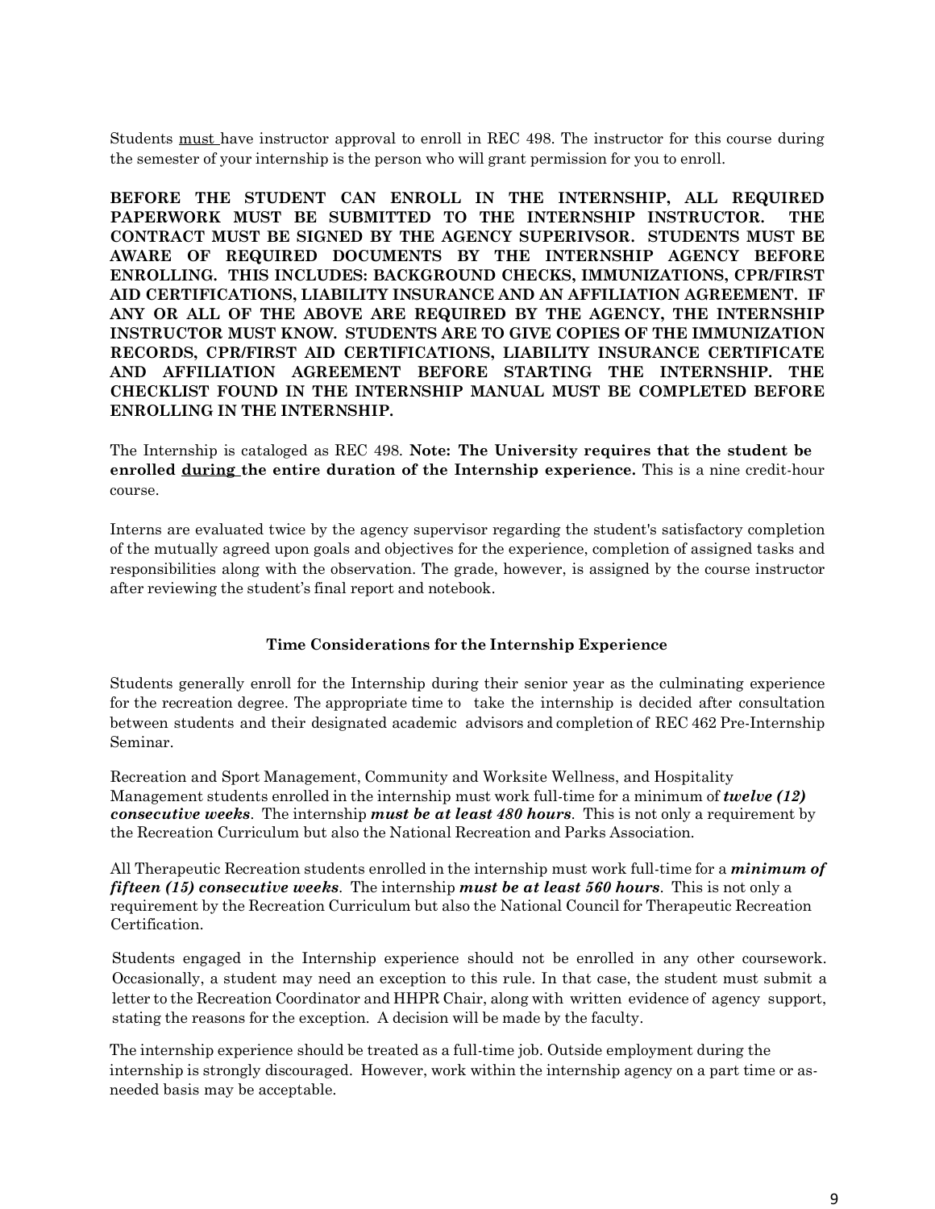Students <u>must</u> have instructor approval to enroll in REC 498. The instructor for this course during the semester of your internship is the person who will grant permission for you to enroll.

**BEFORE THE STUDENT CAN ENROLL IN THE INTERNSHIP, ALL REQUIRED PAPERWORK MUST BE SUBMITTED TO THE INTERNSHIP INSTRUCTOR. THE CONTRACT MUST BE SIGNED BY THE AGENCY SUPERIVSOR. STUDENTS MUST BE AWARE OF REQUIRED DOCUMENTS BY THE INTERNSHIP AGENCY BEFORE ENROLLING. THIS INCLUDES: BACKGROUND CHECKS, IMMUNIZATIONS, CPR/FIRST AID CERTIFICATIONS, LIABILITY INSURANCE AND AN AFFILIATION AGREEMENT. IF ANY OR ALL OF THE ABOVE ARE REQUIRED BY THE AGENCY, THE INTERNSHIP INSTRUCTOR MUST KNOW. STUDENTS ARE TO GIVE COPIES OF THE IMMUNIZATION RECORDS, CPR/FIRST AID CERTIFICATIONS, LIABILITY INSURANCE CERTIFICATE AND AFFILIATION AGREEMENT BEFORE STARTING THE INTERNSHIP. THE CHECKLIST FOUND IN THE INTERNSHIP MANUAL MUST BE COMPLETED BEFORE ENROLLING IN THE INTERNSHIP.**

The Internship is cataloged as REC 498. **Note: The University requires that the student be enrolled <u>during</u> the entire duration of the Internship experience.** This is a nine credit-hour course.

Interns are evaluated twice by the agency supervisor regarding the student's satisfactory completion of the mutually agreed upon goals and objectives for the experience, completion of assigned tasks and responsibilities along with the observation. The grade, however, is assigned by the course instructor after reviewing the student's final report and notebook.

### Time Considerations for the Internship Experience

Students generally enroll for the Internship during their senior year as the culminating experience for the recreation degree. The appropriate time to take the internship is decided after consultation between students and their designated academic advisors and completion of REC 462 Pre-Internship Seminar.

Recreation and Sport Management, Community and Worksite Wellness, and Hospitality Management students enrolled in the internship must work full-time for a minimum of ***twelve (12) consecutive weeks***. The internship ***must be at least 480 hours***. This is not only a requirement by the Recreation Curriculum but also the National Recreation and Parks Association.

All Therapeutic Recreation students enrolled in the internship must work full-time for a ***minimum of fifteen (15) consecutive weeks***. The internship ***must be at least 560 hours***. This is not only a requirement by the Recreation Curriculum but also the National Council for Therapeutic Recreation Certification.

Students engaged in the Internship experience should not be enrolled in any other coursework. Occasionally, a student may need an exception to this rule. In that case, the student must submit a letter to the Recreation Coordinator and HHPR Chair, along with written evidence of agency support, stating the reasons for the exception. A decision will be made by the faculty.

The internship experience should be treated as a full-time job. Outside employment during the internship is strongly discouraged. However, work within the internship agency on a part time or as-needed basis may be acceptable.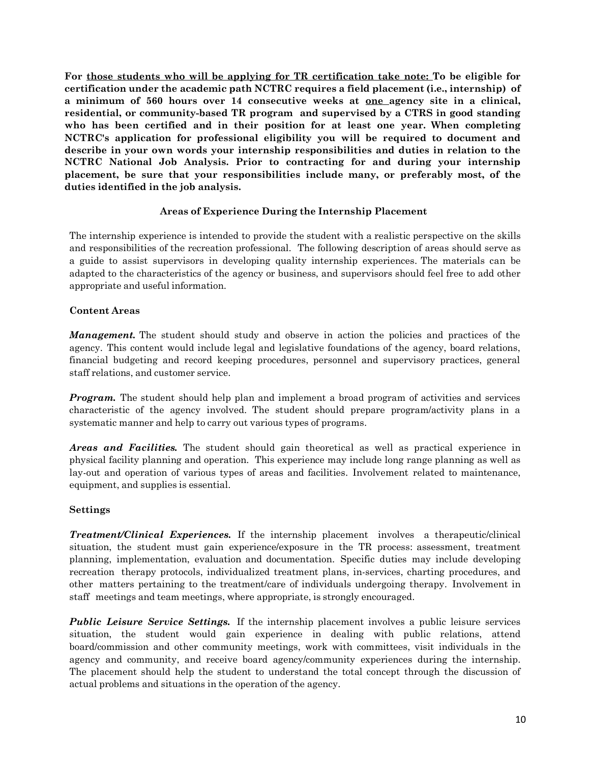**For <u>those students who will be applying for TR certification take note:</u> To be eligible for certification under the academic path NCTRC requires a field placement (i.e., internship) of a minimum of 560 hours over 14 consecutive weeks at <u>one</u> agency site in a clinical, residential, or community-based TR program and supervised by a CTRS in good standing who has been certified and in their position for at least one year. When completing NCTRC's application for professional eligibility you will be required to document and describe in your own words your internship responsibilities and duties in relation to the NCTRC National Job Analysis. Prior to contracting for and during your internship placement, be sure that your responsibilities include many, or preferably most, of the duties identified in the job analysis.**

### Areas of Experience During the Internship Placement

The internship experience is intended to provide the student with a realistic perspective on the skills and responsibilities of the recreation professional. The following description of areas should serve as a guide to assist supervisors in developing quality internship experiences. The materials can be adapted to the characteristics of the agency or business, and supervisors should feel free to add other appropriate and useful information.

#### Content Areas

***Management.*** The student should study and observe in action the policies and practices of the agency. This content would include legal and legislative foundations of the agency, board relations, financial budgeting and record keeping procedures, personnel and supervisory practices, general staff relations, and customer service.

***Program.*** The student should help plan and implement a broad program of activities and services characteristic of the agency involved. The student should prepare program/activity plans in a systematic manner and help to carry out various types of programs.

***Areas and Facilities.*** The student should gain theoretical as well as practical experience in physical facility planning and operation. This experience may include long range planning as well as lay-out and operation of various types of areas and facilities. Involvement related to maintenance, equipment, and supplies is essential.

#### Settings

***Treatment/Clinical Experiences.*** If the internship placement involves a therapeutic/clinical situation, the student must gain experience/exposure in the TR process: assessment, treatment planning, implementation, evaluation and documentation. Specific duties may include developing recreation therapy protocols, individualized treatment plans, in-services, charting procedures, and other matters pertaining to the treatment/care of individuals undergoing therapy. Involvement in staff meetings and team meetings, where appropriate, is strongly encouraged.

***Public Leisure Service Settings.*** If the internship placement involves a public leisure services situation, the student would gain experience in dealing with public relations, attend board/commission and other community meetings, work with committees, visit individuals in the agency and community, and receive board agency/community experiences during the internship. The placement should help the student to understand the total concept through the discussion of actual problems and situations in the operation of the agency.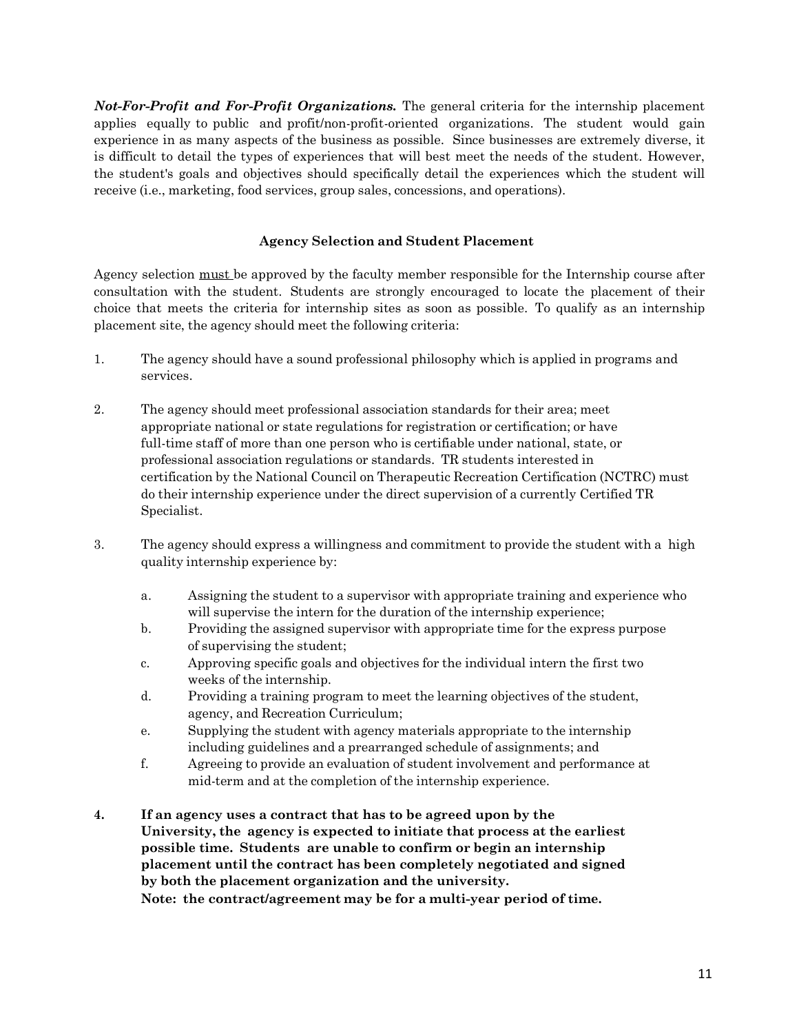***Not-For-Profit and For-Profit Organizations.*** The general criteria for the internship placement applies equally to public and profit/non-profit-oriented organizations. The student would gain experience in as many aspects of the business as possible. Since businesses are extremely diverse, it is difficult to detail the types of experiences that will best meet the needs of the student. However, the student's goals and objectives should specifically detail the experiences which the student will receive (i.e., marketing, food services, group sales, concessions, and operations).

## Agency Selection and Student Placement

Agency selection <u>must</u> be approved by the faculty member responsible for the Internship course after consultation with the student. Students are strongly encouraged to locate the placement of their choice that meets the criteria for internship sites as soon as possible. To qualify as an internship placement site, the agency should meet the following criteria:

1. The agency should have a sound professional philosophy which is applied in programs and services.

2. The agency should meet professional association standards for their area; meet appropriate national or state regulations for registration or certification; or have full-time staff of more than one person who is certifiable under national, state, or professional association regulations or standards. TR students interested in certification by the National Council on Therapeutic Recreation Certification (NCTRC) must do their internship experience under the direct supervision of a currently Certified TR Specialist.

3. The agency should express a willingness and commitment to provide the student with a high quality internship experience by:

   a. Assigning the student to a supervisor with appropriate training and experience who will supervise the intern for the duration of the internship experience;
   
   b. Providing the assigned supervisor with appropriate time for the express purpose of supervising the student;
   
   c. Approving specific goals and objectives for the individual intern the first two weeks of the internship.
   
   d. Providing a training program to meet the learning objectives of the student, agency, and Recreation Curriculum;
   
   e. Supplying the student with agency materials appropriate to the internship including guidelines and a prearranged schedule of assignments; and
   
   f. Agreeing to provide an evaluation of student involvement and performance at mid-term and at the completion of the internship experience.

4. **If an agency uses a contract that has to be agreed upon by the University, the agency is expected to initiate that process at the earliest possible time. Students are unable to confirm or begin an internship placement until the contract has been completely negotiated and signed by both the placement organization and the university.**
   **Note: the contract/agreement may be for a multi-year period of time.**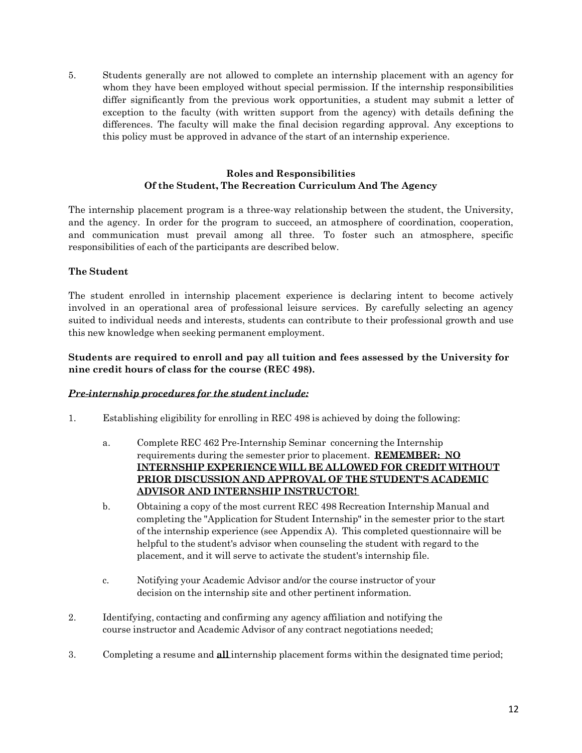5. Students generally are not allowed to complete an internship placement with an agency for whom they have been employed without special permission. If the internship responsibilities differ significantly from the previous work opportunities, a student may submit a letter of exception to the faculty (with written support from the agency) with details defining the differences. The faculty will make the final decision regarding approval. Any exceptions to this policy must be approved in advance of the start of an internship experience.

## Roles and Responsibilities Of the Student, The Recreation Curriculum And The Agency

The internship placement program is a three-way relationship between the student, the University, and the agency. In order for the program to succeed, an atmosphere of coordination, cooperation, and communication must prevail among all three. To foster such an atmosphere, specific responsibilities of each of the participants are described below.

### The Student

The student enrolled in internship placement experience is declaring intent to become actively involved in an operational area of professional leisure services. By carefully selecting an agency suited to individual needs and interests, students can contribute to their professional growth and use this new knowledge when seeking permanent employment.

**Students are required to enroll and pay all tuition and fees assessed by the University for nine credit hours of class for the course (REC 498).**

***Pre-internship procedures for the student include:***

1. Establishing eligibility for enrolling in REC 498 is achieved by doing the following:

   a. Complete REC 462 Pre-Internship Seminar concerning the Internship requirements during the semester prior to placement. **REMEMBER: NO INTERNSHIP EXPERIENCE WILL BE ALLOWED FOR CREDIT WITHOUT PRIOR DISCUSSION AND APPROVAL OF THE STUDENT'S ACADEMIC ADVISOR AND INTERNSHIP INSTRUCTOR!**

   b. Obtaining a copy of the most current REC 498 Recreation Internship Manual and completing the "Application for Student Internship" in the semester prior to the start of the internship experience (see Appendix A). This completed questionnaire will be helpful to the student's advisor when counseling the student with regard to the placement, and it will serve to activate the student's internship file.

   c. Notifying your Academic Advisor and/or the course instructor of your decision on the internship site and other pertinent information.

2. Identifying, contacting and confirming any agency affiliation and notifying the course instructor and Academic Advisor of any contract negotiations needed;

3. Completing a resume and **all** internship placement forms within the designated time period;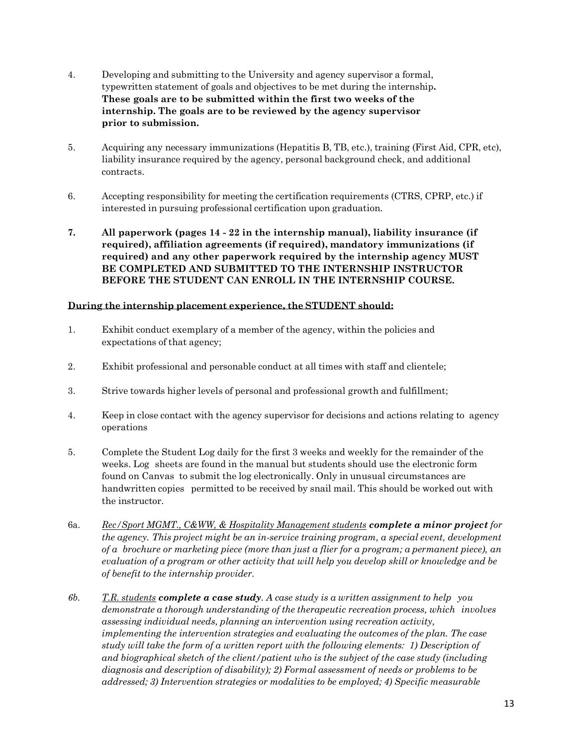4. Developing and submitting to the University and agency supervisor a formal, typewritten statement of goals and objectives to be met during the internship**. These goals are to be submitted within the first two weeks of the internship. The goals are to be reviewed by the agency supervisor prior to submission.**

5. Acquiring any necessary immunizations (Hepatitis B, TB, etc.), training (First Aid, CPR, etc), liability insurance required by the agency, personal background check, and additional contracts.

6. Accepting responsibility for meeting the certification requirements (CTRS, CPRP, etc.) if interested in pursuing professional certification upon graduation.

7. **All paperwork (pages 14 - 22 in the internship manual), liability insurance (if required), affiliation agreements (if required), mandatory immunizations (if required) and any other paperwork required by the internship agency MUST BE COMPLETED AND SUBMITTED TO THE INTERNSHIP INSTRUCTOR BEFORE THE STUDENT CAN ENROLL IN THE INTERNSHIP COURSE.**

**<u>During the internship placement experience, the STUDENT should:</u>**

1. Exhibit conduct exemplary of a member of the agency, within the policies and expectations of that agency;

2. Exhibit professional and personable conduct at all times with staff and clientele;

3. Strive towards higher levels of personal and professional growth and fulfillment;

4. Keep in close contact with the agency supervisor for decisions and actions relating to agency operations

5. Complete the Student Log daily for the first 3 weeks and weekly for the remainder of the weeks. Log sheets are found in the manual but students should use the electronic form found on Canvas to submit the log electronically. Only in unusual circumstances are handwritten copies permitted to be received by snail mail. This should be worked out with the instructor.

6a. *<u>Rec/Sport MGMT., C&WW, & Hospitality Management students</u>* ***complete a minor project*** *for the agency. This project might be an in-service training program, a special event, development of a brochure or marketing piece (more than just a flier for a program; a permanent piece), an evaluation of a program or other activity that will help you develop skill or knowledge and be of benefit to the internship provider.*

*6b.* *<u>T.R. students</u>* ***complete a case study****. A case study is a written assignment to help you demonstrate a thorough understanding of the therapeutic recreation process, which involves assessing individual needs, planning an intervention using recreation activity, implementing the intervention strategies and evaluating the outcomes of the plan. The case study will take the form of a written report with the following elements: 1) Description of and biographical sketch of the client/patient who is the subject of the case study (including diagnosis and description of disability); 2) Formal assessment of needs or problems to be addressed; 3) Intervention strategies or modalities to be employed; 4) Specific measurable*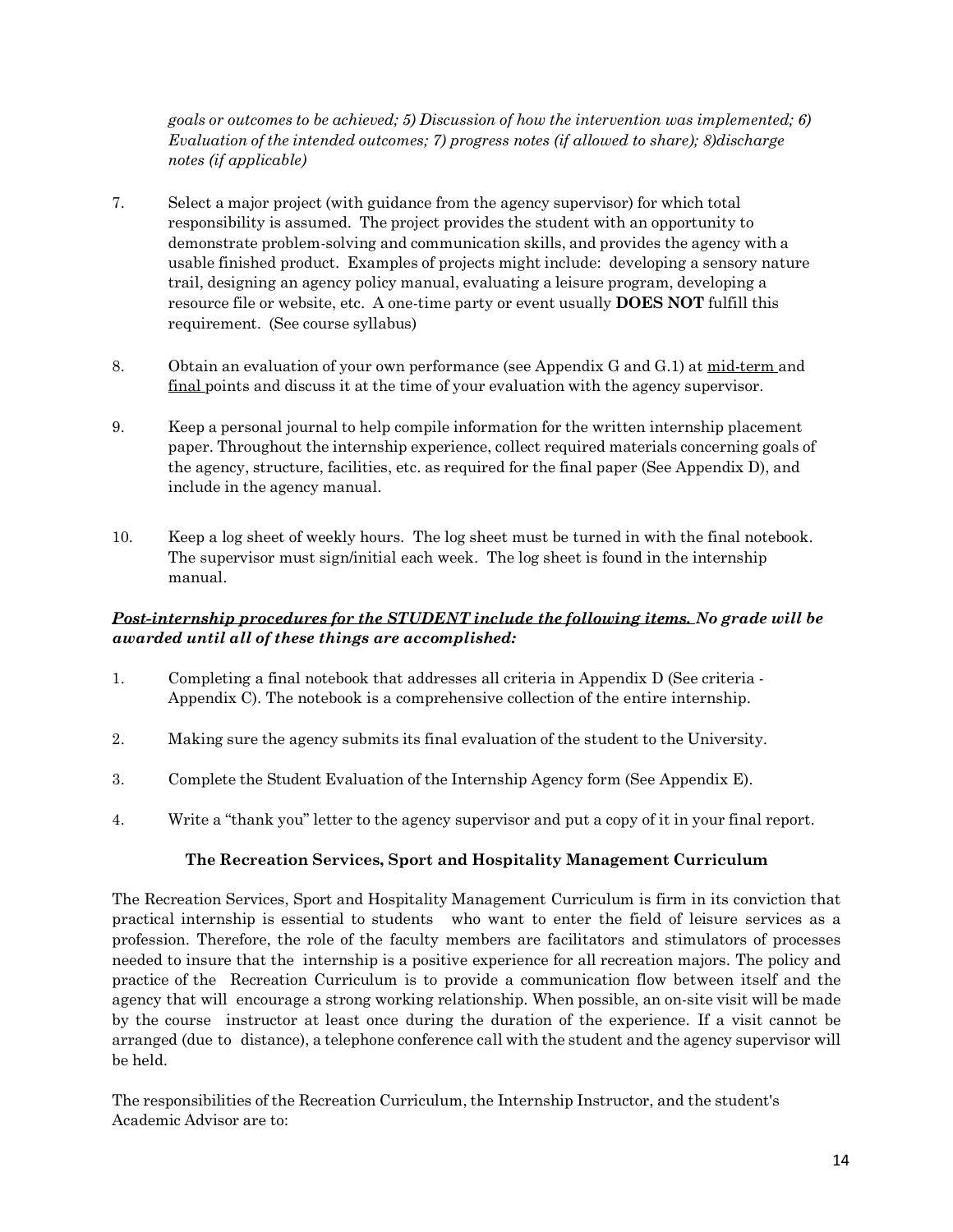*goals or outcomes to be achieved; 5) Discussion of how the intervention was implemented; 6) Evaluation of the intended outcomes; 7) progress notes (if allowed to share); 8)discharge notes (if applicable)*

7. Select a major project (with guidance from the agency supervisor) for which total responsibility is assumed. The project provides the student with an opportunity to demonstrate problem-solving and communication skills, and provides the agency with a usable finished product. Examples of projects might include: developing a sensory nature trail, designing an agency policy manual, evaluating a leisure program, developing a resource file or website, etc. A one-time party or event usually **DOES NOT** fulfill this requirement. (See course syllabus)

8. Obtain an evaluation of your own performance (see Appendix G and G.1) at <u>mid-term</u> and <u>final</u> points and discuss it at the time of your evaluation with the agency supervisor.

9. Keep a personal journal to help compile information for the written internship placement paper. Throughout the internship experience, collect required materials concerning goals of the agency, structure, facilities, etc. as required for the final paper (See Appendix D), and include in the agency manual.

10. Keep a log sheet of weekly hours. The log sheet must be turned in with the final notebook. The supervisor must sign/initial each week. The log sheet is found in the internship manual.

***<u>Post-internship procedures for the STUDENT include the following items.</u> No grade will be awarded until all of these things are accomplished:***

1. Completing a final notebook that addresses all criteria in Appendix D (See criteria - Appendix C). The notebook is a comprehensive collection of the entire internship.

2. Making sure the agency submits its final evaluation of the student to the University.

3. Complete the Student Evaluation of the Internship Agency form (See Appendix E).

4. Write a "thank you" letter to the agency supervisor and put a copy of it in your final report.

### The Recreation Services, Sport and Hospitality Management Curriculum

The Recreation Services, Sport and Hospitality Management Curriculum is firm in its conviction that practical internship is essential to students who want to enter the field of leisure services as a profession. Therefore, the role of the faculty members are facilitators and stimulators of processes needed to insure that the internship is a positive experience for all recreation majors. The policy and practice of the Recreation Curriculum is to provide a communication flow between itself and the agency that will encourage a strong working relationship. When possible, an on-site visit will be made by the course instructor at least once during the duration of the experience. If a visit cannot be arranged (due to distance), a telephone conference call with the student and the agency supervisor will be held.

The responsibilities of the Recreation Curriculum, the Internship Instructor, and the student's Academic Advisor are to: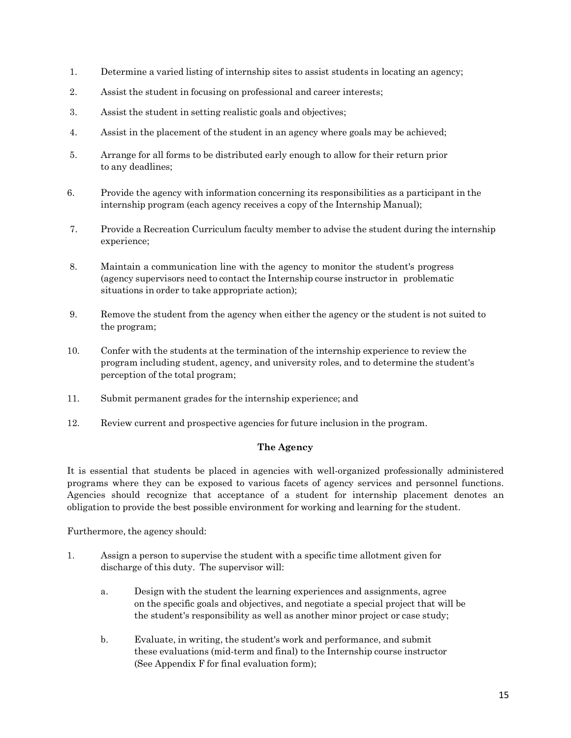1. Determine a varied listing of internship sites to assist students in locating an agency;

2. Assist the student in focusing on professional and career interests;

3. Assist the student in setting realistic goals and objectives;

4. Assist in the placement of the student in an agency where goals may be achieved;

5. Arrange for all forms to be distributed early enough to allow for their return prior to any deadlines;

6. Provide the agency with information concerning its responsibilities as a participant in the internship program (each agency receives a copy of the Internship Manual);

7. Provide a Recreation Curriculum faculty member to advise the student during the internship experience;

8. Maintain a communication line with the agency to monitor the student's progress (agency supervisors need to contact the Internship course instructor in problematic situations in order to take appropriate action);

9. Remove the student from the agency when either the agency or the student is not suited to the program;

10. Confer with the students at the termination of the internship experience to review the program including student, agency, and university roles, and to determine the student's perception of the total program;

11. Submit permanent grades for the internship experience; and

12. Review current and prospective agencies for future inclusion in the program.

**The Agency**

It is essential that students be placed in agencies with well-organized professionally administered programs where they can be exposed to various facets of agency services and personnel functions. Agencies should recognize that acceptance of a student for internship placement denotes an obligation to provide the best possible environment for working and learning for the student.

Furthermore, the agency should:

1. Assign a person to supervise the student with a specific time allotment given for discharge of this duty. The supervisor will:

   a. Design with the student the learning experiences and assignments, agree on the specific goals and objectives, and negotiate a special project that will be the student's responsibility as well as another minor project or case study;

   b. Evaluate, in writing, the student's work and performance, and submit these evaluations (mid-term and final) to the Internship course instructor (See Appendix F for final evaluation form);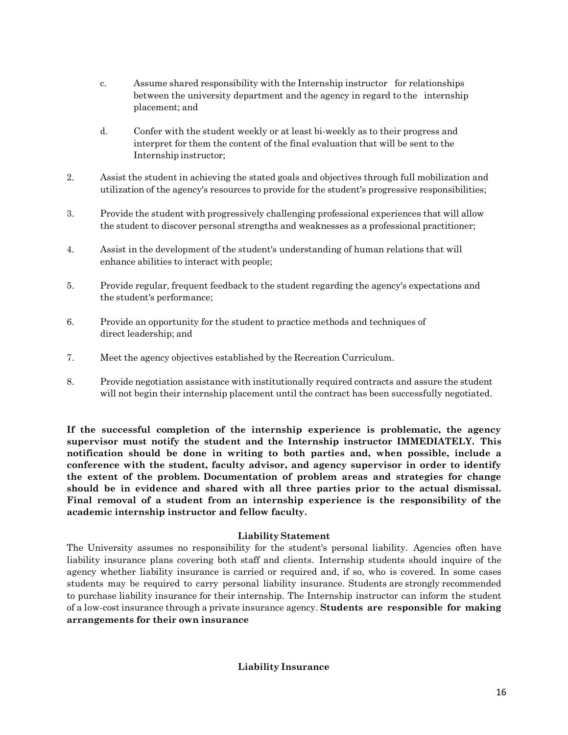c. Assume shared responsibility with the Internship instructor for relationships between the university department and the agency in regard to the internship placement; and

d. Confer with the student weekly or at least bi-weekly as to their progress and interpret for them the content of the final evaluation that will be sent to the Internship instructor;

2. Assist the student in achieving the stated goals and objectives through full mobilization and utilization of the agency's resources to provide for the student's progressive responsibilities;

3. Provide the student with progressively challenging professional experiences that will allow the student to discover personal strengths and weaknesses as a professional practitioner;

4. Assist in the development of the student's understanding of human relations that will enhance abilities to interact with people;

5. Provide regular, frequent feedback to the student regarding the agency's expectations and the student's performance;

6. Provide an opportunity for the student to practice methods and techniques of direct leadership; and

7. Meet the agency objectives established by the Recreation Curriculum.

8. Provide negotiation assistance with institutionally required contracts and assure the student will not begin their internship placement until the contract has been successfully negotiated.

**If the successful completion of the internship experience is problematic, the agency supervisor must notify the student and the Internship instructor IMMEDIATELY. This notification should be done in writing to both parties and, when possible, include a conference with the student, faculty advisor, and agency supervisor in order to identify the extent of the problem. Documentation of problem areas and strategies for change should be in evidence and shared with all three parties prior to the actual dismissal. Final removal of a student from an internship experience is the responsibility of the academic internship instructor and fellow faculty.**

### Liability Statement

The University assumes no responsibility for the student's personal liability. Agencies often have liability insurance plans covering both staff and clients. Internship students should inquire of the agency whether liability insurance is carried or required and, if so, who is covered. In some cases students may be required to carry personal liability insurance. Students are strongly recommended to purchase liability insurance for their internship. The Internship instructor can inform the student of a low-cost insurance through a private insurance agency. **Students are responsible for making arrangements for their own insurance**

### Liability Insurance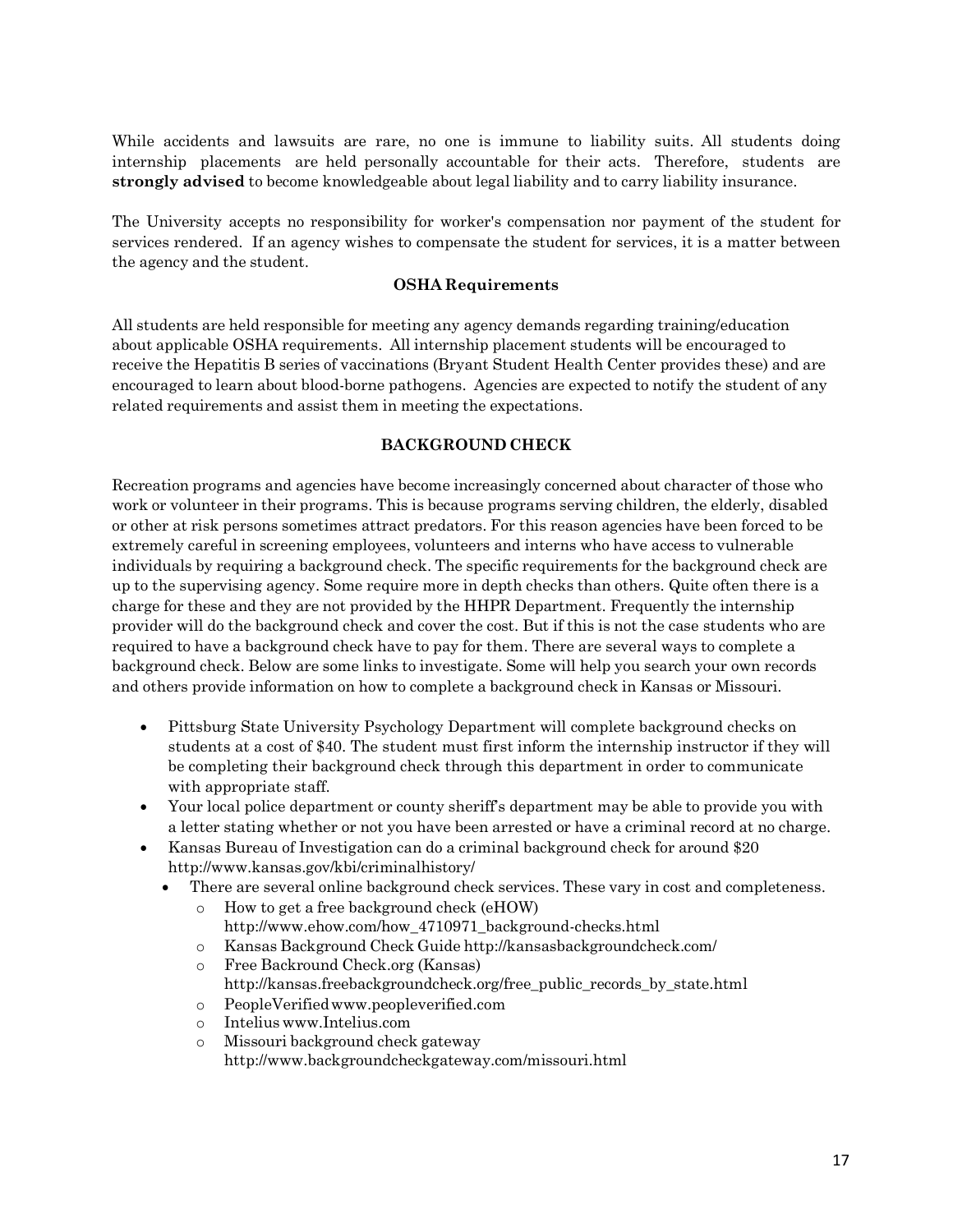While accidents and lawsuits are rare, no one is immune to liability suits. All students doing internship placements are held personally accountable for their acts. Therefore, students are **strongly advised** to become knowledgeable about legal liability and to carry liability insurance.

The University accepts no responsibility for worker's compensation nor payment of the student for services rendered. If an agency wishes to compensate the student for services, it is a matter between the agency and the student.

## OSHA Requirements

All students are held responsible for meeting any agency demands regarding training/education about applicable OSHA requirements. All internship placement students will be encouraged to receive the Hepatitis B series of vaccinations (Bryant Student Health Center provides these) and are encouraged to learn about blood-borne pathogens. Agencies are expected to notify the student of any related requirements and assist them in meeting the expectations.

## BACKGROUND CHECK

Recreation programs and agencies have become increasingly concerned about character of those who work or volunteer in their programs. This is because programs serving children, the elderly, disabled or other at risk persons sometimes attract predators. For this reason agencies have been forced to be extremely careful in screening employees, volunteers and interns who have access to vulnerable individuals by requiring a background check. The specific requirements for the background check are up to the supervising agency. Some require more in depth checks than others. Quite often there is a charge for these and they are not provided by the HHPR Department. Frequently the internship provider will do the background check and cover the cost. But if this is not the case students who are required to have a background check have to pay for them. There are several ways to complete a background check. Below are some links to investigate. Some will help you search your own records and others provide information on how to complete a background check in Kansas or Missouri.

- Pittsburg State University Psychology Department will complete background checks on students at a cost of $40. The student must first inform the internship instructor if they will be completing their background check through this department in order to communicate with appropriate staff.
- Your local police department or county sheriff's department may be able to provide you with a letter stating whether or not you have been arrested or have a criminal record at no charge.
- Kansas Bureau of Investigation can do a criminal background check for around $20 http://www.kansas.gov/kbi/criminalhistory/
  - There are several online background check services. These vary in cost and completeness.
    - How to get a free background check (eHOW) http://www.ehow.com/how_4710971_background-checks.html
    - Kansas Background Check Guide http://kansasbackgroundcheck.com/
    - Free Backround Check.org (Kansas) http://kansas.freebackgroundcheck.org/free_public_records_by_state.html
    - PeopleVerified www.peopleverified.com
    - Intelius www.Intelius.com
    - Missouri background check gateway http://www.backgroundcheckgateway.com/missouri.html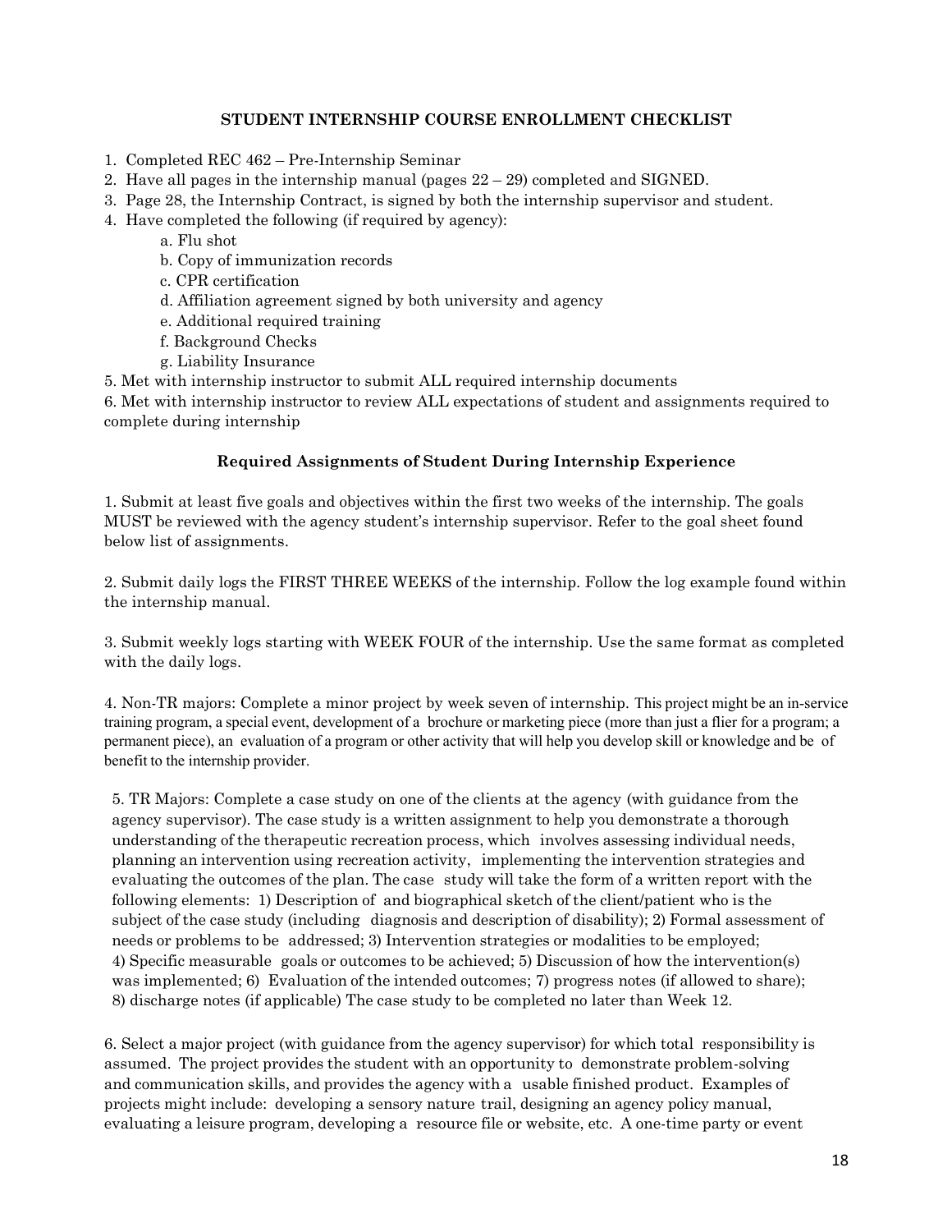**STUDENT INTERNSHIP COURSE ENROLLMENT CHECKLIST**

1. Completed REC 462 – Pre-Internship Seminar
2. Have all pages in the internship manual (pages 22 – 29) completed and SIGNED.
3. Page 28, the Internship Contract, is signed by both the internship supervisor and student.
4. Have completed the following (if required by agency):
   a. Flu shot
   b. Copy of immunization records
   c. CPR certification
   d. Affiliation agreement signed by both university and agency
   e. Additional required training
   f. Background Checks
   g. Liability Insurance
5. Met with internship instructor to submit ALL required internship documents
6. Met with internship instructor to review ALL expectations of student and assignments required to complete during internship

**Required Assignments of Student During Internship Experience**

1. Submit at least five goals and objectives within the first two weeks of the internship. The goals MUST be reviewed with the agency student's internship supervisor. Refer to the goal sheet found below list of assignments.

2. Submit daily logs the FIRST THREE WEEKS of the internship. Follow the log example found within the internship manual.

3. Submit weekly logs starting with WEEK FOUR of the internship. Use the same format as completed with the daily logs.

4. Non-TR majors: Complete a minor project by week seven of internship. This project might be an in-service training program, a special event, development of a brochure or marketing piece (more than just a flier for a program; a permanent piece), an evaluation of a program or other activity that will help you develop skill or knowledge and be of benefit to the internship provider.

5. TR Majors: Complete a case study on one of the clients at the agency (with guidance from the agency supervisor). The case study is a written assignment to help you demonstrate a thorough understanding of the therapeutic recreation process, which involves assessing individual needs, planning an intervention using recreation activity, implementing the intervention strategies and evaluating the outcomes of the plan. The case study will take the form of a written report with the following elements: 1) Description of and biographical sketch of the client/patient who is the subject of the case study (including diagnosis and description of disability); 2) Formal assessment of needs or problems to be addressed; 3) Intervention strategies or modalities to be employed; 4) Specific measurable goals or outcomes to be achieved; 5) Discussion of how the intervention(s) was implemented; 6) Evaluation of the intended outcomes; 7) progress notes (if allowed to share); 8) discharge notes (if applicable) The case study to be completed no later than Week 12.

6. Select a major project (with guidance from the agency supervisor) for which total responsibility is assumed. The project provides the student with an opportunity to demonstrate problem-solving and communication skills, and provides the agency with a usable finished product. Examples of projects might include: developing a sensory nature trail, designing an agency policy manual, evaluating a leisure program, developing a resource file or website, etc. A one-time party or event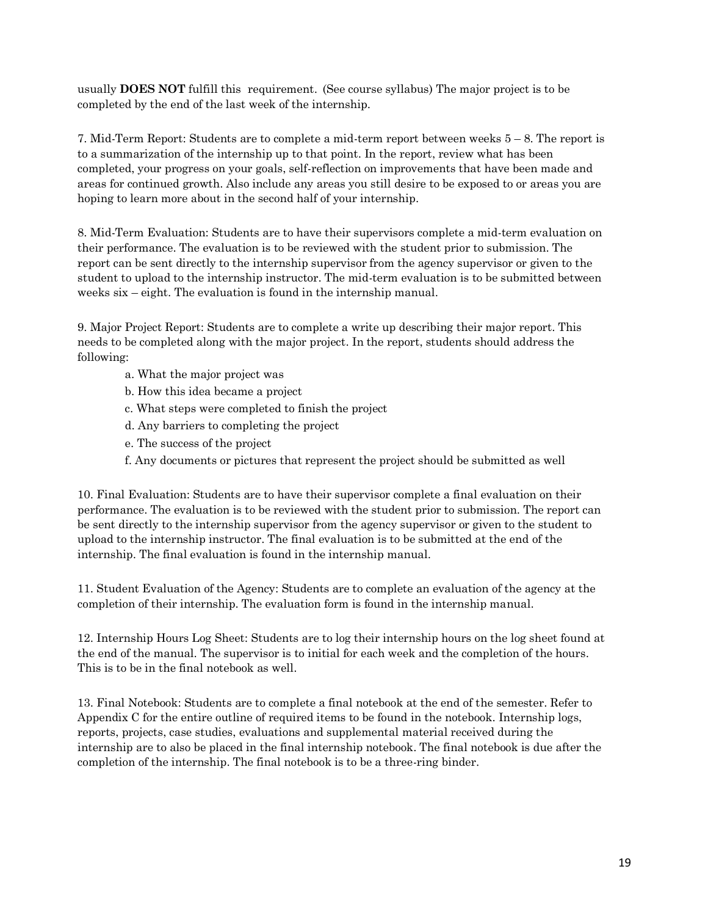usually **DOES NOT** fulfill this requirement. (See course syllabus) The major project is to be completed by the end of the last week of the internship.

7. Mid-Term Report: Students are to complete a mid-term report between weeks 5 – 8. The report is to a summarization of the internship up to that point. In the report, review what has been completed, your progress on your goals, self-reflection on improvements that have been made and areas for continued growth. Also include any areas you still desire to be exposed to or areas you are hoping to learn more about in the second half of your internship.

8. Mid-Term Evaluation: Students are to have their supervisors complete a mid-term evaluation on their performance. The evaluation is to be reviewed with the student prior to submission. The report can be sent directly to the internship supervisor from the agency supervisor or given to the student to upload to the internship instructor. The mid-term evaluation is to be submitted between weeks six – eight. The evaluation is found in the internship manual.

9. Major Project Report: Students are to complete a write up describing their major report. This needs to be completed along with the major project. In the report, students should address the following:

a. What the major project was
b. How this idea became a project
c. What steps were completed to finish the project
d. Any barriers to completing the project
e. The success of the project
f. Any documents or pictures that represent the project should be submitted as well

10. Final Evaluation: Students are to have their supervisor complete a final evaluation on their performance. The evaluation is to be reviewed with the student prior to submission. The report can be sent directly to the internship supervisor from the agency supervisor or given to the student to upload to the internship instructor. The final evaluation is to be submitted at the end of the internship. The final evaluation is found in the internship manual.

11. Student Evaluation of the Agency: Students are to complete an evaluation of the agency at the completion of their internship. The evaluation form is found in the internship manual.

12. Internship Hours Log Sheet: Students are to log their internship hours on the log sheet found at the end of the manual. The supervisor is to initial for each week and the completion of the hours. This is to be in the final notebook as well.

13. Final Notebook: Students are to complete a final notebook at the end of the semester. Refer to Appendix C for the entire outline of required items to be found in the notebook. Internship logs, reports, projects, case studies, evaluations and supplemental material received during the internship are to also be placed in the final internship notebook. The final notebook is due after the completion of the internship. The final notebook is to be a three-ring binder.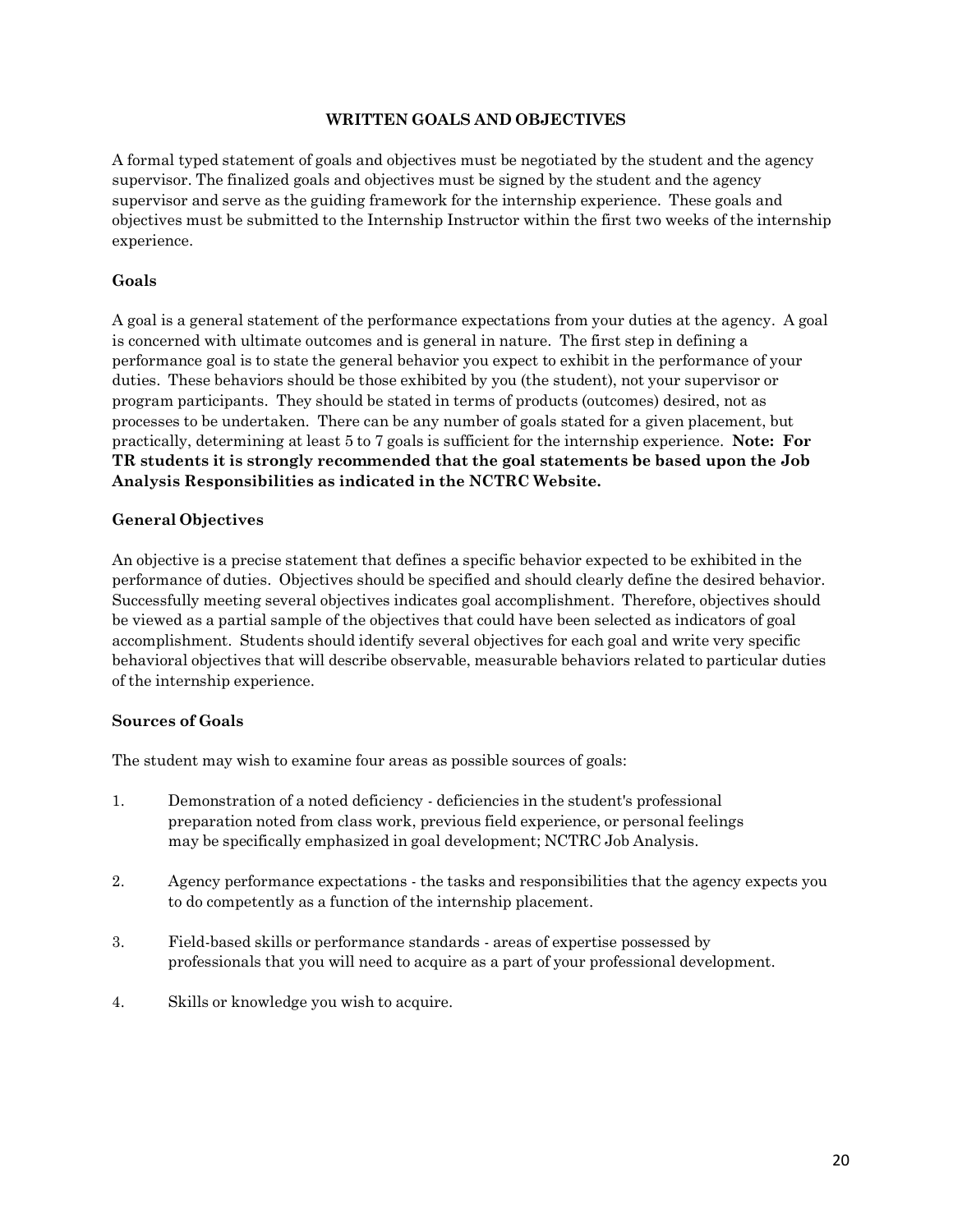## WRITTEN GOALS AND OBJECTIVES

A formal typed statement of goals and objectives must be negotiated by the student and the agency supervisor. The finalized goals and objectives must be signed by the student and the agency supervisor and serve as the guiding framework for the internship experience. These goals and objectives must be submitted to the Internship Instructor within the first two weeks of the internship experience.

### Goals

A goal is a general statement of the performance expectations from your duties at the agency. A goal is concerned with ultimate outcomes and is general in nature. The first step in defining a performance goal is to state the general behavior you expect to exhibit in the performance of your duties. These behaviors should be those exhibited by you (the student), not your supervisor or program participants. They should be stated in terms of products (outcomes) desired, not as processes to be undertaken. There can be any number of goals stated for a given placement, but practically, determining at least 5 to 7 goals is sufficient for the internship experience. **Note: For TR students it is strongly recommended that the goal statements be based upon the Job Analysis Responsibilities as indicated in the NCTRC Website.**

### General Objectives

An objective is a precise statement that defines a specific behavior expected to be exhibited in the performance of duties. Objectives should be specified and should clearly define the desired behavior. Successfully meeting several objectives indicates goal accomplishment. Therefore, objectives should be viewed as a partial sample of the objectives that could have been selected as indicators of goal accomplishment. Students should identify several objectives for each goal and write very specific behavioral objectives that will describe observable, measurable behaviors related to particular duties of the internship experience.

### Sources of Goals

The student may wish to examine four areas as possible sources of goals:

1. Demonstration of a noted deficiency - deficiencies in the student's professional preparation noted from class work, previous field experience, or personal feelings may be specifically emphasized in goal development; NCTRC Job Analysis.

2. Agency performance expectations - the tasks and responsibilities that the agency expects you to do competently as a function of the internship placement.

3. Field-based skills or performance standards - areas of expertise possessed by professionals that you will need to acquire as a part of your professional development.

4. Skills or knowledge you wish to acquire.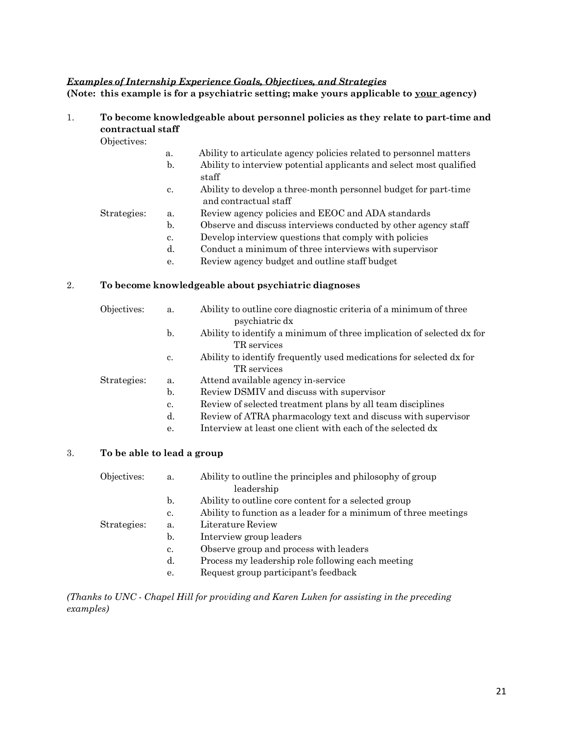***Examples of Internship Experience Goals, Objectives, and Strategies***

**(Note: this example is for a psychiatric setting; make yours applicable to <u>your</u> agency)**

1. **To become knowledgeable about personnel policies as they relate to part-time and contractual staff**

   Objectives:
   - a. Ability to articulate agency policies related to personnel matters
   - b. Ability to interview potential applicants and select most qualified staff
   - c. Ability to develop a three-month personnel budget for part-time and contractual staff

   Strategies:
   - a. Review agency policies and EEOC and ADA standards
   - b. Observe and discuss interviews conducted by other agency staff
   - c. Develop interview questions that comply with policies
   - d. Conduct a minimum of three interviews with supervisor
   - e. Review agency budget and outline staff budget

2. **To become knowledgeable about psychiatric diagnoses**

   Objectives:
   - a. Ability to outline core diagnostic criteria of a minimum of three psychiatric dx
   - b. Ability to identify a minimum of three implication of selected dx for TR services
   - c. Ability to identify frequently used medications for selected dx for TR services

   Strategies:
   - a. Attend available agency in-service
   - b. Review DSMIV and discuss with supervisor
   - c. Review of selected treatment plans by all team disciplines
   - d. Review of ATRA pharmacology text and discuss with supervisor
   - e. Interview at least one client with each of the selected dx

3. **To be able to lead a group**

   Objectives:
   - a. Ability to outline the principles and philosophy of group leadership
   - b. Ability to outline core content for a selected group
   - c. Ability to function as a leader for a minimum of three meetings

   Strategies:
   - a. Literature Review
   - b. Interview group leaders
   - c. Observe group and process with leaders
   - d. Process my leadership role following each meeting
   - e. Request group participant's feedback

*(Thanks to UNC - Chapel Hill for providing and Karen Luken for assisting in the preceding examples)*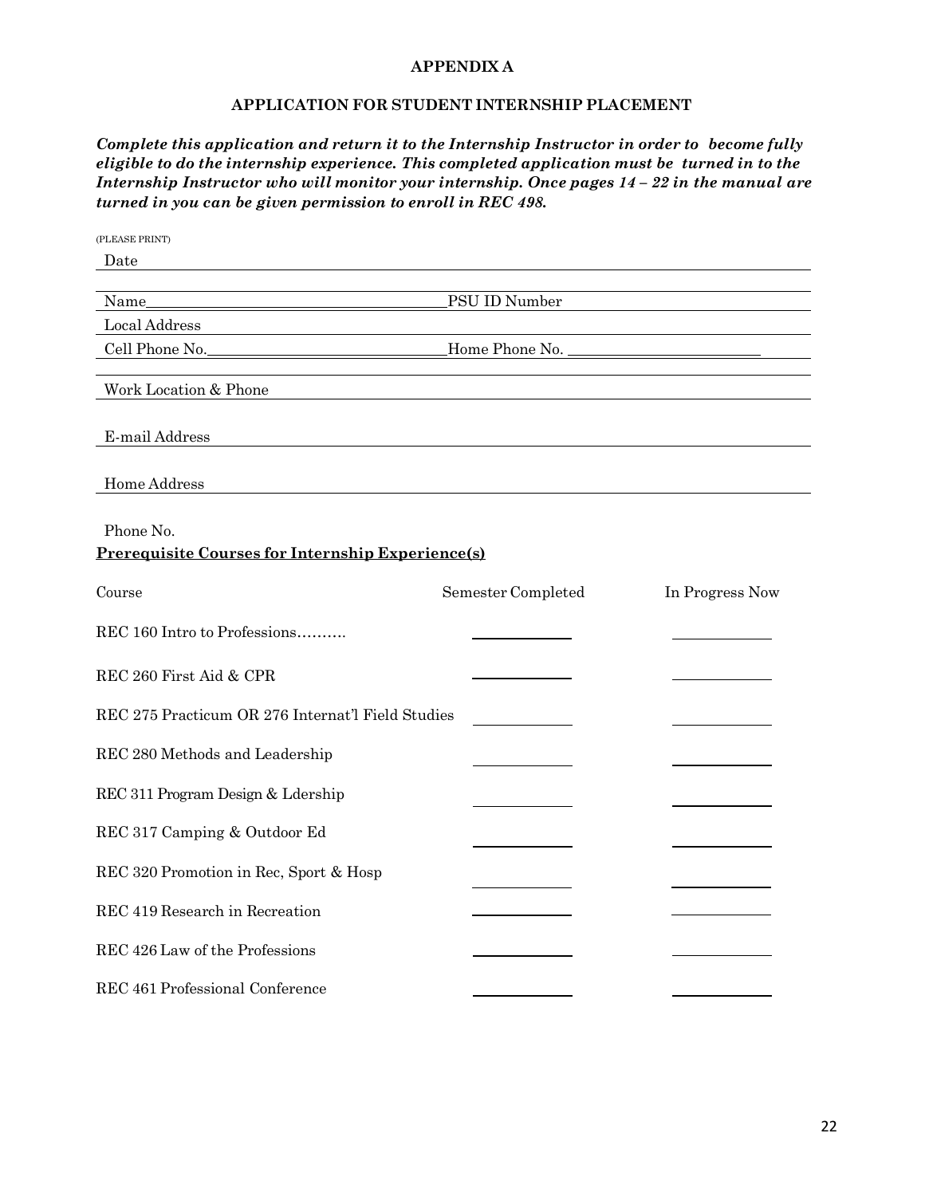**APPENDIX A**

**APPLICATION FOR STUDENT INTERNSHIP PLACEMENT**

***Complete this application and return it to the Internship Instructor in order to become fully eligible to do the internship experience. This completed application must be turned in to the Internship Instructor who will monitor your internship. Once pages 14 – 22 in the manual are turned in you can be given permission to enroll in REC 498.***

(PLEASE PRINT)

Date ______________________________________________

Name ______________________________ PSU ID Number ______________________________

Local Address ______________________________________________

Cell Phone No. ______________________________ Home Phone No. ______________________________

Work Location & Phone ______________________________________________

E-mail Address ______________________________________________

Home Address ______________________________________________

Phone No.

**<u>Prerequisite Courses for Internship Experience(s)</u>**

| Course | Semester Completed | In Progress Now |
| --- | --- | --- |
| REC 160 Intro to Professions………. | ________ | ________ |
| REC 260 First Aid & CPR | ________ | ________ |
| REC 275 Practicum OR 276 Internat'l Field Studies | ________ | ________ |
| REC 280 Methods and Leadership | ________ | ________ |
| REC 311 Program Design & Ldership | ________ | ________ |
| REC 317 Camping & Outdoor Ed | ________ | ________ |
| REC 320 Promotion in Rec, Sport & Hosp | ________ | ________ |
| REC 419 Research in Recreation | ________ | ________ |
| REC 426 Law of the Professions | ________ | ________ |
| REC 461 Professional Conference | ________ | ________ |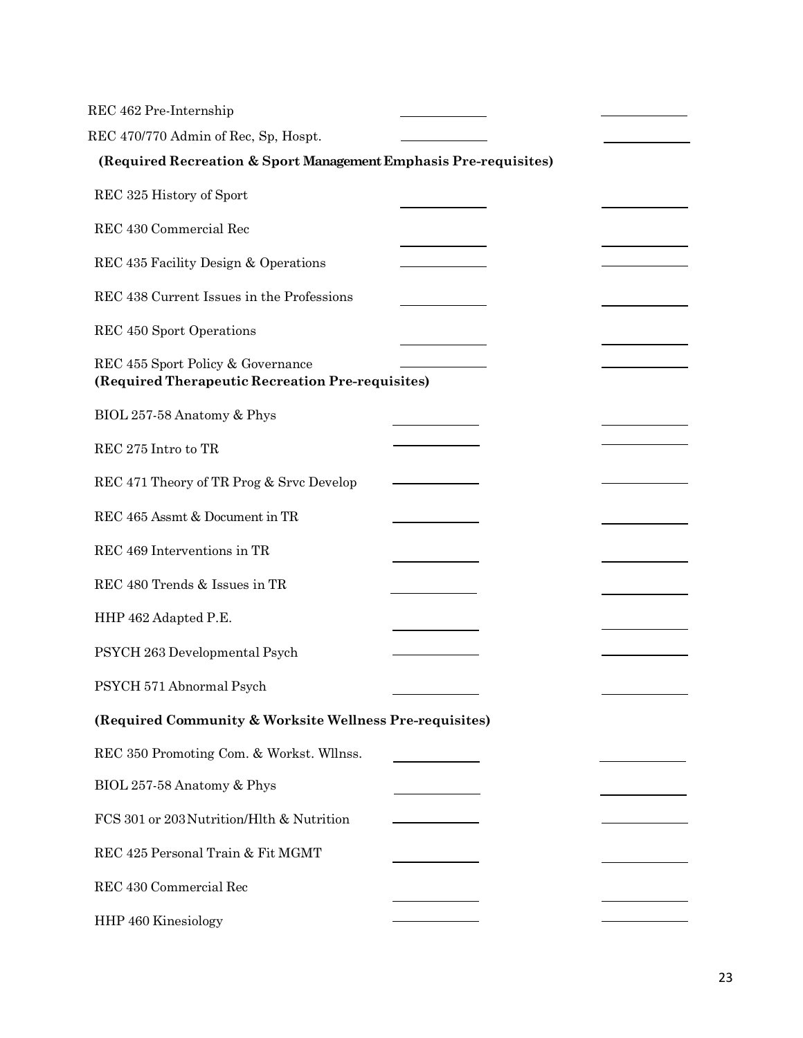| | | |
|---|---|---|
| REC 462 Pre-Internship | ___________ | ___________ |
| REC 470/770 Admin of Rec, Sp, Hospt. | ___________ | ___________ |

**(Required Recreation & Sport Management Emphasis Pre-requisites)**

| | | |
|---|---|---|
| REC 325 History of Sport | ___________ | ___________ |
| REC 430 Commercial Rec | ___________ | ___________ |
| REC 435 Facility Design & Operations | ___________ | ___________ |
| REC 438 Current Issues in the Professions | ___________ | ___________ |
| REC 450 Sport Operations | ___________ | ___________ |
| REC 455 Sport Policy & Governance | ___________ | ___________ |

**(Required Therapeutic Recreation Pre-requisites)**

| | | |
|---|---|---|
| BIOL 257-58 Anatomy & Phys | ___________ | ___________ |
| REC 275 Intro to TR | ___________ | ___________ |
| REC 471 Theory of TR Prog & Srvc Develop | ___________ | ___________ |
| REC 465 Assmt & Document in TR | ___________ | ___________ |
| REC 469 Interventions in TR | ___________ | ___________ |
| REC 480 Trends & Issues in TR | ___________ | ___________ |
| HHP 462 Adapted P.E. | ___________ | ___________ |
| PSYCH 263 Developmental Psych | ___________ | ___________ |
| PSYCH 571 Abnormal Psych | ___________ | ___________ |

**(Required Community & Worksite Wellness Pre-requisites)**

| | | |
|---|---|---|
| REC 350 Promoting Com. & Workst. Wllnss. | ___________ | ___________ |
| BIOL 257-58 Anatomy & Phys | ___________ | ___________ |
| FCS 301 or 203 Nutrition/Hlth & Nutrition | ___________ | ___________ |
| REC 425 Personal Train & Fit MGMT | ___________ | ___________ |
| REC 430 Commercial Rec | ___________ | ___________ |
| HHP 460 Kinesiology | ___________ | ___________ |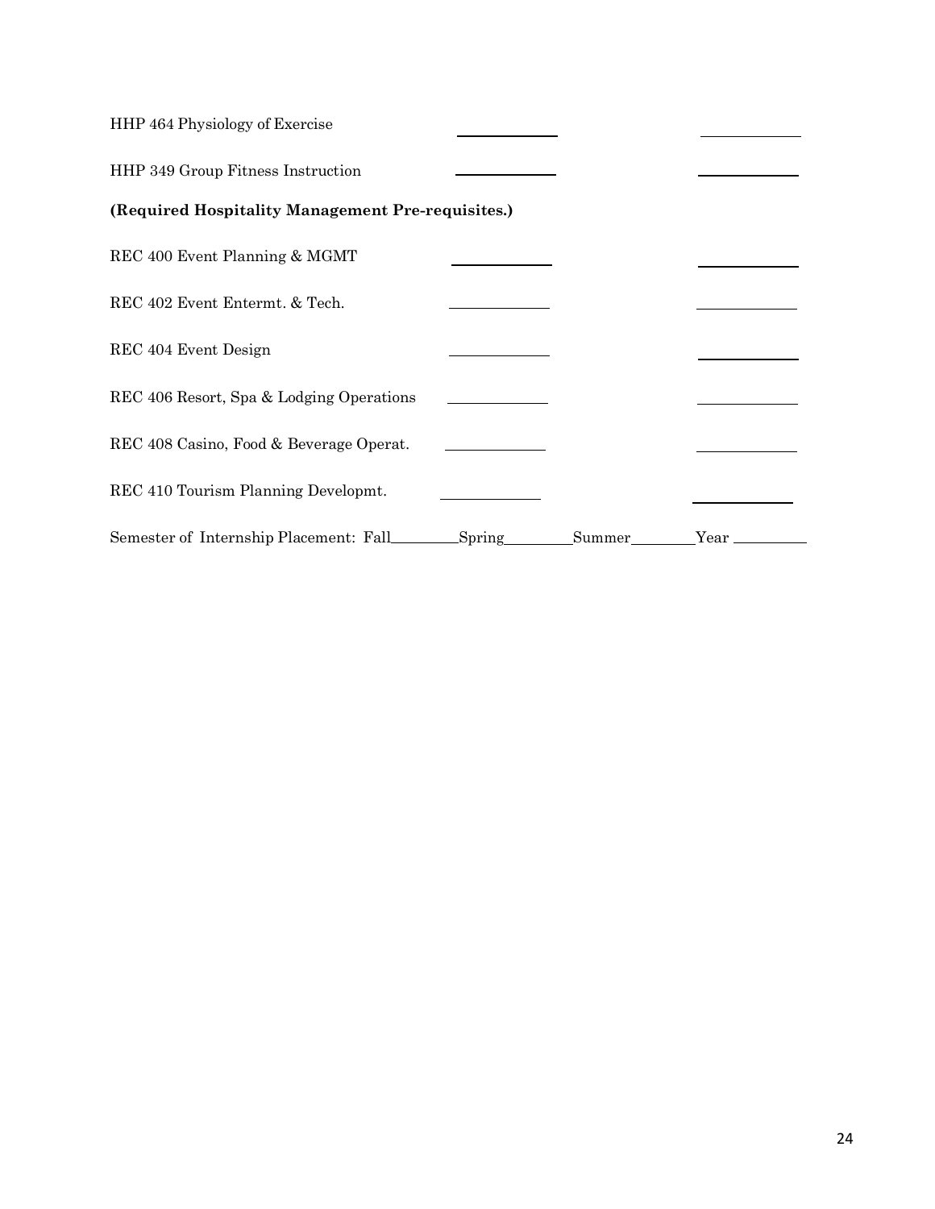HHP 464 Physiology of Exercise \_\_\_\_\_\_\_\_\_\_\_\_ \_\_\_\_\_\_\_\_\_\_\_\_

HHP 349 Group Fitness Instruction \_\_\_\_\_\_\_\_\_\_\_\_ \_\_\_\_\_\_\_\_\_\_\_\_

**(Required Hospitality Management Pre-requisites.)**

REC 400 Event Planning & MGMT \_\_\_\_\_\_\_\_\_\_\_\_ \_\_\_\_\_\_\_\_\_\_\_\_

REC 402 Event Entermt. & Tech. \_\_\_\_\_\_\_\_\_\_\_\_ \_\_\_\_\_\_\_\_\_\_\_\_

REC 404 Event Design \_\_\_\_\_\_\_\_\_\_\_\_ \_\_\_\_\_\_\_\_\_\_\_\_

REC 406 Resort, Spa & Lodging Operations \_\_\_\_\_\_\_\_\_\_\_\_ \_\_\_\_\_\_\_\_\_\_\_\_

REC 408 Casino, Food & Beverage Operat. \_\_\_\_\_\_\_\_\_\_\_\_ \_\_\_\_\_\_\_\_\_\_\_\_

REC 410 Tourism Planning Developmt. \_\_\_\_\_\_\_\_\_\_\_\_ \_\_\_\_\_\_\_\_\_\_\_\_

Semester of Internship Placement: Fall\_\_\_\_\_\_\_\_ Spring\_\_\_\_\_\_\_\_ Summer\_\_\_\_\_\_\_\_ Year \_\_\_\_\_\_\_\_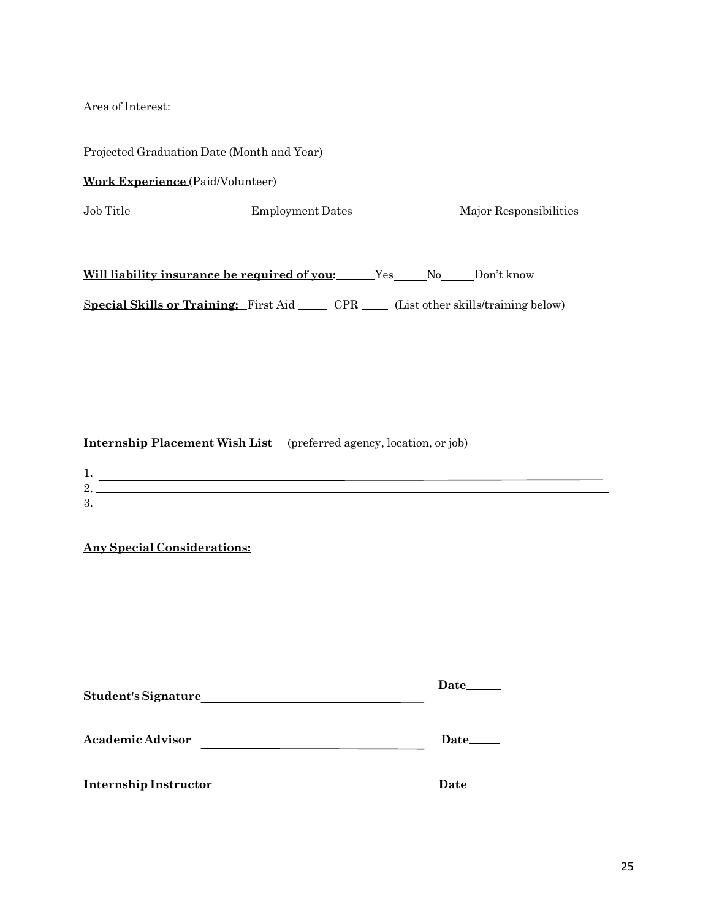Area of Interest:

Projected Graduation Date (Month and Year)

**Work Experience** (Paid/Volunteer)

| Job Title | Employment Dates | Major Responsibilities |
| --- | --- | --- |
| | | |

**Will liability insurance be required of you:** ______Yes______No______Don't know

**Special Skills or Training:** First Aid ______ CPR ______ (List other skills/training below)

**Internship Placement Wish List** (preferred agency, location, or job)

1. ____________________________________________
2. ____________________________________________
3. ____________________________________________

**Any Special Considerations:**

**Student's Signature** ______________________________ **Date** ______

**Academic Advisor** ______________________________ **Date** ______

**Internship Instructor** ______________________________ **Date** ______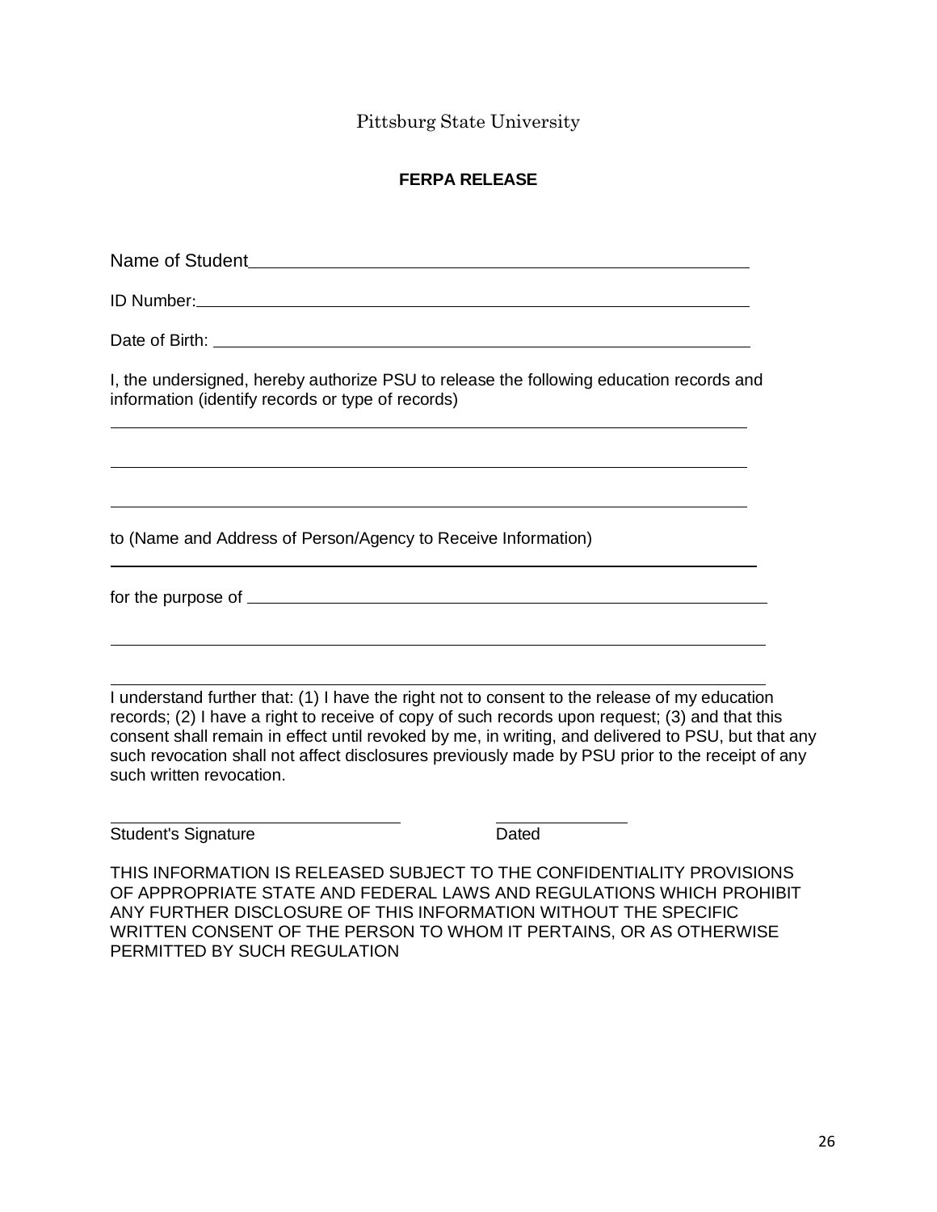Pittsburg State University

**FERPA RELEASE**

Name of Student\_\_\_\_\_\_\_\_\_\_\_\_\_\_\_\_\_\_\_\_\_\_\_\_\_\_\_\_\_\_\_\_\_\_\_\_\_\_\_\_\_\_\_\_\_\_\_\_

ID Number:\_\_\_\_\_\_\_\_\_\_\_\_\_\_\_\_\_\_\_\_\_\_\_\_\_\_\_\_\_\_\_\_\_\_\_\_\_\_\_\_\_\_\_\_\_\_\_\_\_\_\_\_\_\_

Date of Birth: \_\_\_\_\_\_\_\_\_\_\_\_\_\_\_\_\_\_\_\_\_\_\_\_\_\_\_\_\_\_\_\_\_\_\_\_\_\_\_\_\_\_\_\_\_\_\_\_\_\_\_\_

I, the undersigned, hereby authorize PSU to release the following education records and information (identify records or type of records)

\_\_\_\_\_\_\_\_\_\_\_\_\_\_\_\_\_\_\_\_\_\_\_\_\_\_\_\_\_\_\_\_\_\_\_\_\_\_\_\_\_\_\_\_\_\_\_\_\_\_\_\_\_\_\_\_\_\_\_\_\_\_\_\_\_\_

\_\_\_\_\_\_\_\_\_\_\_\_\_\_\_\_\_\_\_\_\_\_\_\_\_\_\_\_\_\_\_\_\_\_\_\_\_\_\_\_\_\_\_\_\_\_\_\_\_\_\_\_\_\_\_\_\_\_\_\_\_\_\_\_\_\_

\_\_\_\_\_\_\_\_\_\_\_\_\_\_\_\_\_\_\_\_\_\_\_\_\_\_\_\_\_\_\_\_\_\_\_\_\_\_\_\_\_\_\_\_\_\_\_\_\_\_\_\_\_\_\_\_\_\_\_\_\_\_\_\_\_\_

to (Name and Address of Person/Agency to Receive Information)

\_\_\_\_\_\_\_\_\_\_\_\_\_\_\_\_\_\_\_\_\_\_\_\_\_\_\_\_\_\_\_\_\_\_\_\_\_\_\_\_\_\_\_\_\_\_\_\_\_\_\_\_\_\_\_\_\_\_\_\_\_\_\_\_\_\_

for the purpose of \_\_\_\_\_\_\_\_\_\_\_\_\_\_\_\_\_\_\_\_\_\_\_\_\_\_\_\_\_\_\_\_\_\_\_\_\_\_\_\_\_\_\_\_\_\_\_\_\_\_

\_\_\_\_\_\_\_\_\_\_\_\_\_\_\_\_\_\_\_\_\_\_\_\_\_\_\_\_\_\_\_\_\_\_\_\_\_\_\_\_\_\_\_\_\_\_\_\_\_\_\_\_\_\_\_\_\_\_\_\_\_\_\_\_\_\_

\_\_\_\_\_\_\_\_\_\_\_\_\_\_\_\_\_\_\_\_\_\_\_\_\_\_\_\_\_\_\_\_\_\_\_\_\_\_\_\_\_\_\_\_\_\_\_\_\_\_\_\_\_\_\_\_\_\_\_\_\_\_\_\_\_\_

I understand further that: (1) I have the right not to consent to the release of my education records; (2) I have a right to receive of copy of such records upon request; (3) and that this consent shall remain in effect until revoked by me, in writing, and delivered to PSU, but that any such revocation shall not affect disclosures previously made by PSU prior to the receipt of any such written revocation.

\_\_\_\_\_\_\_\_\_\_\_\_\_\_\_\_\_\_\_\_\_\_\_\_\_\_\_\_\_\_ \_\_\_\_\_\_\_\_\_\_\_\_\_\_

Student's Signature Dated

THIS INFORMATION IS RELEASED SUBJECT TO THE CONFIDENTIALITY PROVISIONS OF APPROPRIATE STATE AND FEDERAL LAWS AND REGULATIONS WHICH PROHIBIT ANY FURTHER DISCLOSURE OF THIS INFORMATION WITHOUT THE SPECIFIC WRITTEN CONSENT OF THE PERSON TO WHOM IT PERTAINS, OR AS OTHERWISE PERMITTED BY SUCH REGULATION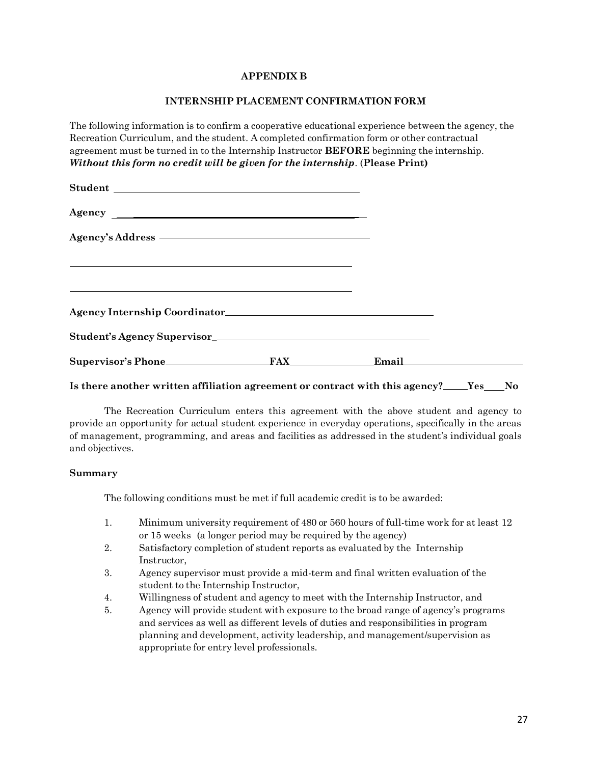## APPENDIX B

### INTERNSHIP PLACEMENT CONFIRMATION FORM

The following information is to confirm a cooperative educational experience between the agency, the Recreation Curriculum, and the student. A completed confirmation form or other contractual agreement must be turned in to the Internship Instructor **BEFORE** beginning the internship. ***Without this form no credit will be given for the internship***. (**Please Print)**

**Student** ______________________________________________

**Agency** ______________________________________________

**Agency's Address** ______________________________________________

______________________________________________

______________________________________________

**Agency Internship Coordinator**______________________________________________

**Student's Agency Supervisor**______________________________________________

**Supervisor's Phone**____________________ **FAX**________________ **Email**______________________

**Is there another written affiliation agreement or contract with this agency?**_____**Yes**____**No**

The Recreation Curriculum enters this agreement with the above student and agency to provide an opportunity for actual student experience in everyday operations, specifically in the areas of management, programming, and areas and facilities as addressed in the student's individual goals and objectives.

**Summary**

The following conditions must be met if full academic credit is to be awarded:

1. Minimum university requirement of 480 or 560 hours of full-time work for at least 12 or 15 weeks (a longer period may be required by the agency)
2. Satisfactory completion of student reports as evaluated by the Internship Instructor,
3. Agency supervisor must provide a mid-term and final written evaluation of the student to the Internship Instructor,
4. Willingness of student and agency to meet with the Internship Instructor, and
5. Agency will provide student with exposure to the broad range of agency's programs and services as well as different levels of duties and responsibilities in program planning and development, activity leadership, and management/supervision as appropriate for entry level professionals.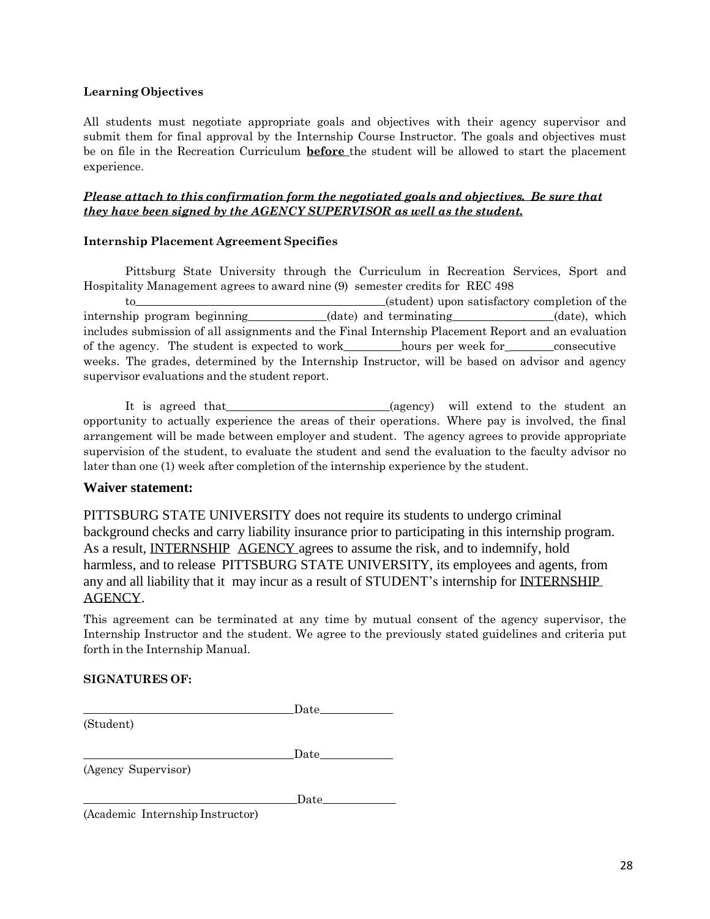**Learning Objectives**

All students must negotiate appropriate goals and objectives with their agency supervisor and submit them for final approval by the Internship Course Instructor. The goals and objectives must be on file in the Recreation Curriculum **before** the student will be allowed to start the placement experience.

***Please attach to this confirmation form the negotiated goals and objectives. Be sure that they have been signed by the AGENCY SUPERVISOR as well as the student.***

**Internship Placement Agreement Specifies**

Pittsburg State University through the Curriculum in Recreation Services, Sport and Hospitality Management agrees to award nine (9) semester credits for REC 498 to\_\_\_\_\_\_\_\_\_\_\_\_\_\_\_\_\_\_\_\_\_\_\_\_\_\_\_\_\_\_\_\_\_\_\_\_\_\_\_\_(student) upon satisfactory completion of the internship program beginning\_\_\_\_\_\_\_\_\_\_\_\_(date) and terminating\_\_\_\_\_\_\_\_\_\_\_\_\_\_\_\_(date), which includes submission of all assignments and the Final Internship Placement Report and an evaluation of the agency. The student is expected to work\_\_\_\_\_\_\_\_\_hours per week for\_\_\_\_\_\_\_\_consecutive weeks. The grades, determined by the Internship Instructor, will be based on advisor and agency supervisor evaluations and the student report.

It is agreed that\_\_\_\_\_\_\_\_\_\_\_\_\_\_\_\_\_\_\_\_\_\_\_\_\_\_\_(agency) will extend to the student an opportunity to actually experience the areas of their operations. Where pay is involved, the final arrangement will be made between employer and student. The agency agrees to provide appropriate supervision of the student, to evaluate the student and send the evaluation to the faculty advisor no later than one (1) week after completion of the internship experience by the student.

**Waiver statement:**

PITTSBURG STATE UNIVERSITY does not require its students to undergo criminal background checks and carry liability insurance prior to participating in this internship program. As a result, <u>INTERNSHIP AGENCY</u> agrees to assume the risk, and to indemnify, hold harmless, and to release PITTSBURG STATE UNIVERSITY, its employees and agents, from any and all liability that it may incur as a result of STUDENT's internship for <u>INTERNSHIP AGENCY</u>.

This agreement can be terminated at any time by mutual consent of the agency supervisor, the Internship Instructor and the student. We agree to the previously stated guidelines and criteria put forth in the Internship Manual.

**SIGNATURES OF:**

\_\_\_\_\_\_\_\_\_\_\_\_\_\_\_\_\_\_\_\_\_\_\_\_\_\_\_\_\_\_\_\_\_\_\_Date\_\_\_\_\_\_\_\_\_\_\_\_
(Student)

\_\_\_\_\_\_\_\_\_\_\_\_\_\_\_\_\_\_\_\_\_\_\_\_\_\_\_\_\_\_\_\_\_\_\_Date\_\_\_\_\_\_\_\_\_\_\_\_
(Agency Supervisor)

\_\_\_\_\_\_\_\_\_\_\_\_\_\_\_\_\_\_\_\_\_\_\_\_\_\_\_\_\_\_\_\_\_\_\_Date\_\_\_\_\_\_\_\_\_\_\_\_
(Academic Internship Instructor)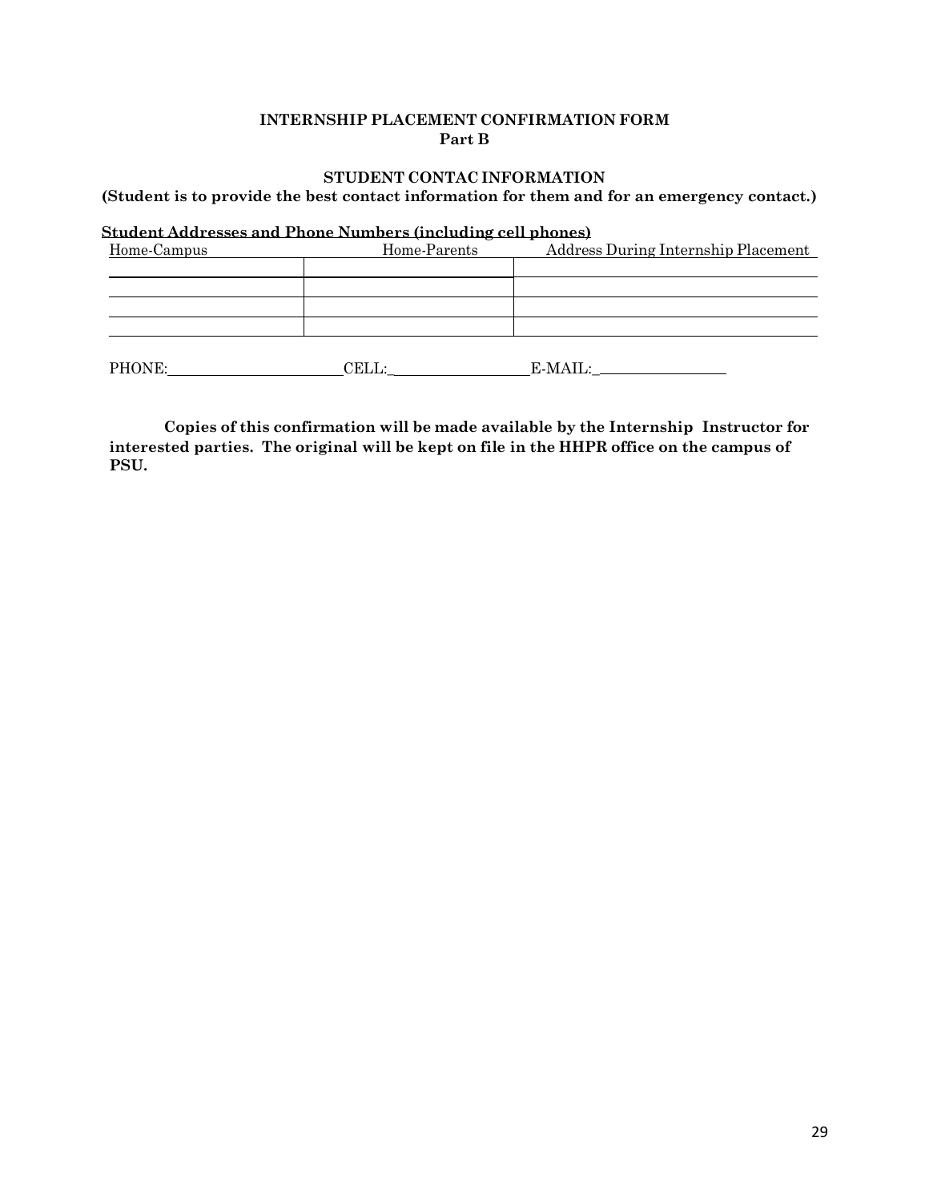**INTERNSHIP PLACEMENT CONFIRMATION FORM**
**Part B**

**STUDENT CONTAC INFORMATION**

**(Student is to provide the best contact information for them and for an emergency contact.)**

**<u>Student Addresses and Phone Numbers (including cell phones)</u>**

| Home-Campus | Home-Parents | Address During Internship Placement |
|---|---|---|
| | | |
| | | |
| | | |
| | | |

PHONE:______________________ CELL:_________________ E-MAIL:_________________

**Copies of this confirmation will be made available by the Internship Instructor for interested parties. The original will be kept on file in the HHPR office on the campus of PSU.**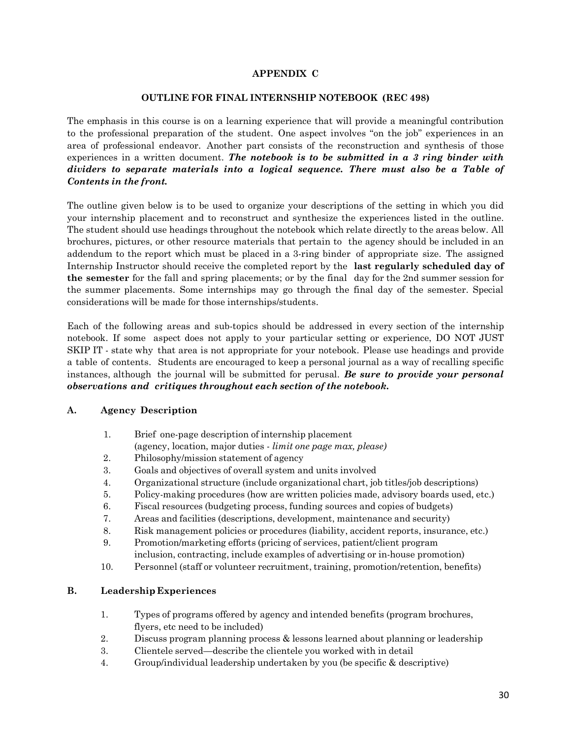# APPENDIX C

## OUTLINE FOR FINAL INTERNSHIP NOTEBOOK (REC 498)

The emphasis in this course is on a learning experience that will provide a meaningful contribution to the professional preparation of the student. One aspect involves "on the job" experiences in an area of professional endeavor. Another part consists of the reconstruction and synthesis of those experiences in a written document. ***The notebook is to be submitted in a 3 ring binder with dividers to separate materials into a logical sequence. There must also be a Table of Contents in the front.***

The outline given below is to be used to organize your descriptions of the setting in which you did your internship placement and to reconstruct and synthesize the experiences listed in the outline. The student should use headings throughout the notebook which relate directly to the areas below. All brochures, pictures, or other resource materials that pertain to the agency should be included in an addendum to the report which must be placed in a 3-ring binder of appropriate size. The assigned Internship Instructor should receive the completed report by the **last regularly scheduled day of the semester** for the fall and spring placements; or by the final day for the 2nd summer session for the summer placements. Some internships may go through the final day of the semester. Special considerations will be made for those internships/students.

Each of the following areas and sub-topics should be addressed in every section of the internship notebook. If some aspect does not apply to your particular setting or experience, DO NOT JUST SKIP IT - state why that area is not appropriate for your notebook. Please use headings and provide a table of contents. Students are encouraged to keep a personal journal as a way of recalling specific instances, although the journal will be submitted for perusal. ***Be sure to provide your personal observations and critiques throughout each section of the notebook.***

### A. Agency Description

1. Brief one-page description of internship placement (agency, location, major duties - *limit one page max, please)*
2. Philosophy/mission statement of agency
3. Goals and objectives of overall system and units involved
4. Organizational structure (include organizational chart, job titles/job descriptions)
5. Policy-making procedures (how are written policies made, advisory boards used, etc.)
6. Fiscal resources (budgeting process, funding sources and copies of budgets)
7. Areas and facilities (descriptions, development, maintenance and security)
8. Risk management policies or procedures (liability, accident reports, insurance, etc.)
9. Promotion/marketing efforts (pricing of services, patient/client program inclusion, contracting, include examples of advertising or in-house promotion)
10. Personnel (staff or volunteer recruitment, training, promotion/retention, benefits)

### B. Leadership Experiences

1. Types of programs offered by agency and intended benefits (program brochures, flyers, etc need to be included)
2. Discuss program planning process & lessons learned about planning or leadership
3. Clientele served—describe the clientele you worked with in detail
4. Group/individual leadership undertaken by you (be specific & descriptive)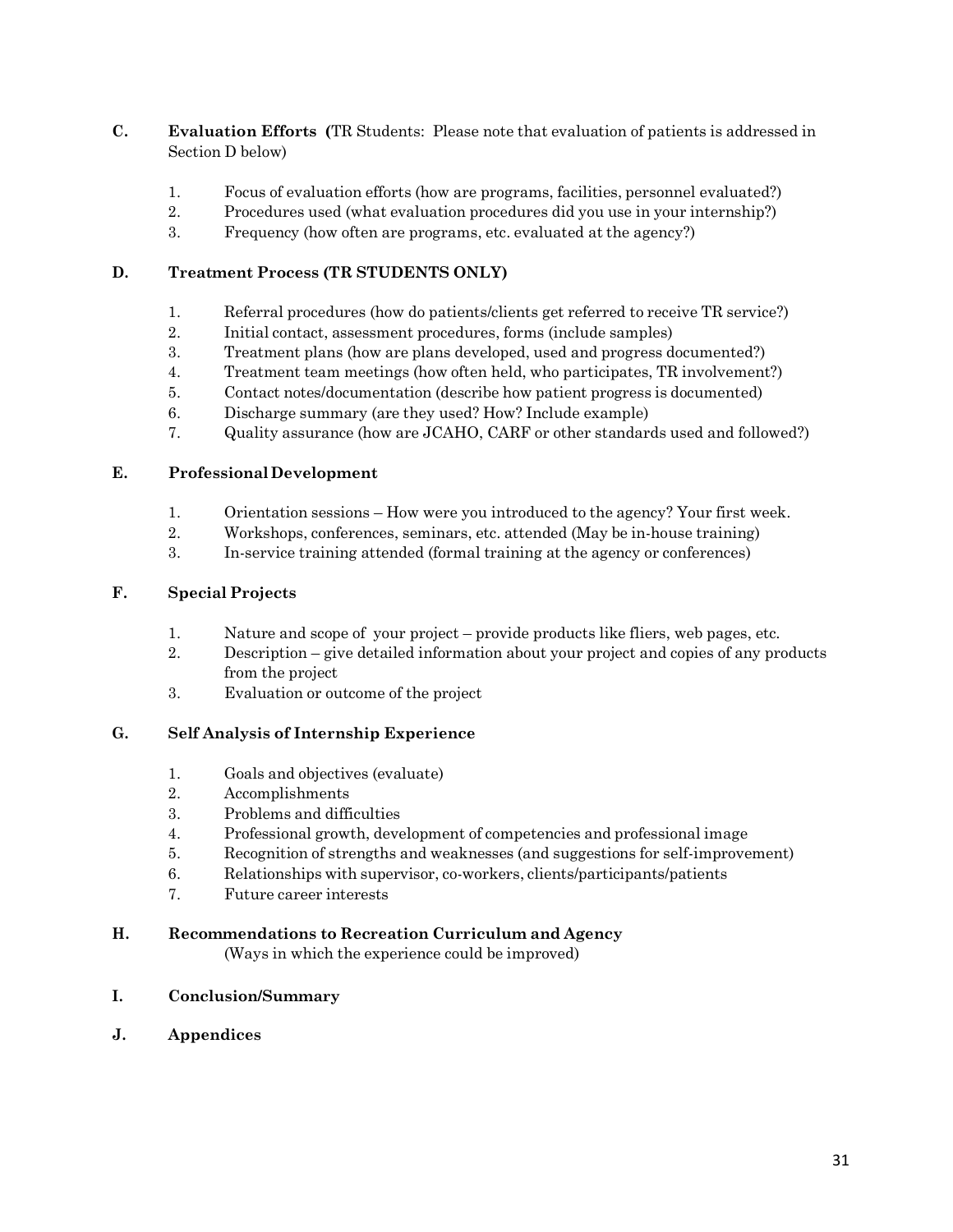**C. Evaluation Efforts** (TR Students: Please note that evaluation of patients is addressed in Section D below)

1. Focus of evaluation efforts (how are programs, facilities, personnel evaluated?)
2. Procedures used (what evaluation procedures did you use in your internship?)
3. Frequency (how often are programs, etc. evaluated at the agency?)

**D. Treatment Process (TR STUDENTS ONLY)**

1. Referral procedures (how do patients/clients get referred to receive TR service?)
2. Initial contact, assessment procedures, forms (include samples)
3. Treatment plans (how are plans developed, used and progress documented?)
4. Treatment team meetings (how often held, who participates, TR involvement?)
5. Contact notes/documentation (describe how patient progress is documented)
6. Discharge summary (are they used? How? Include example)
7. Quality assurance (how are JCAHO, CARF or other standards used and followed?)

**E. Professional Development**

1. Orientation sessions – How were you introduced to the agency? Your first week.
2. Workshops, conferences, seminars, etc. attended (May be in-house training)
3. In-service training attended (formal training at the agency or conferences)

**F. Special Projects**

1. Nature and scope of your project – provide products like fliers, web pages, etc.
2. Description – give detailed information about your project and copies of any products from the project
3. Evaluation or outcome of the project

**G. Self Analysis of Internship Experience**

1. Goals and objectives (evaluate)
2. Accomplishments
3. Problems and difficulties
4. Professional growth, development of competencies and professional image
5. Recognition of strengths and weaknesses (and suggestions for self-improvement)
6. Relationships with supervisor, co-workers, clients/participants/patients
7. Future career interests

**H. Recommendations to Recreation Curriculum and Agency**
(Ways in which the experience could be improved)

**I. Conclusion/Summary**

**J. Appendices**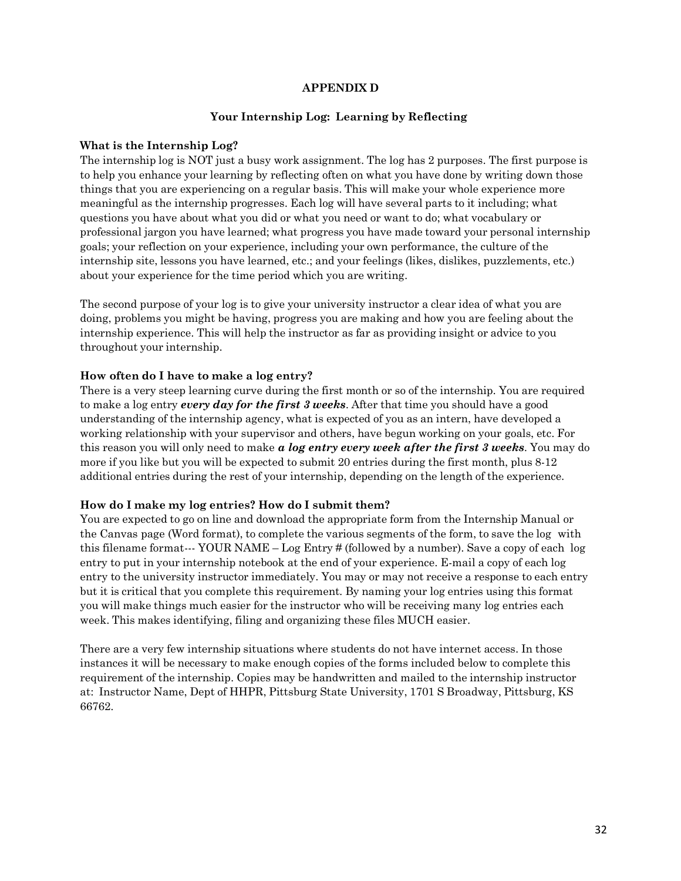# APPENDIX D

## Your Internship Log: Learning by Reflecting

### What is the Internship Log?

The internship log is NOT just a busy work assignment. The log has 2 purposes. The first purpose is to help you enhance your learning by reflecting often on what you have done by writing down those things that you are experiencing on a regular basis. This will make your whole experience more meaningful as the internship progresses. Each log will have several parts to it including; what questions you have about what you did or what you need or want to do; what vocabulary or professional jargon you have learned; what progress you have made toward your personal internship goals; your reflection on your experience, including your own performance, the culture of the internship site, lessons you have learned, etc.; and your feelings (likes, dislikes, puzzlements, etc.) about your experience for the time period which you are writing.

The second purpose of your log is to give your university instructor a clear idea of what you are doing, problems you might be having, progress you are making and how you are feeling about the internship experience. This will help the instructor as far as providing insight or advice to you throughout your internship.

### How often do I have to make a log entry?

There is a very steep learning curve during the first month or so of the internship. You are required to make a log entry ***every day for the first 3 weeks***. After that time you should have a good understanding of the internship agency, what is expected of you as an intern, have developed a working relationship with your supervisor and others, have begun working on your goals, etc. For this reason you will only need to make ***a log entry every week after the first 3 weeks***. You may do more if you like but you will be expected to submit 20 entries during the first month, plus 8-12 additional entries during the rest of your internship, depending on the length of the experience.

### How do I make my log entries? How do I submit them?

You are expected to go on line and download the appropriate form from the Internship Manual or the Canvas page (Word format), to complete the various segments of the form, to save the log with this filename format--- YOUR NAME – Log Entry # (followed by a number). Save a copy of each log entry to put in your internship notebook at the end of your experience. E-mail a copy of each log entry to the university instructor immediately. You may or may not receive a response to each entry but it is critical that you complete this requirement. By naming your log entries using this format you will make things much easier for the instructor who will be receiving many log entries each week. This makes identifying, filing and organizing these files MUCH easier.

There are a very few internship situations where students do not have internet access. In those instances it will be necessary to make enough copies of the forms included below to complete this requirement of the internship. Copies may be handwritten and mailed to the internship instructor at: Instructor Name, Dept of HHPR, Pittsburg State University, 1701 S Broadway, Pittsburg, KS 66762.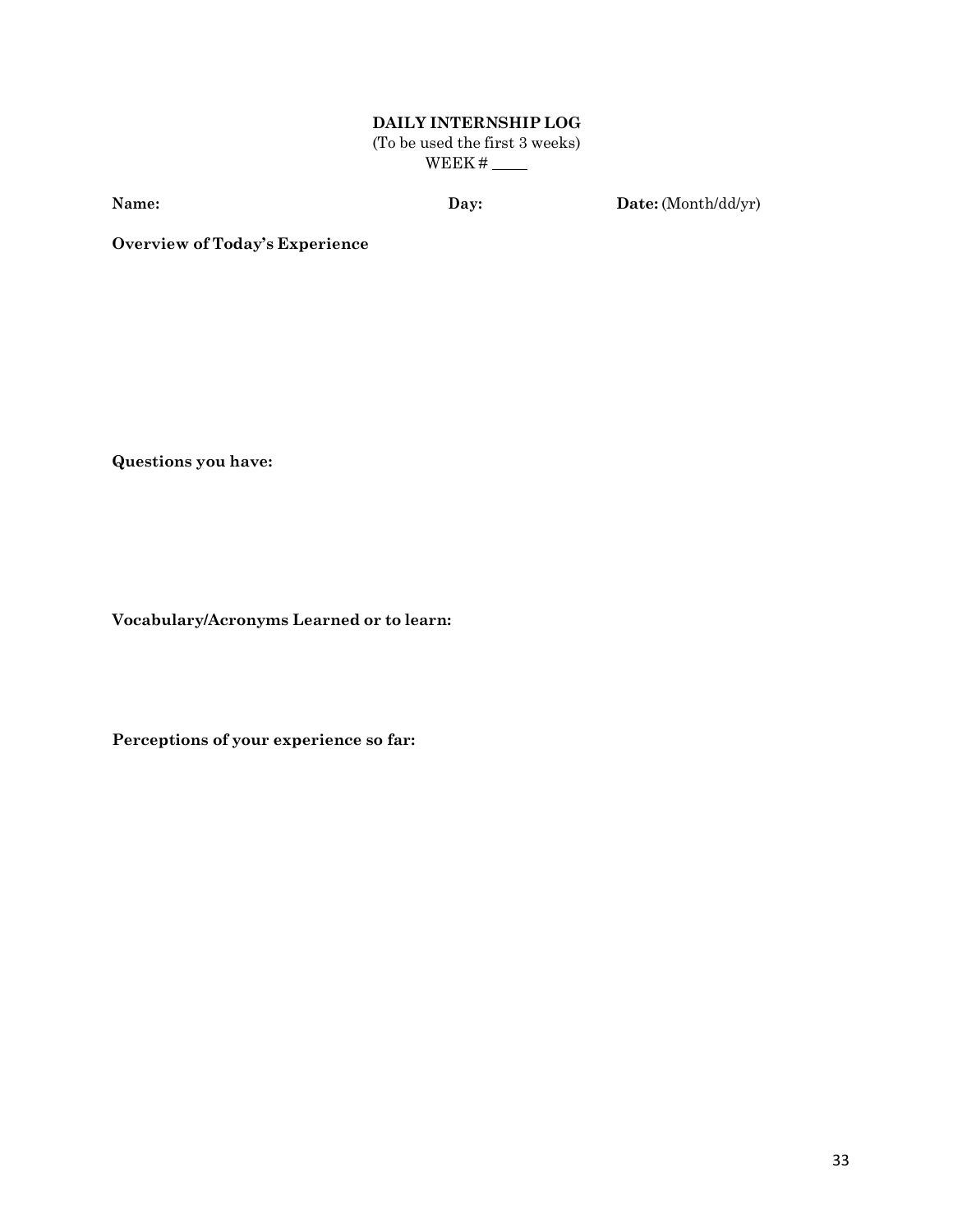**DAILY INTERNSHIP LOG**

(To be used the first 3 weeks)

WEEK # \_\_\_\_

**Name:** **Day:** **Date:** (Month/dd/yr)

**Overview of Today's Experience**

**Questions you have:**

**Vocabulary/Acronyms Learned or to learn:**

**Perceptions of your experience so far:**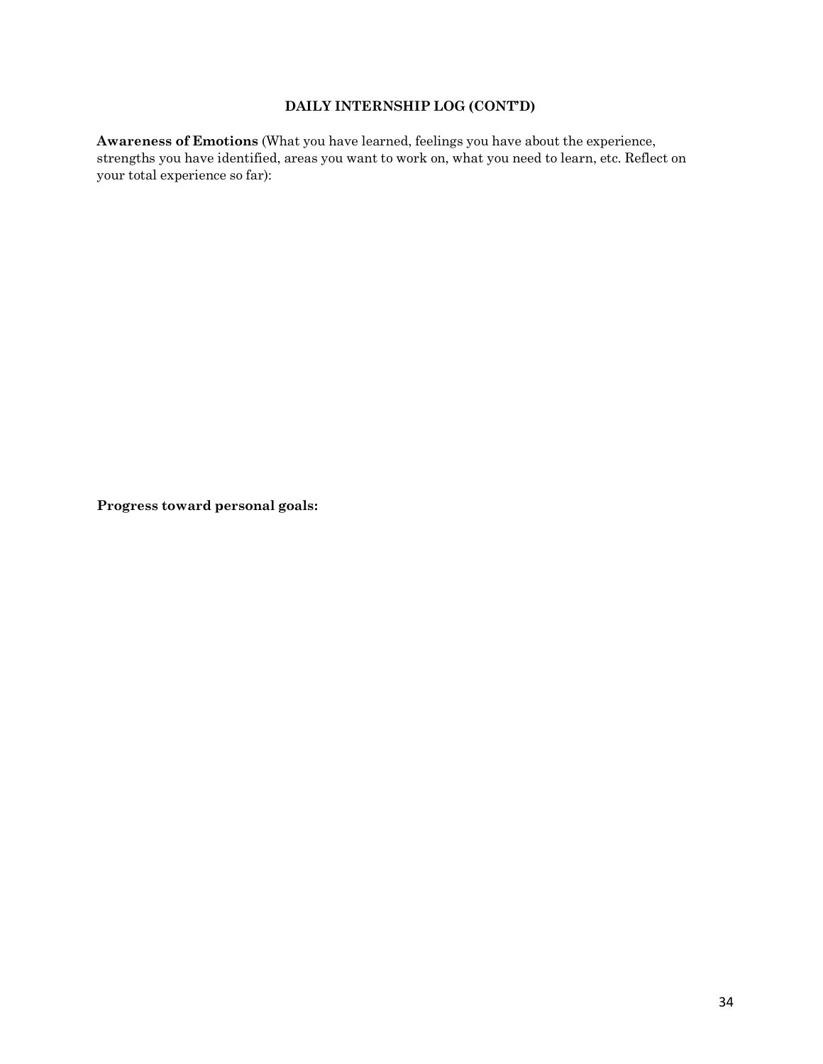## DAILY INTERNSHIP LOG (CONT'D)

**Awareness of Emotions** (What you have learned, feelings you have about the experience, strengths you have identified, areas you want to work on, what you need to learn, etc. Reflect on your total experience so far):

**Progress toward personal goals:**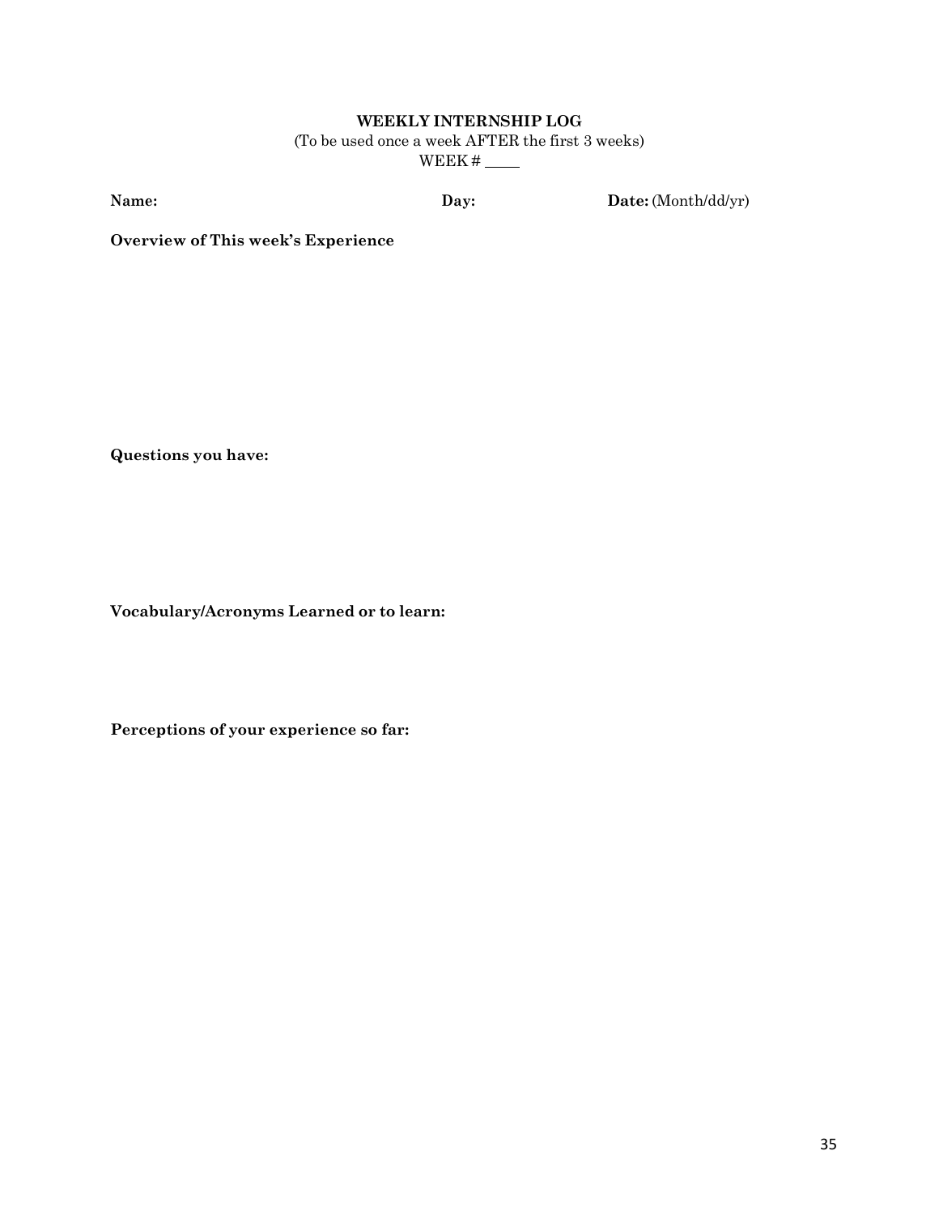**WEEKLY INTERNSHIP LOG**

(To be used once a week AFTER the first 3 weeks)

WEEK # ____

**Name:** **Day:** **Date:** (Month/dd/yr)

**Overview of This week's Experience**

**Questions you have:**

**Vocabulary/Acronyms Learned or to learn:**

**Perceptions of your experience so far:**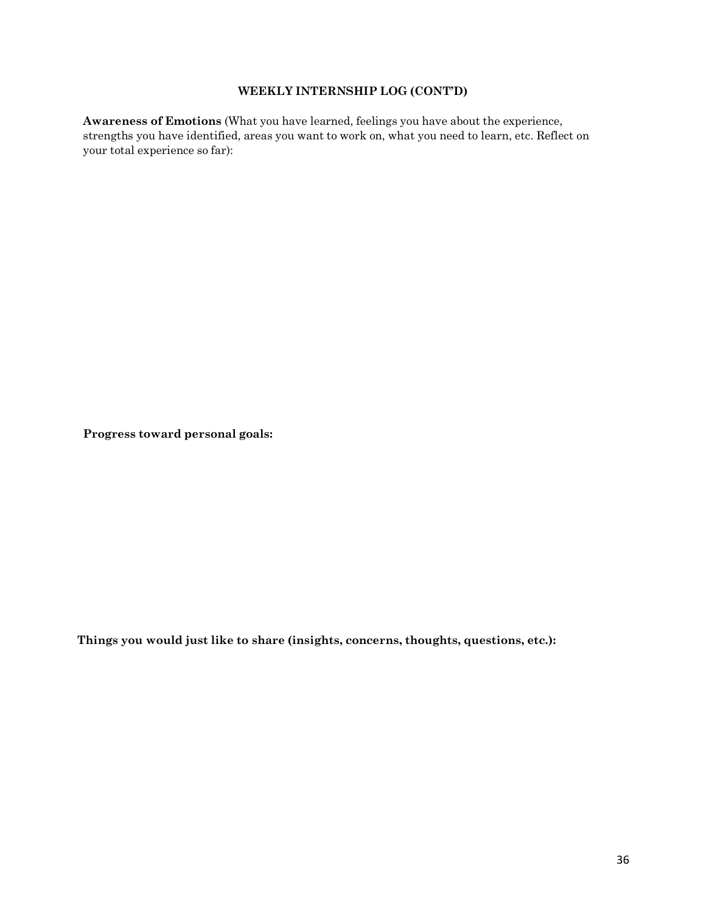### WEEKLY INTERNSHIP LOG (CONT'D)

**Awareness of Emotions** (What you have learned, feelings you have about the experience, strengths you have identified, areas you want to work on, what you need to learn, etc. Reflect on your total experience so far):

**Progress toward personal goals:**

**Things you would just like to share (insights, concerns, thoughts, questions, etc.):**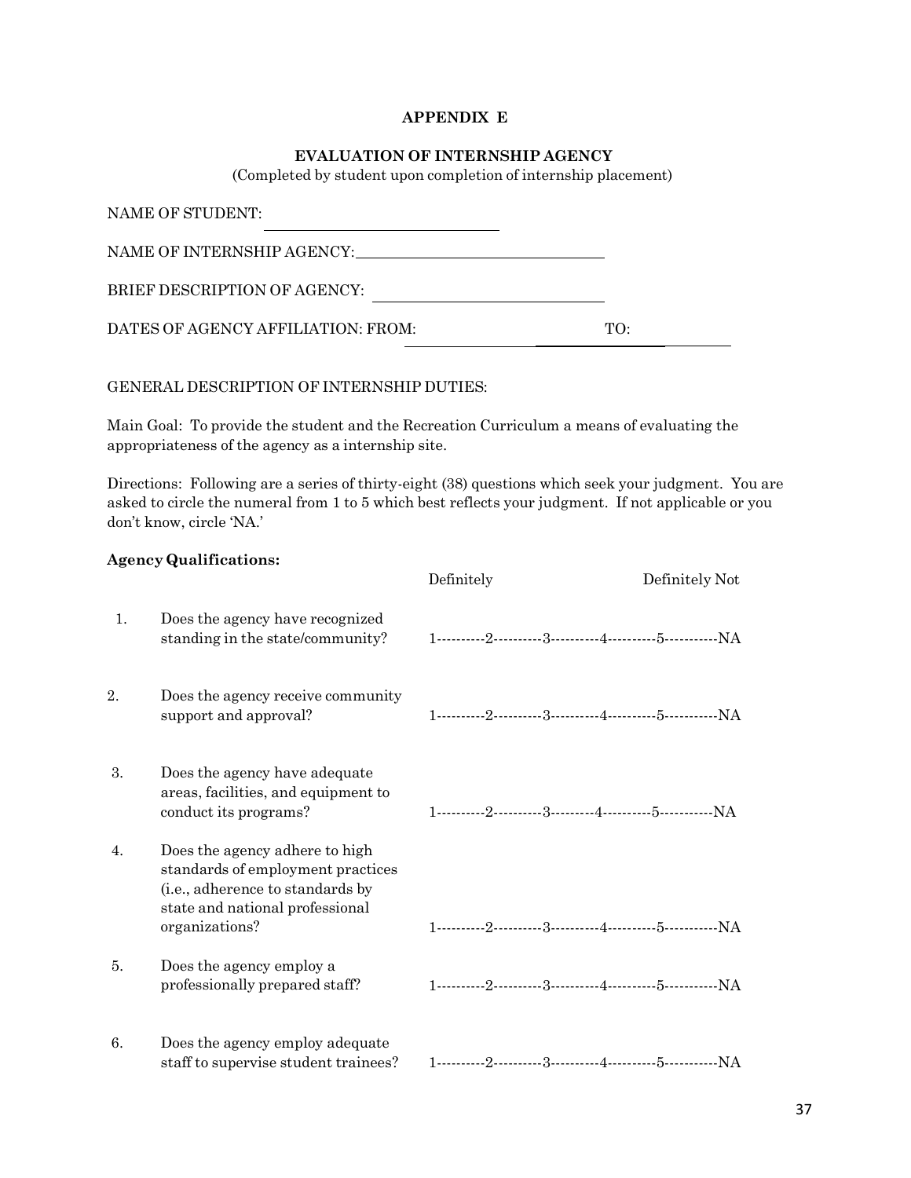## APPENDIX E

### EVALUATION OF INTERNSHIP AGENCY

(Completed by student upon completion of internship placement)

NAME OF STUDENT: ______________________________

NAME OF INTERNSHIP AGENCY: ______________________________

BRIEF DESCRIPTION OF AGENCY: ______________________________

DATES OF AGENCY AFFILIATION: FROM: ______________________ TO: ______________________

GENERAL DESCRIPTION OF INTERNSHIP DUTIES:

Main Goal: To provide the student and the Recreation Curriculum a means of evaluating the appropriateness of the agency as a internship site.

Directions: Following are a series of thirty-eight (38) questions which seek your judgment. You are asked to circle the numeral from 1 to 5 which best reflects your judgment. If not applicable or you don't know, circle 'NA.'

**Agency Qualifications:**

| | | Definitely — Definitely Not |
|---|---|---|
| 1. | Does the agency have recognized standing in the state/community? | 1----------2----------3----------4----------5-----------NA |
| 2. | Does the agency receive community support and approval? | 1----------2----------3----------4----------5-----------NA |
| 3. | Does the agency have adequate areas, facilities, and equipment to conduct its programs? | 1----------2----------3---------4----------5-----------NA |
| 4. | Does the agency adhere to high standards of employment practices (i.e., adherence to standards by state and national professional organizations? | 1----------2----------3----------4----------5-----------NA |
| 5. | Does the agency employ a professionally prepared staff? | 1----------2----------3----------4----------5-----------NA |
| 6. | Does the agency employ adequate staff to supervise student trainees? | 1----------2----------3----------4----------5-----------NA |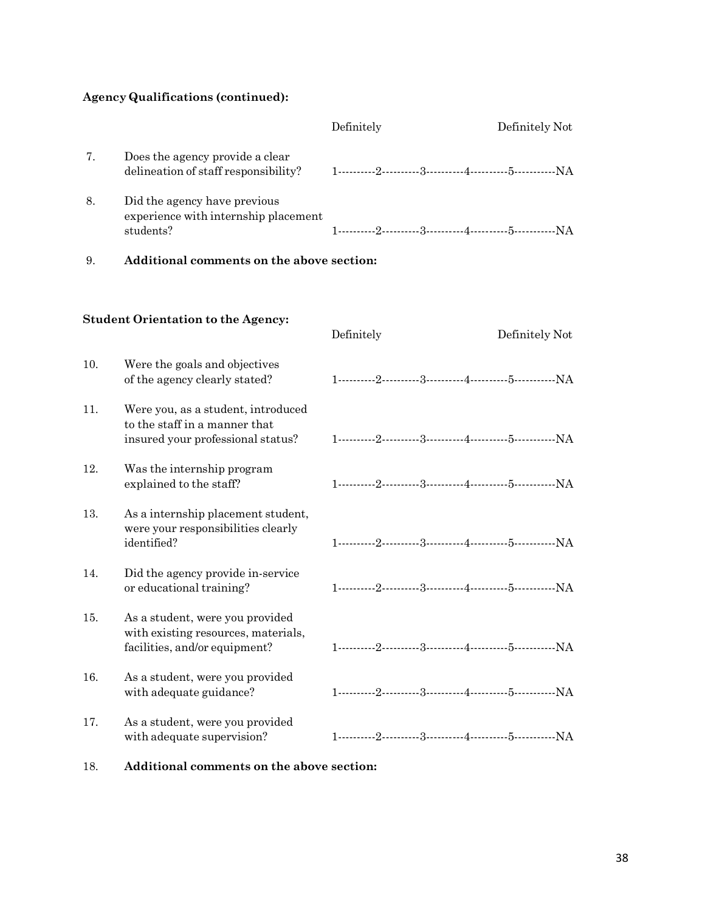**Agency Qualifications (continued):**

| | | Definitely | Definitely Not |
|---|---|---|---|
| 7. | Does the agency provide a clear delineation of staff responsibility? | 1----------2----------3----------4----------5-----------NA | |
| 8. | Did the agency have previous experience with internship placement students? | 1----------2----------3----------4----------5-----------NA | |

9. **Additional comments on the above section:**

**Student Orientation to the Agency:**

| | | Definitely | Definitely Not |
|---|---|---|---|
| 10. | Were the goals and objectives of the agency clearly stated? | 1----------2----------3----------4----------5-----------NA | |
| 11. | Were you, as a student, introduced to the staff in a manner that insured your professional status? | 1----------2----------3----------4----------5-----------NA | |
| 12. | Was the internship program explained to the staff? | 1----------2----------3----------4----------5-----------NA | |
| 13. | As a internship placement student, were your responsibilities clearly identified? | 1----------2----------3----------4----------5-----------NA | |
| 14. | Did the agency provide in-service or educational training? | 1----------2----------3----------4----------5-----------NA | |
| 15. | As a student, were you provided with existing resources, materials, facilities, and/or equipment? | 1----------2----------3----------4----------5-----------NA | |
| 16. | As a student, were you provided with adequate guidance? | 1----------2----------3----------4----------5-----------NA | |
| 17. | As a student, were you provided with adequate supervision? | 1----------2----------3----------4----------5-----------NA | |

18. **Additional comments on the above section:**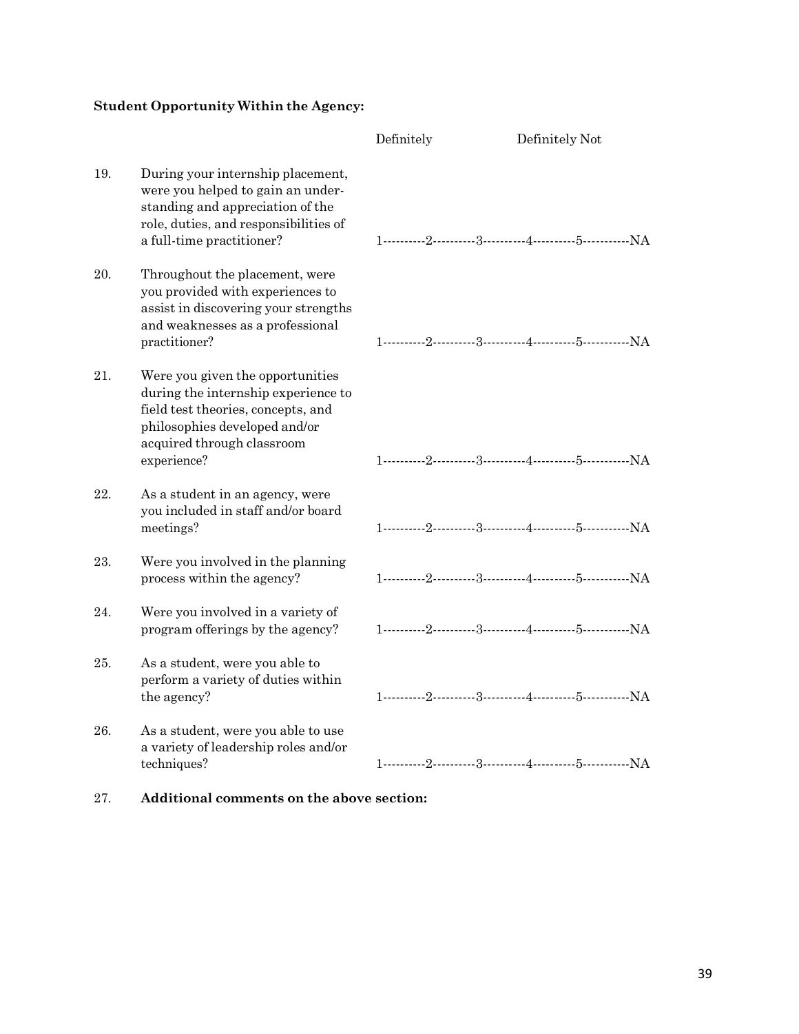**Student Opportunity Within the Agency:**

| | | Definitely | Definitely Not |
|---|---|---|---|
| 19. | During your internship placement, were you helped to gain an understanding and appreciation of the role, duties, and responsibilities of a full-time practitioner? | 1----------2----------3----------4----------5-----------NA | |
| 20. | Throughout the placement, were you provided with experiences to assist in discovering your strengths and weaknesses as a professional practitioner? | 1----------2----------3----------4----------5-----------NA | |
| 21. | Were you given the opportunities during the internship experience to field test theories, concepts, and philosophies developed and/or acquired through classroom experience? | 1----------2----------3----------4----------5-----------NA | |
| 22. | As a student in an agency, were you included in staff and/or board meetings? | 1----------2----------3----------4----------5-----------NA | |
| 23. | Were you involved in the planning process within the agency? | 1----------2----------3----------4----------5-----------NA | |
| 24. | Were you involved in a variety of program offerings by the agency? | 1----------2----------3----------4----------5-----------NA | |
| 25. | As a student, were you able to perform a variety of duties within the agency? | 1----------2----------3----------4----------5-----------NA | |
| 26. | As a student, were you able to use a variety of leadership roles and/or techniques? | 1----------2----------3----------4----------5-----------NA | |

27. **Additional comments on the above section:**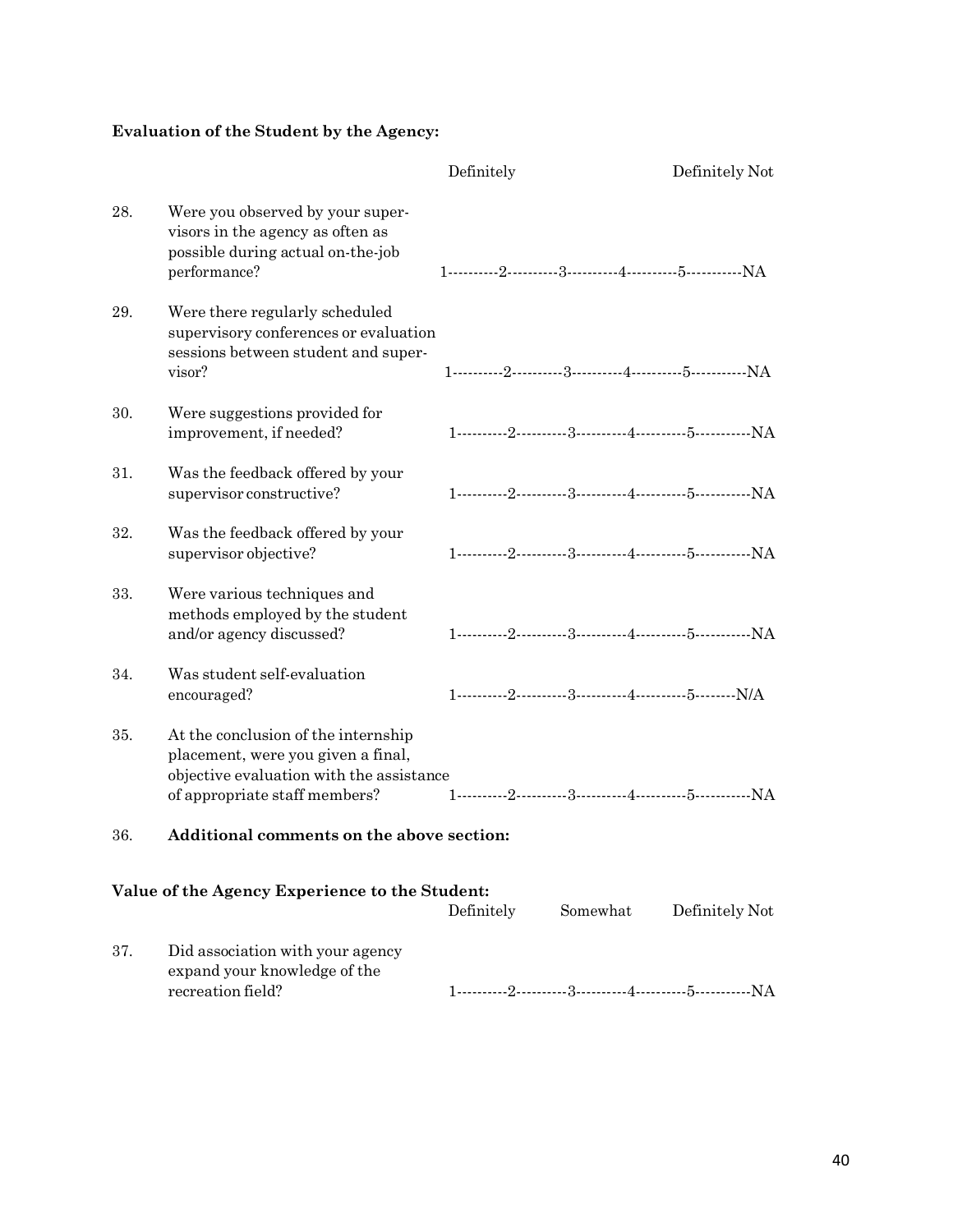**Evaluation of the Student by the Agency:**

| | | Definitely | | Definitely Not |
|---|---|---|---|---|
| 28. | Were you observed by your supervisors in the agency as often as possible during actual on-the-job performance? | 1----------2----------3----------4----------5-----------NA | | |
| 29. | Were there regularly scheduled supervisory conferences or evaluation sessions between student and supervisor? | 1----------2----------3----------4----------5-----------NA | | |
| 30. | Were suggestions provided for improvement, if needed? | 1----------2----------3----------4----------5-----------NA | | |
| 31. | Was the feedback offered by your supervisor constructive? | 1----------2----------3----------4----------5-----------NA | | |
| 32. | Was the feedback offered by your supervisor objective? | 1----------2----------3----------4----------5-----------NA | | |
| 33. | Were various techniques and methods employed by the student and/or agency discussed? | 1----------2----------3----------4----------5-----------NA | | |
| 34. | Was student self-evaluation encouraged? | 1----------2----------3----------4----------5--------N/A | | |
| 35. | At the conclusion of the internship placement, were you given a final, objective evaluation with the assistance of appropriate staff members? | 1----------2----------3----------4----------5-----------NA | | |

36. **Additional comments on the above section:**

**Value of the Agency Experience to the Student:**

| | | Definitely | Somewhat | Definitely Not |
|---|---|---|---|---|
| 37. | Did association with your agency expand your knowledge of the recreation field? | 1----------2----------3----------4----------5-----------NA | | |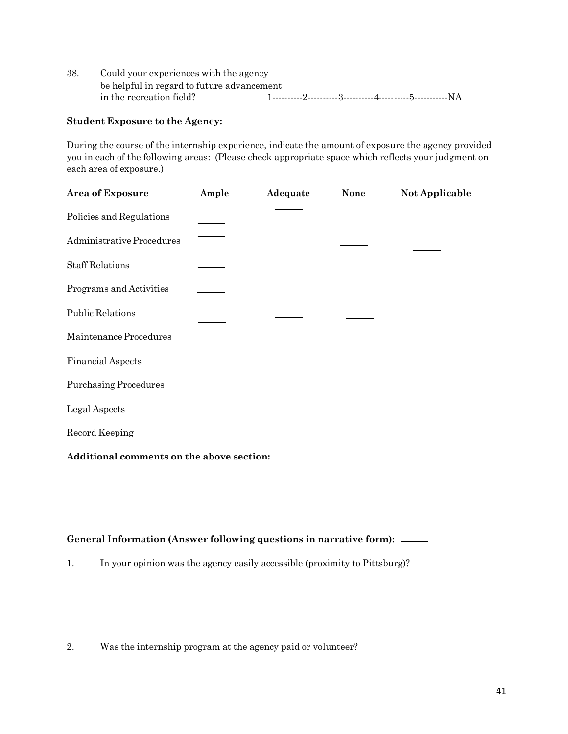38. Could your experiences with the agency be helpful in regard to future advancement in the recreation field? 1----------2----------3----------4----------5-----------NA

**Student Exposure to the Agency:**

During the course of the internship experience, indicate the amount of exposure the agency provided you in each of the following areas: (Please check appropriate space which reflects your judgment on each area of exposure.)

| Area of Exposure | Ample | Adequate | None | Not Applicable |
|---|---|---|---|---|
| Policies and Regulations | ______ | ______ | ______ | ______ |
| Administrative Procedures | ______ | ______ | ______ | ______ |
| Staff Relations | ______ | ______ | ______ | ______ |
| Programs and Activities | ______ | ______ | ______ | |
| Public Relations | ______ | ______ | ______ | |
| Maintenance Procedures | | | | |
| Financial Aspects | | | | |
| Purchasing Procedures | | | | |
| Legal Aspects | | | | |
| Record Keeping | | | | |

**Additional comments on the above section:**

**General Information (Answer following questions in narrative form):** ______

1. In your opinion was the agency easily accessible (proximity to Pittsburg)?

2. Was the internship program at the agency paid or volunteer?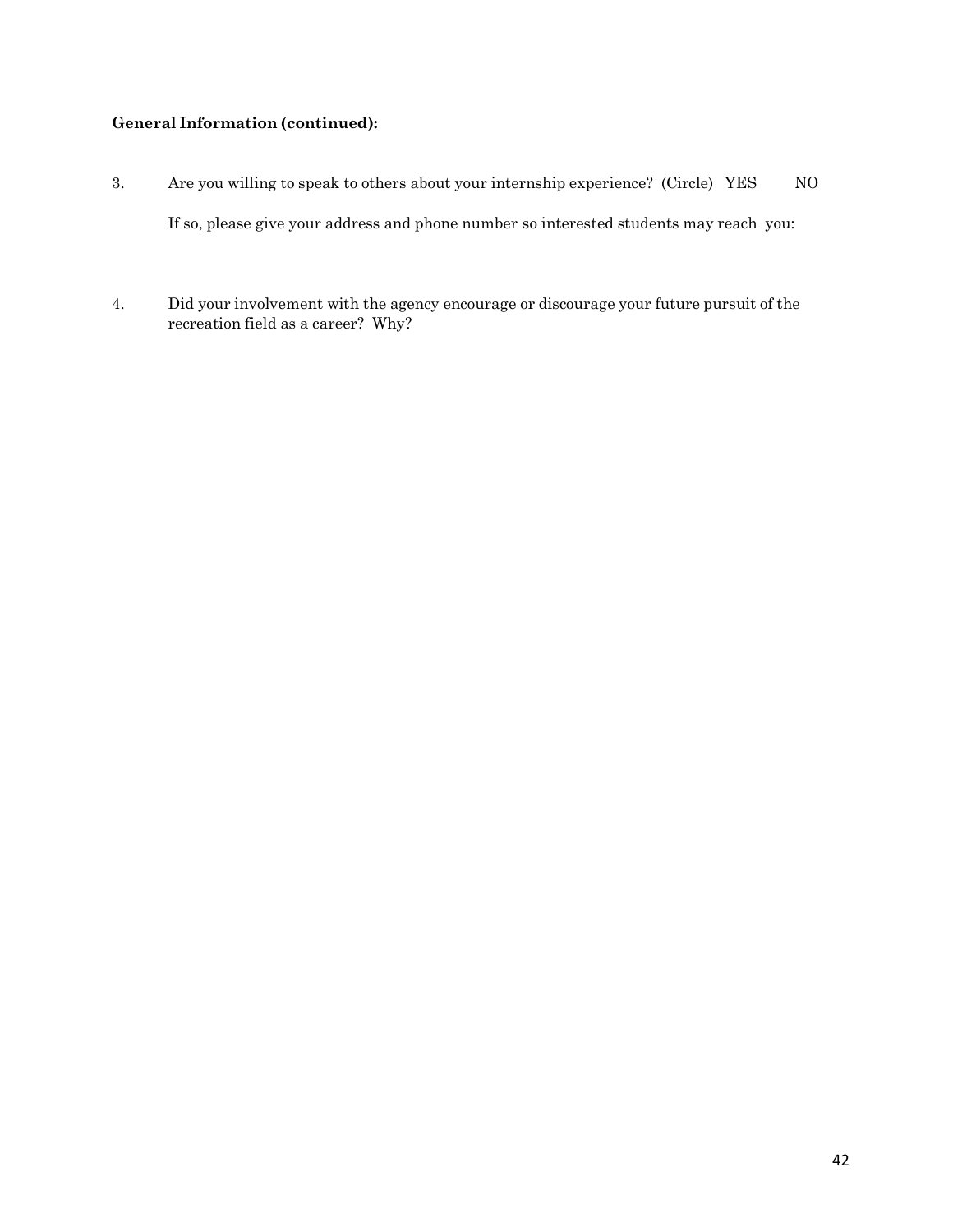**General Information (continued):**

3. Are you willing to speak to others about your internship experience? (Circle) YES NO

   If so, please give your address and phone number so interested students may reach you:

4. Did your involvement with the agency encourage or discourage your future pursuit of the recreation field as a career? Why?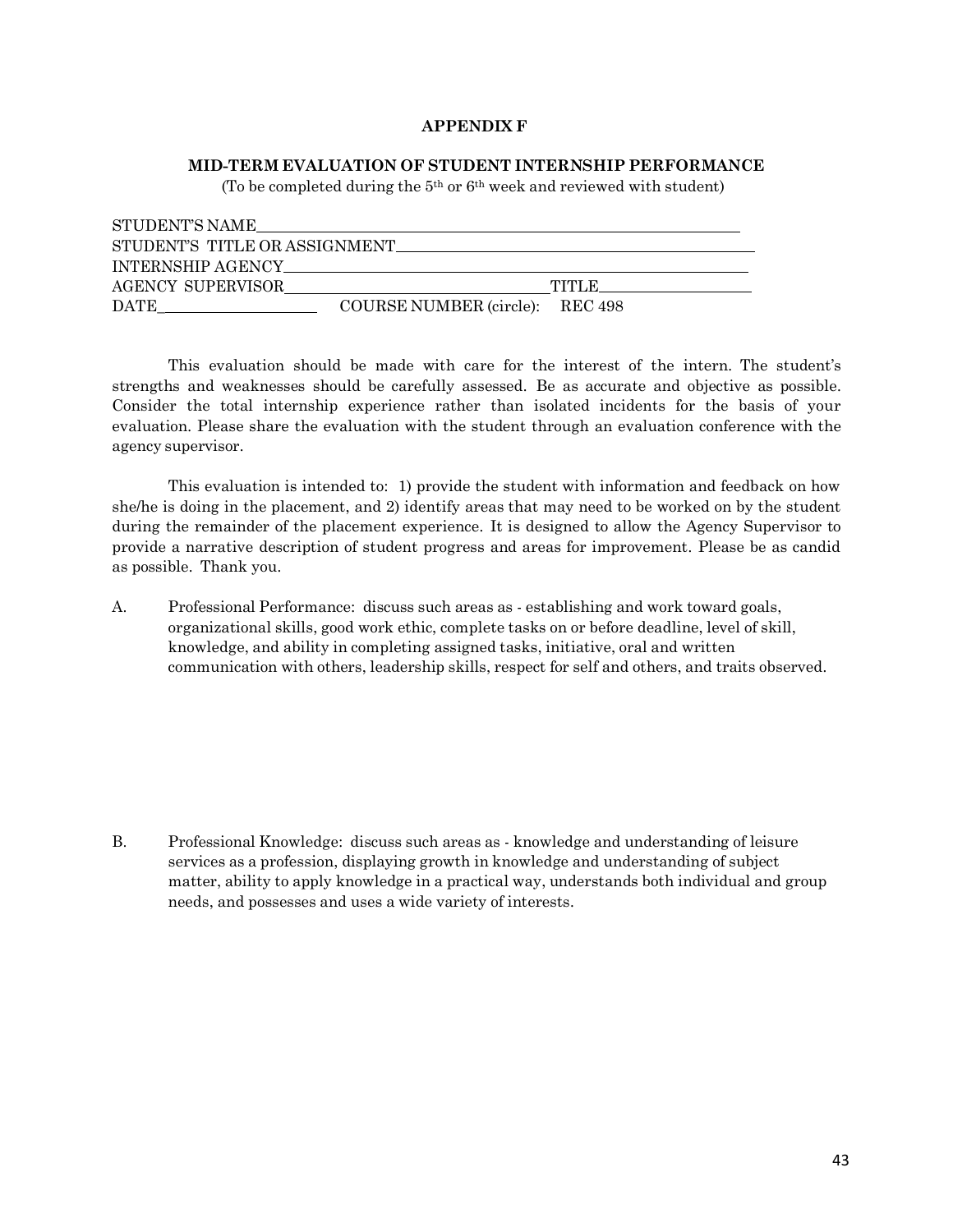# APPENDIX F

## MID-TERM EVALUATION OF STUDENT INTERNSHIP PERFORMANCE

(To be completed during the 5th or 6th week and reviewed with student)

STUDENT'S NAME\_\_\_\_\_\_\_\_\_\_\_\_\_\_\_\_\_\_\_\_\_\_\_\_\_\_\_\_\_\_\_\_\_\_\_\_\_\_\_\_\_\_\_\_\_\_\_\_\_\_\_\_

STUDENT'S TITLE OR ASSIGNMENT\_\_\_\_\_\_\_\_\_\_\_\_\_\_\_\_\_\_\_\_\_\_\_\_\_\_\_\_\_\_\_\_\_\_\_\_\_

INTERNSHIP AGENCY\_\_\_\_\_\_\_\_\_\_\_\_\_\_\_\_\_\_\_\_\_\_\_\_\_\_\_\_\_\_\_\_\_\_\_\_\_\_\_\_\_\_\_\_\_\_\_\_\_

AGENCY SUPERVISOR\_\_\_\_\_\_\_\_\_\_\_\_\_\_\_\_\_\_\_\_\_\_\_\_\_\_TITLE\_\_\_\_\_\_\_\_\_\_\_\_\_\_\_\_

DATE\_\_\_\_\_\_\_\_\_\_\_\_\_\_\_\_ COURSE NUMBER (circle): REC 498

This evaluation should be made with care for the interest of the intern. The student's strengths and weaknesses should be carefully assessed. Be as accurate and objective as possible. Consider the total internship experience rather than isolated incidents for the basis of your evaluation. Please share the evaluation with the student through an evaluation conference with the agency supervisor.

This evaluation is intended to: 1) provide the student with information and feedback on how she/he is doing in the placement, and 2) identify areas that may need to be worked on by the student during the remainder of the placement experience. It is designed to allow the Agency Supervisor to provide a narrative description of student progress and areas for improvement. Please be as candid as possible. Thank you.

A. Professional Performance: discuss such areas as - establishing and work toward goals, organizational skills, good work ethic, complete tasks on or before deadline, level of skill, knowledge, and ability in completing assigned tasks, initiative, oral and written communication with others, leadership skills, respect for self and others, and traits observed.

B. Professional Knowledge: discuss such areas as - knowledge and understanding of leisure services as a profession, displaying growth in knowledge and understanding of subject matter, ability to apply knowledge in a practical way, understands both individual and group needs, and possesses and uses a wide variety of interests.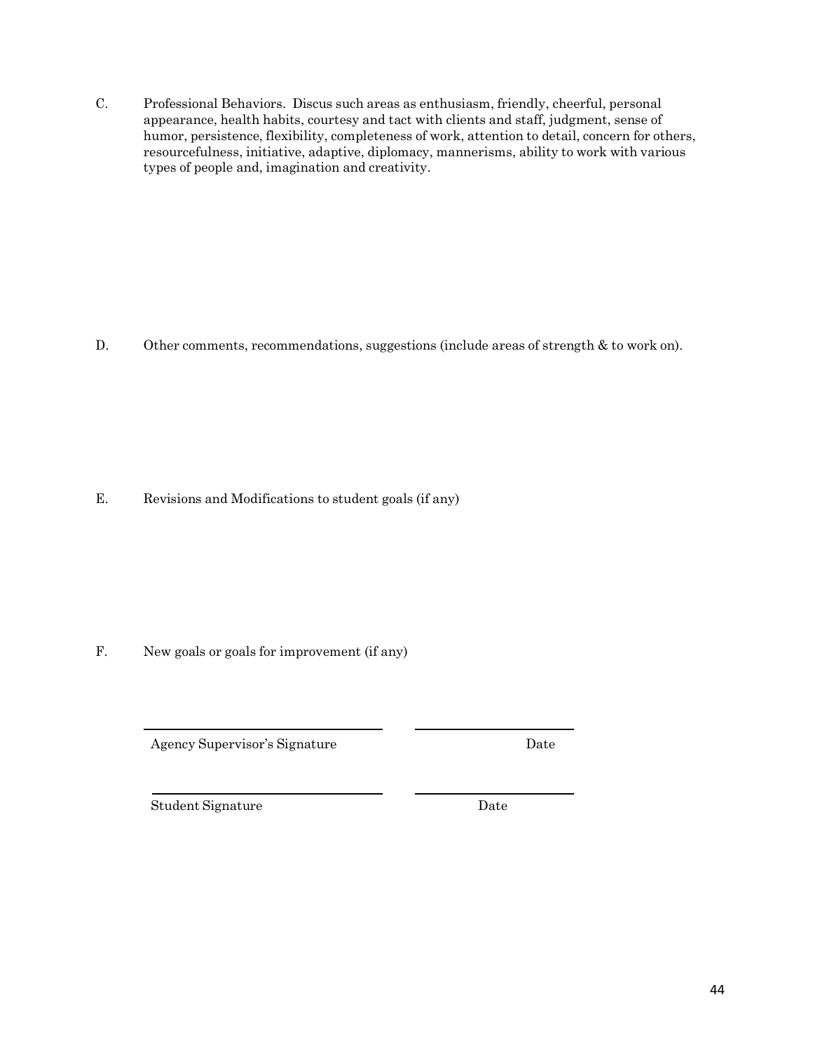C. Professional Behaviors. Discus such areas as enthusiasm, friendly, cheerful, personal appearance, health habits, courtesy and tact with clients and staff, judgment, sense of humor, persistence, flexibility, completeness of work, attention to detail, concern for others, resourcefulness, initiative, adaptive, diplomacy, mannerisms, ability to work with various types of people and, imagination and creativity.

D. Other comments, recommendations, suggestions (include areas of strength & to work on).

E. Revisions and Modifications to student goals (if any)

F. New goals or goals for improvement (if any)

\_\_\_\_\_\_\_\_\_\_\_\_\_\_\_\_\_\_\_\_\_\_\_\_\_\_\_\_ \_\_\_\_\_\_\_\_\_\_\_\_\_\_\_\_\_\_

Agency Supervisor's Signature Date

\_\_\_\_\_\_\_\_\_\_\_\_\_\_\_\_\_\_\_\_\_\_\_\_\_\_\_\_ \_\_\_\_\_\_\_\_\_\_\_\_\_\_\_\_\_\_

Student Signature Date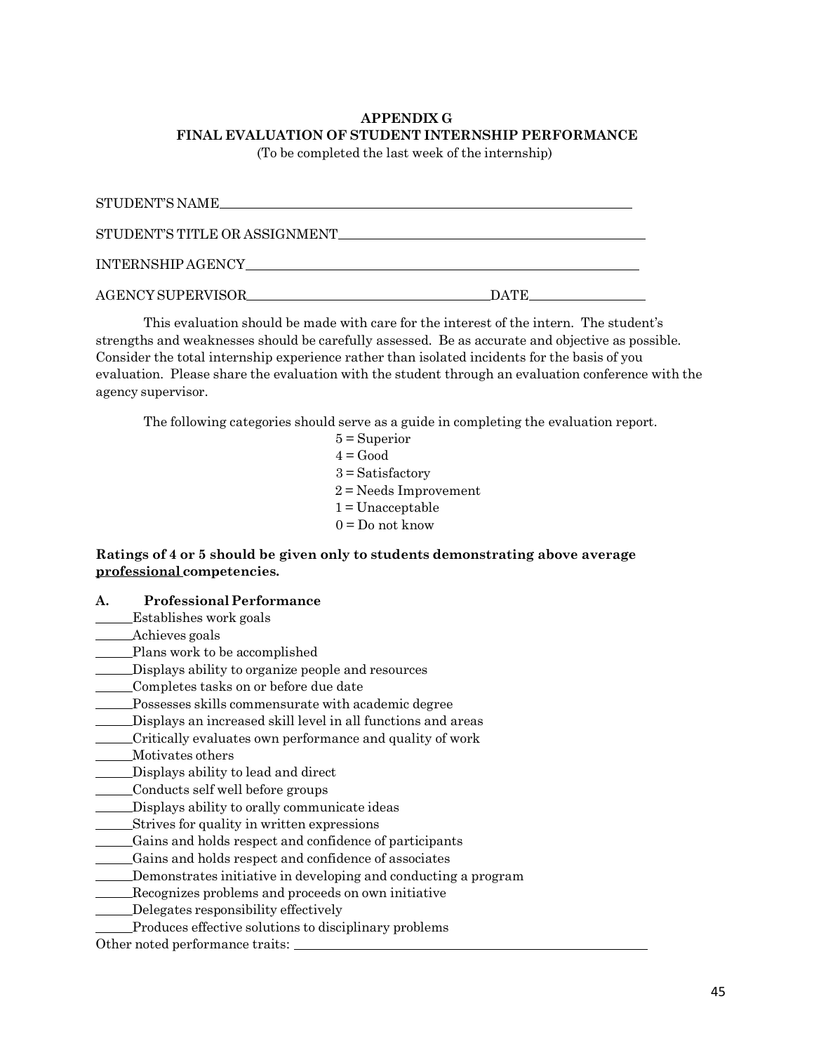# APPENDIX G
## FINAL EVALUATION OF STUDENT INTERNSHIP PERFORMANCE

(To be completed the last week of the internship)

STUDENT'S NAME______________________________________________________________

STUDENT'S TITLE OR ASSIGNMENT_____________________________________________

INTERNSHIP AGENCY__________________________________________________________

AGENCY SUPERVISOR_________________________________DATE________________

This evaluation should be made with care for the interest of the intern. The student's strengths and weaknesses should be carefully assessed. Be as accurate and objective as possible. Consider the total internship experience rather than isolated incidents for the basis of you evaluation. Please share the evaluation with the student through an evaluation conference with the agency supervisor.

The following categories should serve as a guide in completing the evaluation report.

5 = Superior
4 = Good
3 = Satisfactory
2 = Needs Improvement
1 = Unacceptable
0 = Do not know

**Ratings of 4 or 5 should be given only to students demonstrating above average <u>professional</u> competencies.**

**A. Professional Performance**

_____Establishes work goals
_____Achieves goals
_____Plans work to be accomplished
_____Displays ability to organize people and resources
_____Completes tasks on or before due date
_____Possesses skills commensurate with academic degree
_____Displays an increased skill level in all functions and areas
_____Critically evaluates own performance and quality of work
_____Motivates others
_____Displays ability to lead and direct
_____Conducts self well before groups
_____Displays ability to orally communicate ideas
_____Strives for quality in written expressions
_____Gains and holds respect and confidence of participants
_____Gains and holds respect and confidence of associates
_____Demonstrates initiative in developing and conducting a program
_____Recognizes problems and proceeds on own initiative
_____Delegates responsibility effectively
_____Produces effective solutions to disciplinary problems

Other noted performance traits: ______________________________________________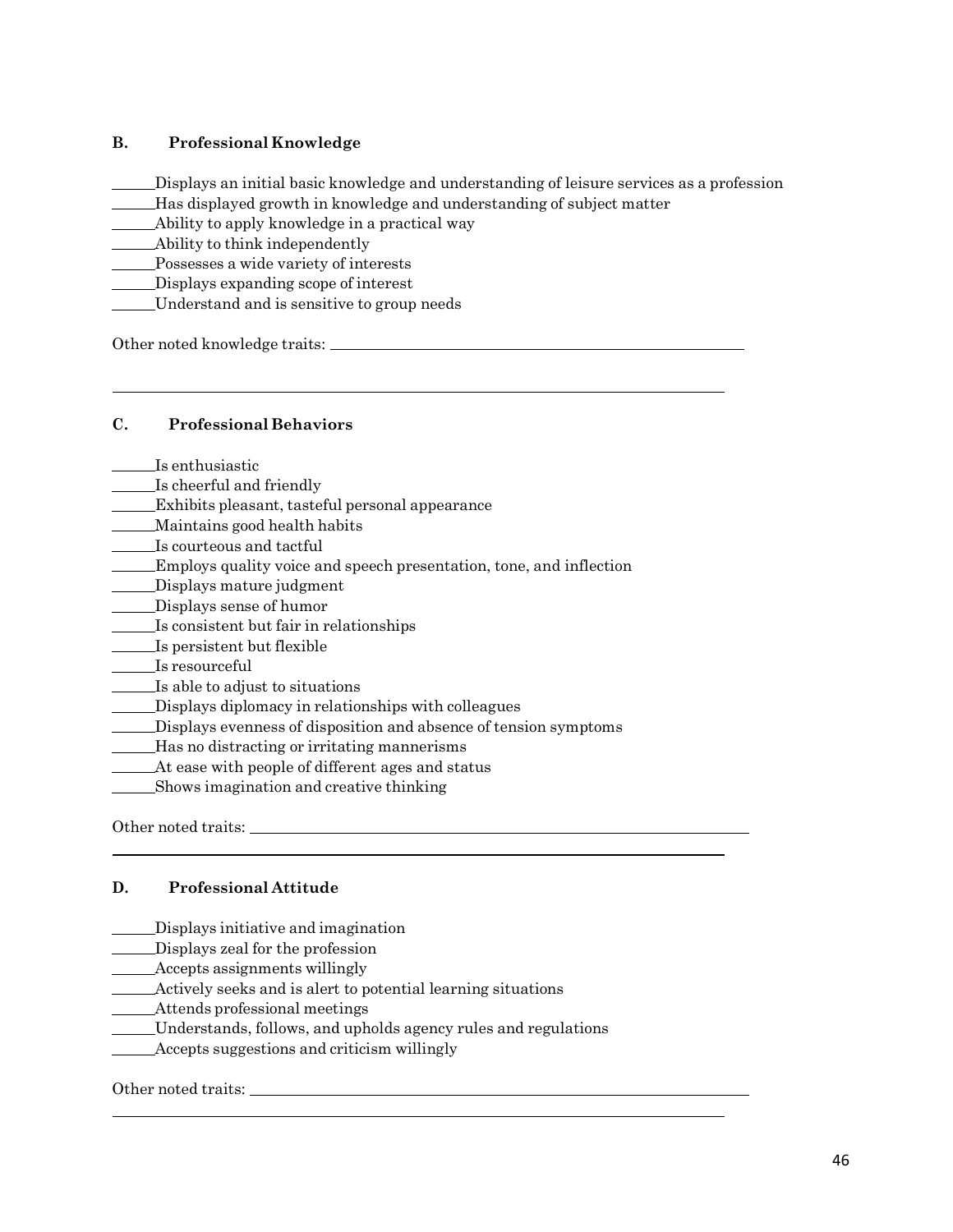## B. Professional Knowledge

\_\_\_\_\_\_Displays an initial basic knowledge and understanding of leisure services as a profession
\_\_\_\_\_\_Has displayed growth in knowledge and understanding of subject matter
\_\_\_\_\_\_Ability to apply knowledge in a practical way
\_\_\_\_\_\_Ability to think independently
\_\_\_\_\_\_Possesses a wide variety of interests
\_\_\_\_\_\_Displays expanding scope of interest
\_\_\_\_\_\_Understand and is sensitive to group needs

Other noted knowledge traits: \_\_\_\_\_\_\_\_\_\_\_\_\_\_\_\_\_\_\_\_\_\_\_\_\_\_\_\_\_\_\_\_\_\_\_\_\_\_\_\_\_\_\_\_\_\_\_\_

\_\_\_\_\_\_\_\_\_\_\_\_\_\_\_\_\_\_\_\_\_\_\_\_\_\_\_\_\_\_\_\_\_\_\_\_\_\_\_\_\_\_\_\_\_\_\_\_\_\_\_\_\_\_\_\_\_\_\_\_\_\_\_\_\_\_\_\_\_\_\_\_\_\_

## C. Professional Behaviors

\_\_\_\_\_\_Is enthusiastic
\_\_\_\_\_\_Is cheerful and friendly
\_\_\_\_\_\_Exhibits pleasant, tasteful personal appearance
\_\_\_\_\_\_Maintains good health habits
\_\_\_\_\_\_Is courteous and tactful
\_\_\_\_\_\_Employs quality voice and speech presentation, tone, and inflection
\_\_\_\_\_\_Displays mature judgment
\_\_\_\_\_\_Displays sense of humor
\_\_\_\_\_\_Is consistent but fair in relationships
\_\_\_\_\_\_Is persistent but flexible
\_\_\_\_\_\_Is resourceful
\_\_\_\_\_\_Is able to adjust to situations
\_\_\_\_\_\_Displays diplomacy in relationships with colleagues
\_\_\_\_\_\_Displays evenness of disposition and absence of tension symptoms
\_\_\_\_\_\_Has no distracting or irritating mannerisms
\_\_\_\_\_\_At ease with people of different ages and status
\_\_\_\_\_\_Shows imagination and creative thinking

Other noted traits: \_\_\_\_\_\_\_\_\_\_\_\_\_\_\_\_\_\_\_\_\_\_\_\_\_\_\_\_\_\_\_\_\_\_\_\_\_\_\_\_\_\_\_\_\_\_\_\_\_\_\_\_\_\_\_\_\_\_

\_\_\_\_\_\_\_\_\_\_\_\_\_\_\_\_\_\_\_\_\_\_\_\_\_\_\_\_\_\_\_\_\_\_\_\_\_\_\_\_\_\_\_\_\_\_\_\_\_\_\_\_\_\_\_\_\_\_\_\_\_\_\_\_\_\_\_\_\_\_\_\_\_\_

## D. Professional Attitude

\_\_\_\_\_\_Displays initiative and imagination
\_\_\_\_\_\_Displays zeal for the profession
\_\_\_\_\_\_Accepts assignments willingly
\_\_\_\_\_\_Actively seeks and is alert to potential learning situations
\_\_\_\_\_\_Attends professional meetings
\_\_\_\_\_\_Understands, follows, and upholds agency rules and regulations
\_\_\_\_\_\_Accepts suggestions and criticism willingly

Other noted traits: \_\_\_\_\_\_\_\_\_\_\_\_\_\_\_\_\_\_\_\_\_\_\_\_\_\_\_\_\_\_\_\_\_\_\_\_\_\_\_\_\_\_\_\_\_\_\_\_\_\_\_\_\_\_\_\_\_\_

\_\_\_\_\_\_\_\_\_\_\_\_\_\_\_\_\_\_\_\_\_\_\_\_\_\_\_\_\_\_\_\_\_\_\_\_\_\_\_\_\_\_\_\_\_\_\_\_\_\_\_\_\_\_\_\_\_\_\_\_\_\_\_\_\_\_\_\_\_\_\_\_\_\_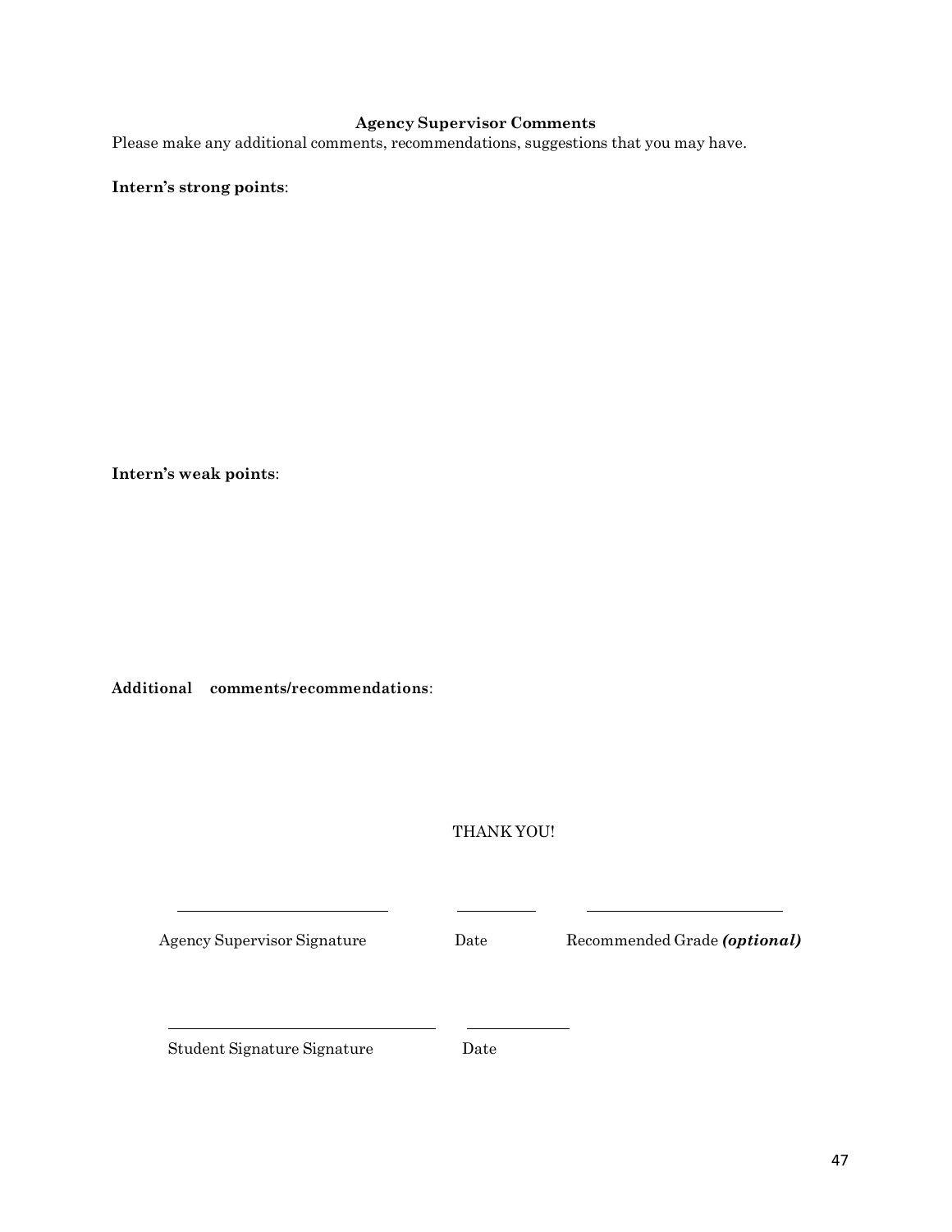## Agency Supervisor Comments

Please make any additional comments, recommendations, suggestions that you may have.

**Intern's strong points**:

**Intern's weak points**:

**Additional comments/recommendations**:

THANK YOU!

| ______________________ | __________ | ______________________ |
|---|---|---|
| Agency Supervisor Signature | Date | Recommended Grade ***(optional)*** |

| ______________________ | __________ |
|---|---|
| Student Signature Signature | Date |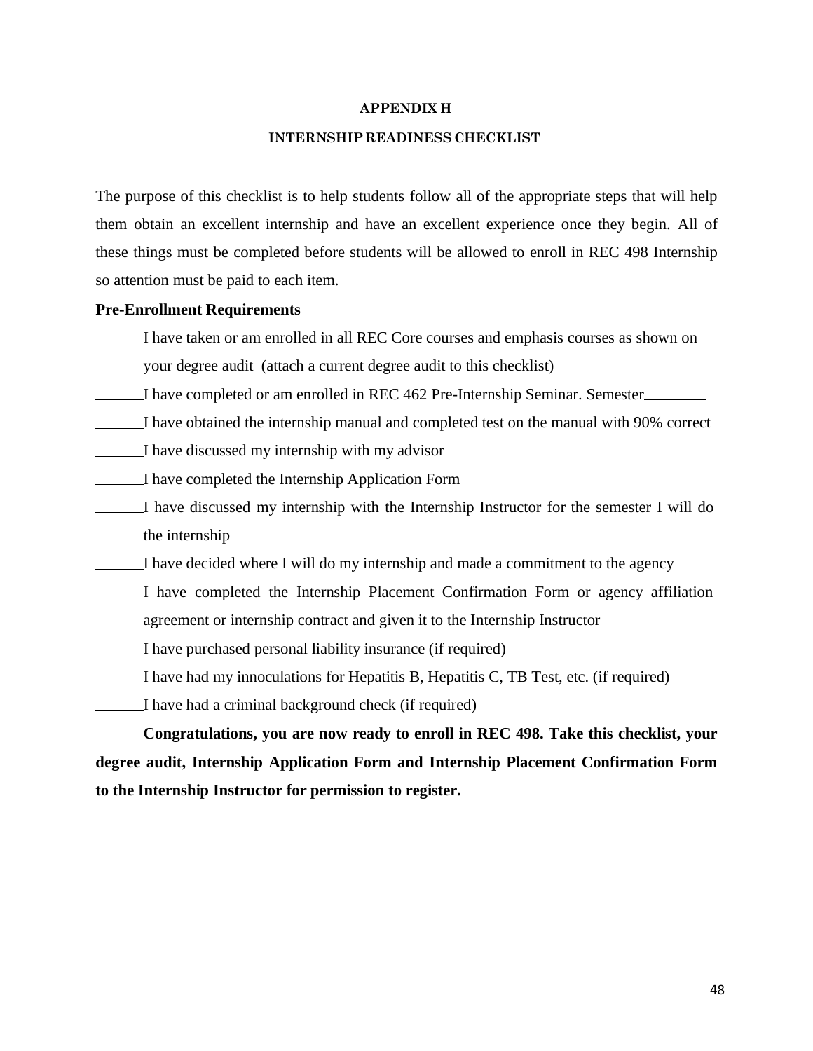# APPENDIX H

## INTERNSHIP READINESS CHECKLIST

The purpose of this checklist is to help students follow all of the appropriate steps that will help them obtain an excellent internship and have an excellent experience once they begin. All of these things must be completed before students will be allowed to enroll in REC 498 Internship so attention must be paid to each item.

**Pre-Enrollment Requirements**

______I have taken or am enrolled in all REC Core courses and emphasis courses as shown on your degree audit (attach a current degree audit to this checklist)

______I have completed or am enrolled in REC 462 Pre-Internship Seminar. Semester________

______I have obtained the internship manual and completed test on the manual with 90% correct

______I have discussed my internship with my advisor

______I have completed the Internship Application Form

______I have discussed my internship with the Internship Instructor for the semester I will do the internship

______I have decided where I will do my internship and made a commitment to the agency

______I have completed the Internship Placement Confirmation Form or agency affiliation agreement or internship contract and given it to the Internship Instructor

______I have purchased personal liability insurance (if required)

______I have had my innoculations for Hepatitis B, Hepatitis C, TB Test, etc. (if required)

______I have had a criminal background check (if required)

**Congratulations, you are now ready to enroll in REC 498. Take this checklist, your degree audit, Internship Application Form and Internship Placement Confirmation Form to the Internship Instructor for permission to register.**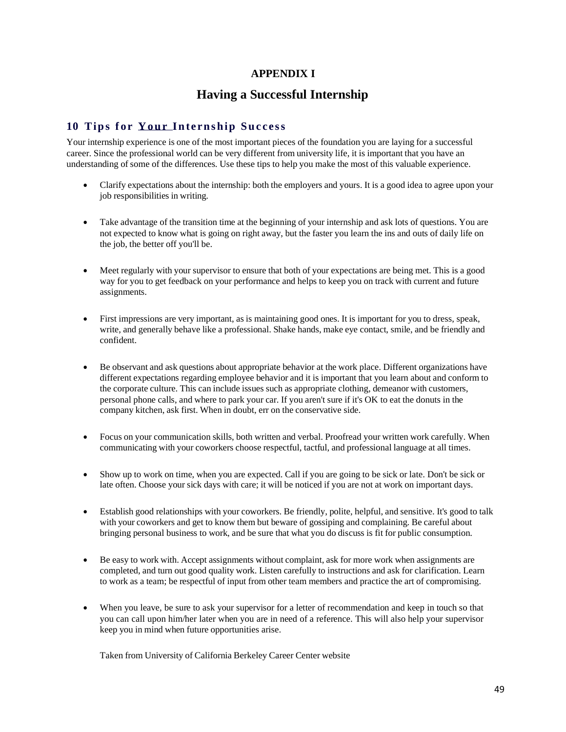# APPENDIX I

## Having a Successful Internship

### 10 Tips for Your Internship Success

Your internship experience is one of the most important pieces of the foundation you are laying for a successful career. Since the professional world can be very different from university life, it is important that you have an understanding of some of the differences. Use these tips to help you make the most of this valuable experience.

- Clarify expectations about the internship: both the employers and yours. It is a good idea to agree upon your job responsibilities in writing.
- Take advantage of the transition time at the beginning of your internship and ask lots of questions. You are not expected to know what is going on right away, but the faster you learn the ins and outs of daily life on the job, the better off you'll be.
- Meet regularly with your supervisor to ensure that both of your expectations are being met. This is a good way for you to get feedback on your performance and helps to keep you on track with current and future assignments.
- First impressions are very important, as is maintaining good ones. It is important for you to dress, speak, write, and generally behave like a professional. Shake hands, make eye contact, smile, and be friendly and confident.
- Be observant and ask questions about appropriate behavior at the work place. Different organizations have different expectations regarding employee behavior and it is important that you learn about and conform to the corporate culture. This can include issues such as appropriate clothing, demeanor with customers, personal phone calls, and where to park your car. If you aren't sure if it's OK to eat the donuts in the company kitchen, ask first. When in doubt, err on the conservative side.
- Focus on your communication skills, both written and verbal. Proofread your written work carefully. When communicating with your coworkers choose respectful, tactful, and professional language at all times.
- Show up to work on time, when you are expected. Call if you are going to be sick or late. Don't be sick or late often. Choose your sick days with care; it will be noticed if you are not at work on important days.
- Establish good relationships with your coworkers. Be friendly, polite, helpful, and sensitive. It's good to talk with your coworkers and get to know them but beware of gossiping and complaining. Be careful about bringing personal business to work, and be sure that what you do discuss is fit for public consumption.
- Be easy to work with. Accept assignments without complaint, ask for more work when assignments are completed, and turn out good quality work. Listen carefully to instructions and ask for clarification. Learn to work as a team; be respectful of input from other team members and practice the art of compromising.
- When you leave, be sure to ask your supervisor for a letter of recommendation and keep in touch so that you can call upon him/her later when you are in need of a reference. This will also help your supervisor keep you in mind when future opportunities arise.

Taken from University of California Berkeley Career Center website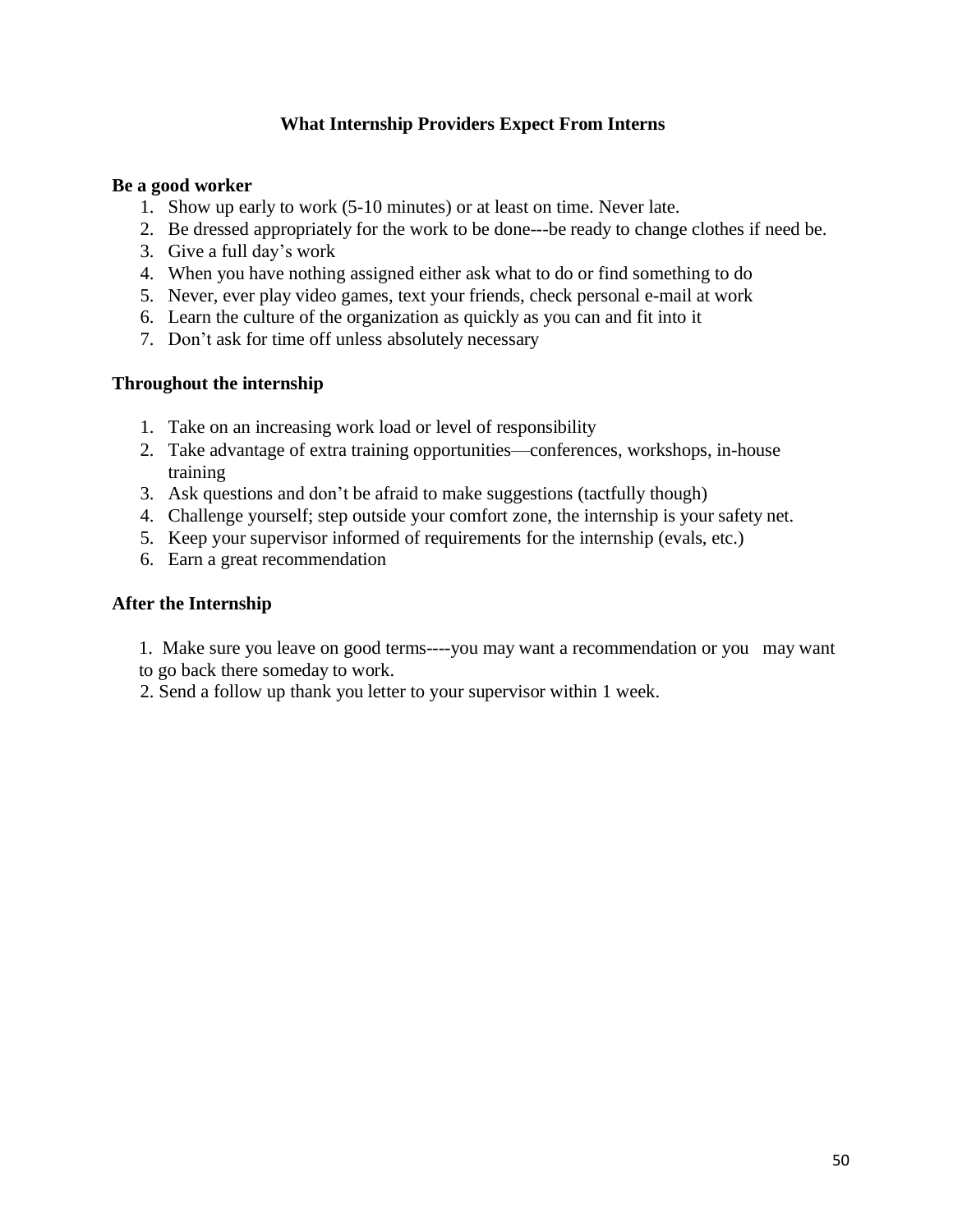## What Internship Providers Expect From Interns

**Be a good worker**

1. Show up early to work (5-10 minutes) or at least on time. Never late.
2. Be dressed appropriately for the work to be done---be ready to change clothes if need be.
3. Give a full day's work
4. When you have nothing assigned either ask what to do or find something to do
5. Never, ever play video games, text your friends, check personal e-mail at work
6. Learn the culture of the organization as quickly as you can and fit into it
7. Don't ask for time off unless absolutely necessary

**Throughout the internship**

1. Take on an increasing work load or level of responsibility
2. Take advantage of extra training opportunities—conferences, workshops, in-house training
3. Ask questions and don't be afraid to make suggestions (tactfully though)
4. Challenge yourself; step outside your comfort zone, the internship is your safety net.
5. Keep your supervisor informed of requirements for the internship (evals, etc.)
6. Earn a great recommendation

**After the Internship**

1. Make sure you leave on good terms----you may want a recommendation or you may want to go back there someday to work.
2. Send a follow up thank you letter to your supervisor within 1 week.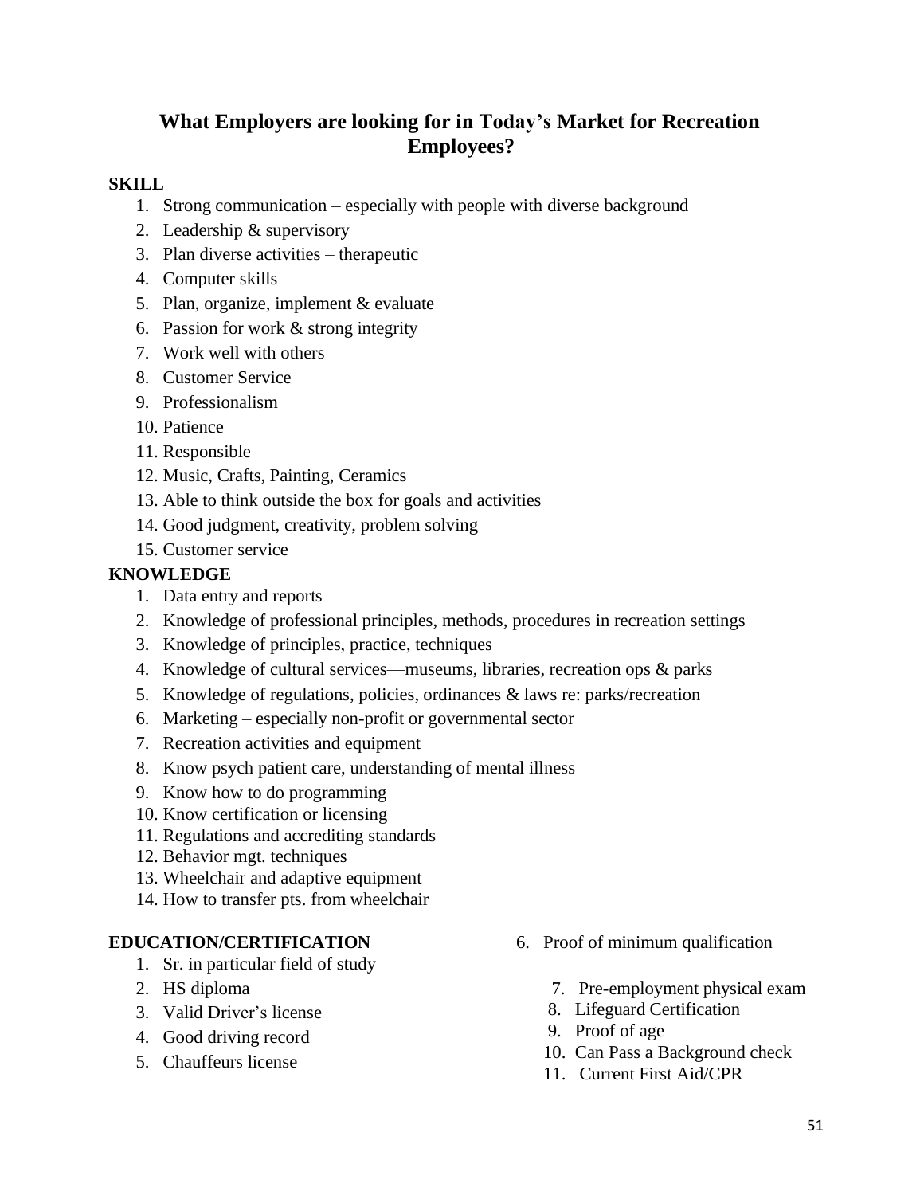# What Employers are looking for in Today's Market for Recreation Employees?

**SKILL**

1. Strong communication – especially with people with diverse background
2. Leadership & supervisory
3. Plan diverse activities – therapeutic
4. Computer skills
5. Plan, organize, implement & evaluate
6. Passion for work & strong integrity
7. Work well with others
8. Customer Service
9. Professionalism
10. Patience
11. Responsible
12. Music, Crafts, Painting, Ceramics
13. Able to think outside the box for goals and activities
14. Good judgment, creativity, problem solving
15. Customer service

**KNOWLEDGE**

1. Data entry and reports
2. Knowledge of professional principles, methods, procedures in recreation settings
3. Knowledge of principles, practice, techniques
4. Knowledge of cultural services—museums, libraries, recreation ops & parks
5. Knowledge of regulations, policies, ordinances & laws re: parks/recreation
6. Marketing – especially non-profit or governmental sector
7. Recreation activities and equipment
8. Know psych patient care, understanding of mental illness
9. Know how to do programming
10. Know certification or licensing
11. Regulations and accrediting standards
12. Behavior mgt. techniques
13. Wheelchair and adaptive equipment
14. How to transfer pts. from wheelchair

**EDUCATION/CERTIFICATION**

1. Sr. in particular field of study
2. HS diploma
3. Valid Driver's license
4. Good driving record
5. Chauffeurs license
6. Proof of minimum qualification
7. Pre-employment physical exam
8. Lifeguard Certification
9. Proof of age
10. Can Pass a Background check
11. Current First Aid/CPR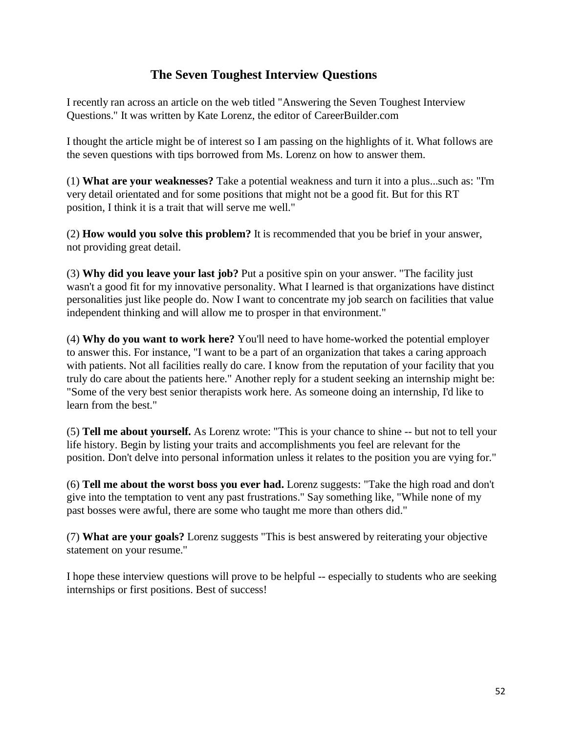## The Seven Toughest Interview Questions

I recently ran across an article on the web titled "Answering the Seven Toughest Interview Questions." It was written by Kate Lorenz, the editor of CareerBuilder.com

I thought the article might be of interest so I am passing on the highlights of it. What follows are the seven questions with tips borrowed from Ms. Lorenz on how to answer them.

(1) **What are your weaknesses?** Take a potential weakness and turn it into a plus...such as: "I'm very detail orientated and for some positions that might not be a good fit. But for this RT position, I think it is a trait that will serve me well."

(2) **How would you solve this problem?** It is recommended that you be brief in your answer, not providing great detail.

(3) **Why did you leave your last job?** Put a positive spin on your answer. "The facility just wasn't a good fit for my innovative personality. What I learned is that organizations have distinct personalities just like people do. Now I want to concentrate my job search on facilities that value independent thinking and will allow me to prosper in that environment."

(4) **Why do you want to work here?** You'll need to have home-worked the potential employer to answer this. For instance, "I want to be a part of an organization that takes a caring approach with patients. Not all facilities really do care. I know from the reputation of your facility that you truly do care about the patients here." Another reply for a student seeking an internship might be: "Some of the very best senior therapists work here. As someone doing an internship, I'd like to learn from the best."

(5) **Tell me about yourself.** As Lorenz wrote: "This is your chance to shine -- but not to tell your life history. Begin by listing your traits and accomplishments you feel are relevant for the position. Don't delve into personal information unless it relates to the position you are vying for."

(6) **Tell me about the worst boss you ever had.** Lorenz suggests: "Take the high road and don't give into the temptation to vent any past frustrations." Say something like, "While none of my past bosses were awful, there are some who taught me more than others did."

(7) **What are your goals?** Lorenz suggests "This is best answered by reiterating your objective statement on your resume."

I hope these interview questions will prove to be helpful -- especially to students who are seeking internships or first positions. Best of success!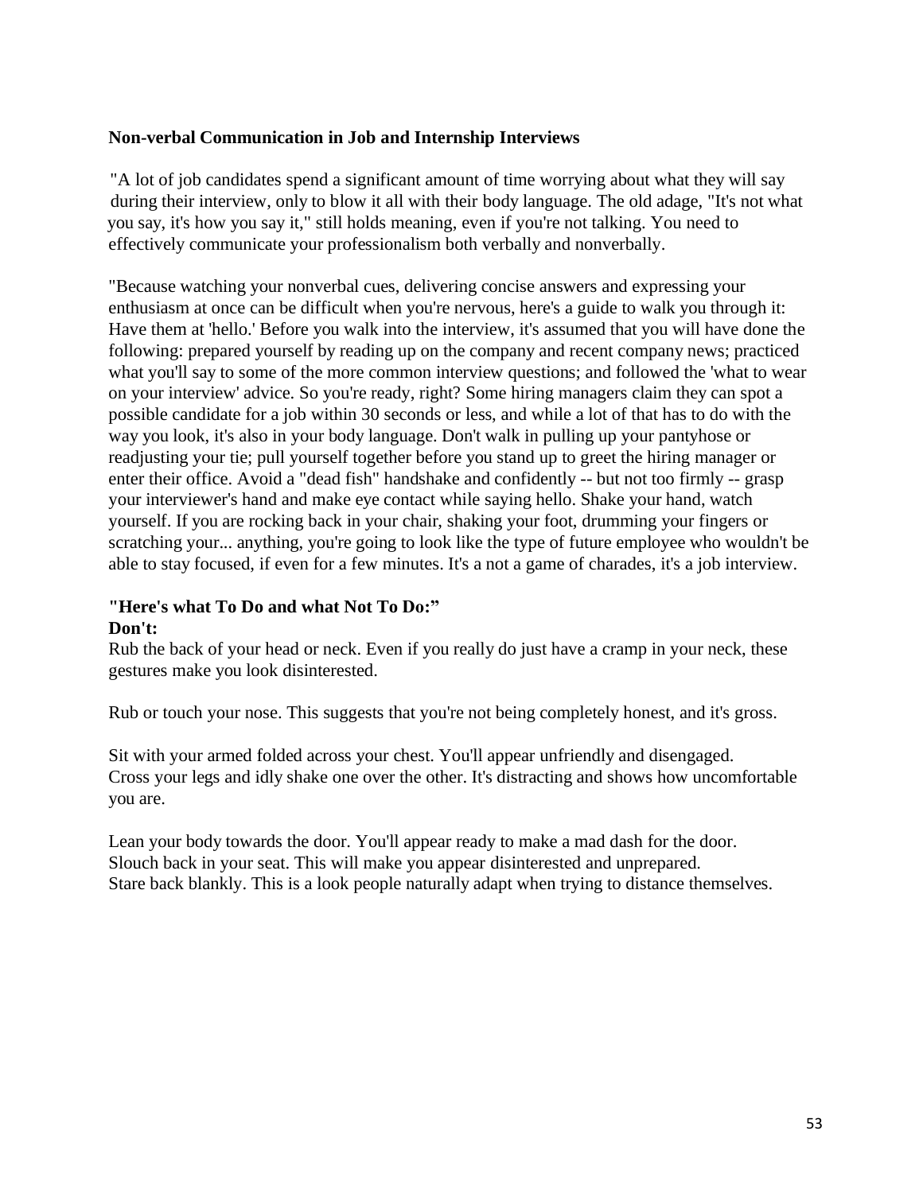**Non-verbal Communication in Job and Internship Interviews**

"A lot of job candidates spend a significant amount of time worrying about what they will say during their interview, only to blow it all with their body language. The old adage, "It's not what you say, it's how you say it," still holds meaning, even if you're not talking. You need to effectively communicate your professionalism both verbally and nonverbally.

"Because watching your nonverbal cues, delivering concise answers and expressing your enthusiasm at once can be difficult when you're nervous, here's a guide to walk you through it: Have them at 'hello.' Before you walk into the interview, it's assumed that you will have done the following: prepared yourself by reading up on the company and recent company news; practiced what you'll say to some of the more common interview questions; and followed the 'what to wear on your interview' advice. So you're ready, right? Some hiring managers claim they can spot a possible candidate for a job within 30 seconds or less, and while a lot of that has to do with the way you look, it's also in your body language. Don't walk in pulling up your pantyhose or readjusting your tie; pull yourself together before you stand up to greet the hiring manager or enter their office. Avoid a "dead fish" handshake and confidently -- but not too firmly -- grasp your interviewer's hand and make eye contact while saying hello. Shake your hand, watch yourself. If you are rocking back in your chair, shaking your foot, drumming your fingers or scratching your... anything, you're going to look like the type of future employee who wouldn't be able to stay focused, if even for a few minutes. It's a not a game of charades, it's a job interview.

**"Here's what To Do and what Not To Do:"**

**Don't:**

Rub the back of your head or neck. Even if you really do just have a cramp in your neck, these gestures make you look disinterested.

Rub or touch your nose. This suggests that you're not being completely honest, and it's gross.

Sit with your armed folded across your chest. You'll appear unfriendly and disengaged.
Cross your legs and idly shake one over the other. It's distracting and shows how uncomfortable you are.

Lean your body towards the door. You'll appear ready to make a mad dash for the door.
Slouch back in your seat. This will make you appear disinterested and unprepared.
Stare back blankly. This is a look people naturally adapt when trying to distance themselves.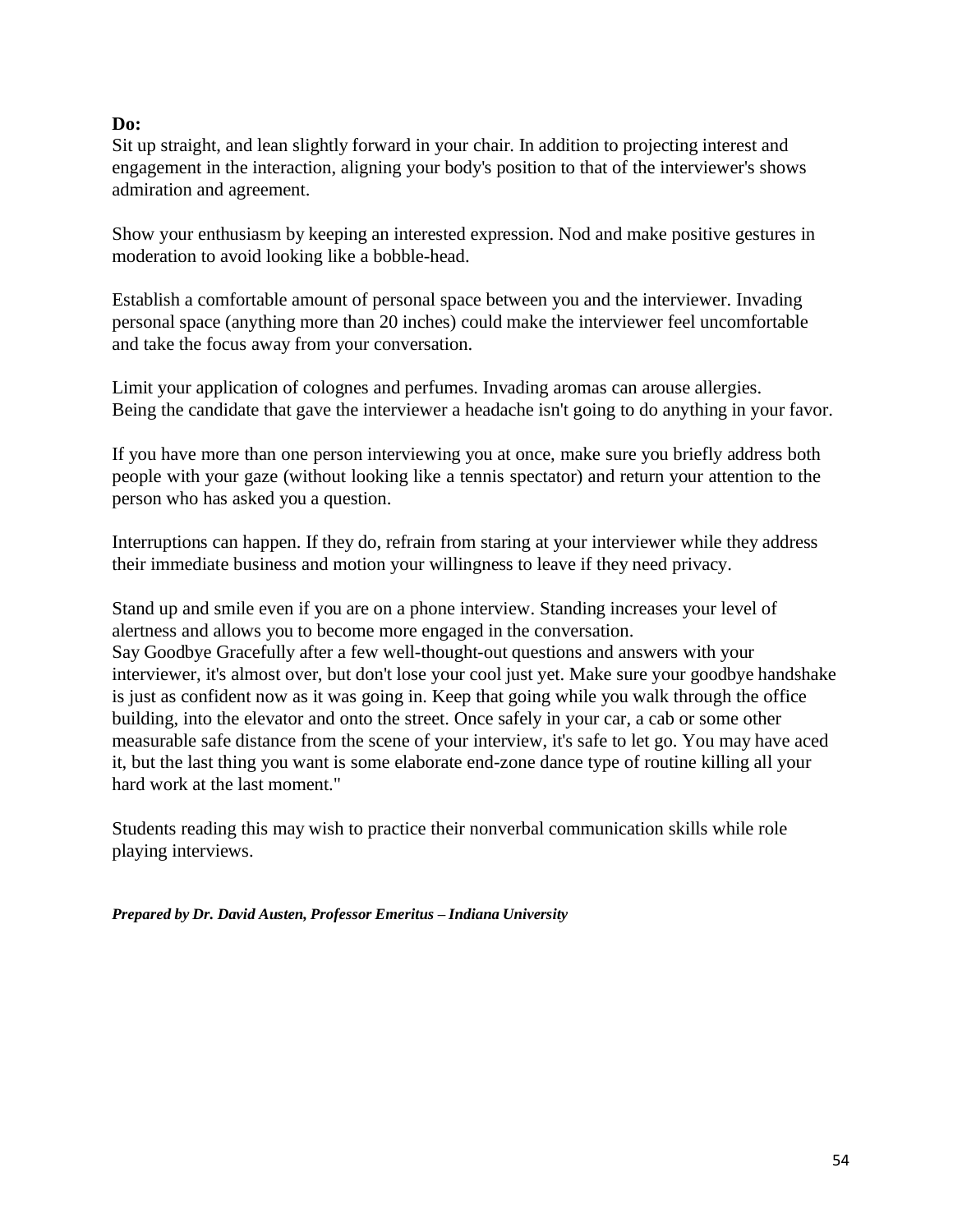**Do:**

Sit up straight, and lean slightly forward in your chair. In addition to projecting interest and engagement in the interaction, aligning your body's position to that of the interviewer's shows admiration and agreement.

Show your enthusiasm by keeping an interested expression. Nod and make positive gestures in moderation to avoid looking like a bobble-head.

Establish a comfortable amount of personal space between you and the interviewer. Invading personal space (anything more than 20 inches) could make the interviewer feel uncomfortable and take the focus away from your conversation.

Limit your application of colognes and perfumes. Invading aromas can arouse allergies. Being the candidate that gave the interviewer a headache isn't going to do anything in your favor.

If you have more than one person interviewing you at once, make sure you briefly address both people with your gaze (without looking like a tennis spectator) and return your attention to the person who has asked you a question.

Interruptions can happen. If they do, refrain from staring at your interviewer while they address their immediate business and motion your willingness to leave if they need privacy.

Stand up and smile even if you are on a phone interview. Standing increases your level of alertness and allows you to become more engaged in the conversation.
Say Goodbye Gracefully after a few well-thought-out questions and answers with your interviewer, it's almost over, but don't lose your cool just yet. Make sure your goodbye handshake is just as confident now as it was going in. Keep that going while you walk through the office building, into the elevator and onto the street. Once safely in your car, a cab or some other measurable safe distance from the scene of your interview, it's safe to let go. You may have aced it, but the last thing you want is some elaborate end-zone dance type of routine killing all your hard work at the last moment."

Students reading this may wish to practice their nonverbal communication skills while role playing interviews.

***Prepared by Dr. David Austen, Professor Emeritus – Indiana University***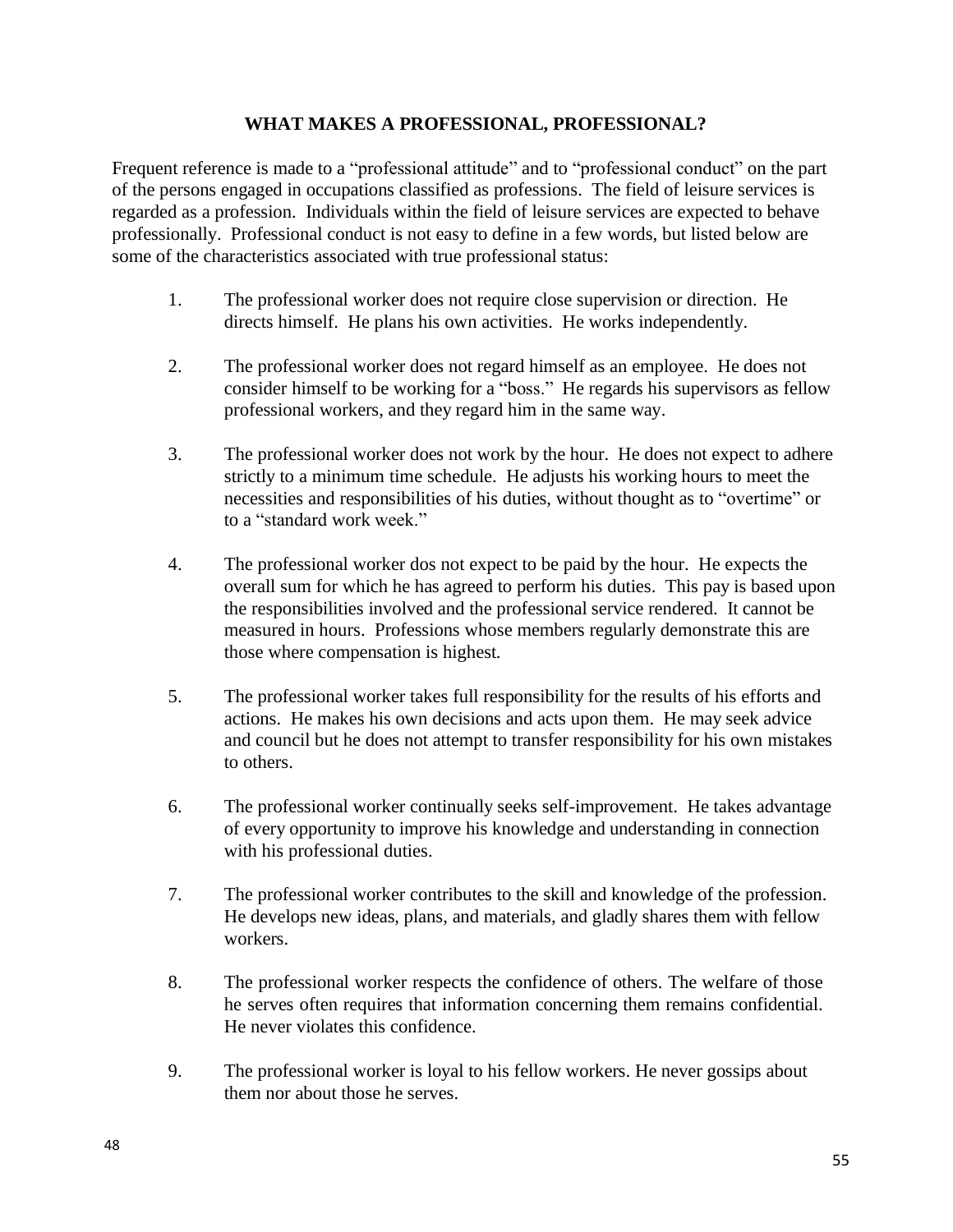## WHAT MAKES A PROFESSIONAL, PROFESSIONAL?

Frequent reference is made to a "professional attitude" and to "professional conduct" on the part of the persons engaged in occupations classified as professions. The field of leisure services is regarded as a profession. Individuals within the field of leisure services are expected to behave professionally. Professional conduct is not easy to define in a few words, but listed below are some of the characteristics associated with true professional status:

1. The professional worker does not require close supervision or direction. He directs himself. He plans his own activities. He works independently.

2. The professional worker does not regard himself as an employee. He does not consider himself to be working for a "boss." He regards his supervisors as fellow professional workers, and they regard him in the same way.

3. The professional worker does not work by the hour. He does not expect to adhere strictly to a minimum time schedule. He adjusts his working hours to meet the necessities and responsibilities of his duties, without thought as to "overtime" or to a "standard work week."

4. The professional worker dos not expect to be paid by the hour. He expects the overall sum for which he has agreed to perform his duties. This pay is based upon the responsibilities involved and the professional service rendered. It cannot be measured in hours. Professions whose members regularly demonstrate this are those where compensation is highest.

5. The professional worker takes full responsibility for the results of his efforts and actions. He makes his own decisions and acts upon them. He may seek advice and council but he does not attempt to transfer responsibility for his own mistakes to others.

6. The professional worker continually seeks self-improvement. He takes advantage of every opportunity to improve his knowledge and understanding in connection with his professional duties.

7. The professional worker contributes to the skill and knowledge of the profession. He develops new ideas, plans, and materials, and gladly shares them with fellow workers.

8. The professional worker respects the confidence of others. The welfare of those he serves often requires that information concerning them remains confidential. He never violates this confidence.

9. The professional worker is loyal to his fellow workers. He never gossips about them nor about those he serves.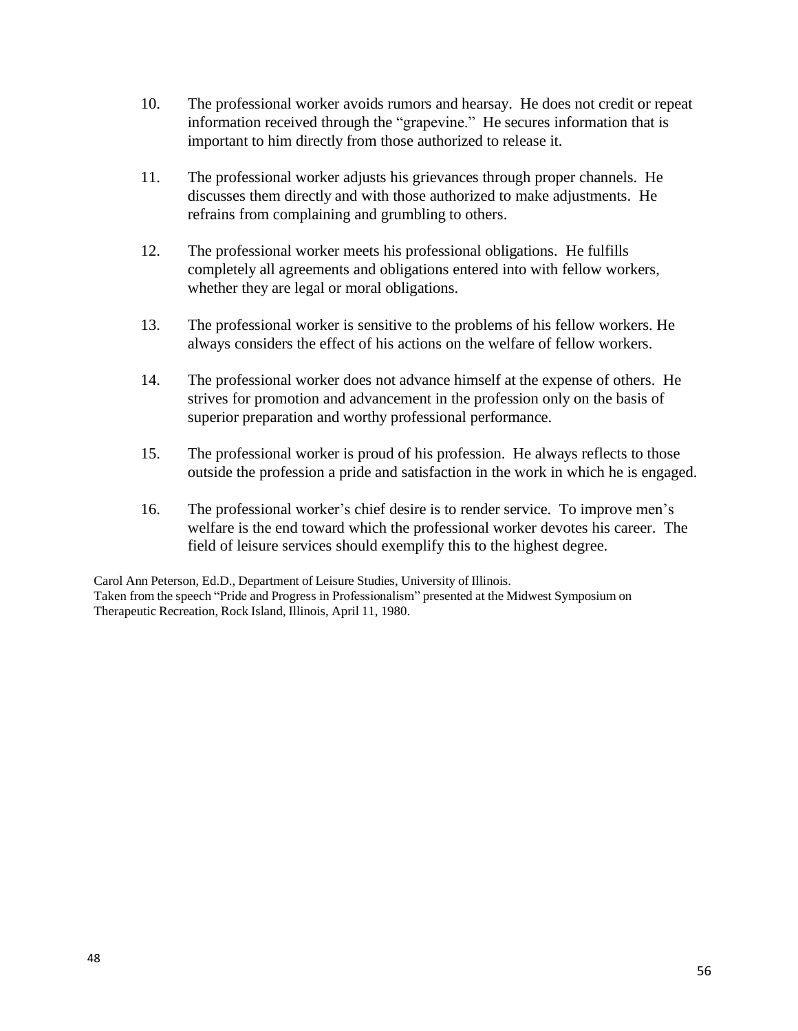10. The professional worker avoids rumors and hearsay. He does not credit or repeat information received through the "grapevine." He secures information that is important to him directly from those authorized to release it.

11. The professional worker adjusts his grievances through proper channels. He discusses them directly and with those authorized to make adjustments. He refrains from complaining and grumbling to others.

12. The professional worker meets his professional obligations. He fulfills completely all agreements and obligations entered into with fellow workers, whether they are legal or moral obligations.

13. The professional worker is sensitive to the problems of his fellow workers. He always considers the effect of his actions on the welfare of fellow workers.

14. The professional worker does not advance himself at the expense of others. He strives for promotion and advancement in the profession only on the basis of superior preparation and worthy professional performance.

15. The professional worker is proud of his profession. He always reflects to those outside the profession a pride and satisfaction in the work in which he is engaged.

16. The professional worker's chief desire is to render service. To improve men's welfare is the end toward which the professional worker devotes his career. The field of leisure services should exemplify this to the highest degree.

Carol Ann Peterson, Ed.D., Department of Leisure Studies, University of Illinois.
Taken from the speech "Pride and Progress in Professionalism" presented at the Midwest Symposium on Therapeutic Recreation, Rock Island, Illinois, April 11, 1980.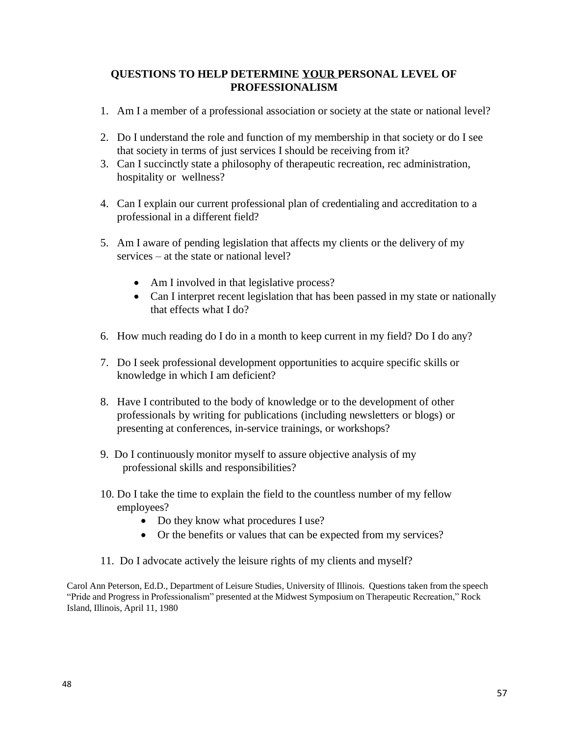## QUESTIONS TO HELP DETERMINE <u>YOUR</u> PERSONAL LEVEL OF PROFESSIONALISM

1. Am I a member of a professional association or society at the state or national level?
2. Do I understand the role and function of my membership in that society or do I see that society in terms of just services I should be receiving from it?
3. Can I succinctly state a philosophy of therapeutic recreation, rec administration, hospitality or wellness?
4. Can I explain our current professional plan of credentialing and accreditation to a professional in a different field?
5. Am I aware of pending legislation that affects my clients or the delivery of my services – at the state or national level?
   - Am I involved in that legislative process?
   - Can I interpret recent legislation that has been passed in my state or nationally that effects what I do?
6. How much reading do I do in a month to keep current in my field? Do I do any?
7. Do I seek professional development opportunities to acquire specific skills or knowledge in which I am deficient?
8. Have I contributed to the body of knowledge or to the development of other professionals by writing for publications (including newsletters or blogs) or presenting at conferences, in-service trainings, or workshops?
9. Do I continuously monitor myself to assure objective analysis of my professional skills and responsibilities?
10. Do I take the time to explain the field to the countless number of my fellow employees?
    - Do they know what procedures I use?
    - Or the benefits or values that can be expected from my services?
11. Do I advocate actively the leisure rights of my clients and myself?

Carol Ann Peterson, Ed.D., Department of Leisure Studies, University of Illinois. Questions taken from the speech "Pride and Progress in Professionalism" presented at the Midwest Symposium on Therapeutic Recreation," Rock Island, Illinois, April 11, 1980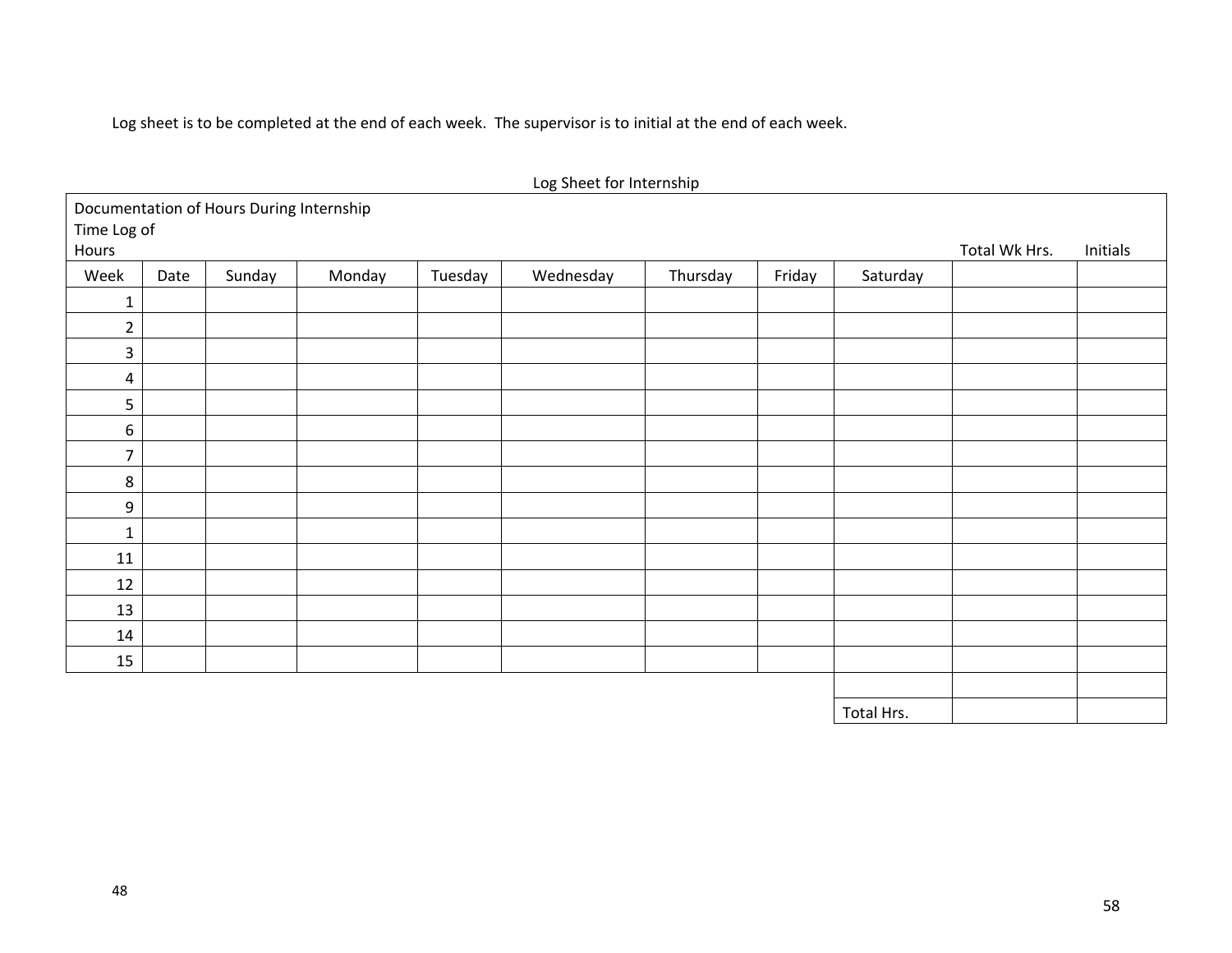Log sheet is to be completed at the end of each week. The supervisor is to initial at the end of each week.

Log Sheet for Internship

| Documentation of Hours During Internship<br>Time Log of<br>Hours | | | | | | | | | Total Wk Hrs. | Initials |
|---|---|---|---|---|---|---|---|---|---|---|
| Week | Date | Sunday | Monday | Tuesday | Wednesday | Thursday | Friday | Saturday | | |
| 1 | | | | | | | | | | |
| 2 | | | | | | | | | | |
| 3 | | | | | | | | | | |
| 4 | | | | | | | | | | |
| 5 | | | | | | | | | | |
| 6 | | | | | | | | | | |
| 7 | | | | | | | | | | |
| 8 | | | | | | | | | | |
| 9 | | | | | | | | | | |
| 1 | | | | | | | | | | |
| 11 | | | | | | | | | | |
| 12 | | | | | | | | | | |
| 13 | | | | | | | | | | |
| 14 | | | | | | | | | | |
| 15 | | | | | | | | | | |
| | | | | | | | | | | |
| | | | | | | | | Total Hrs. | | |

48